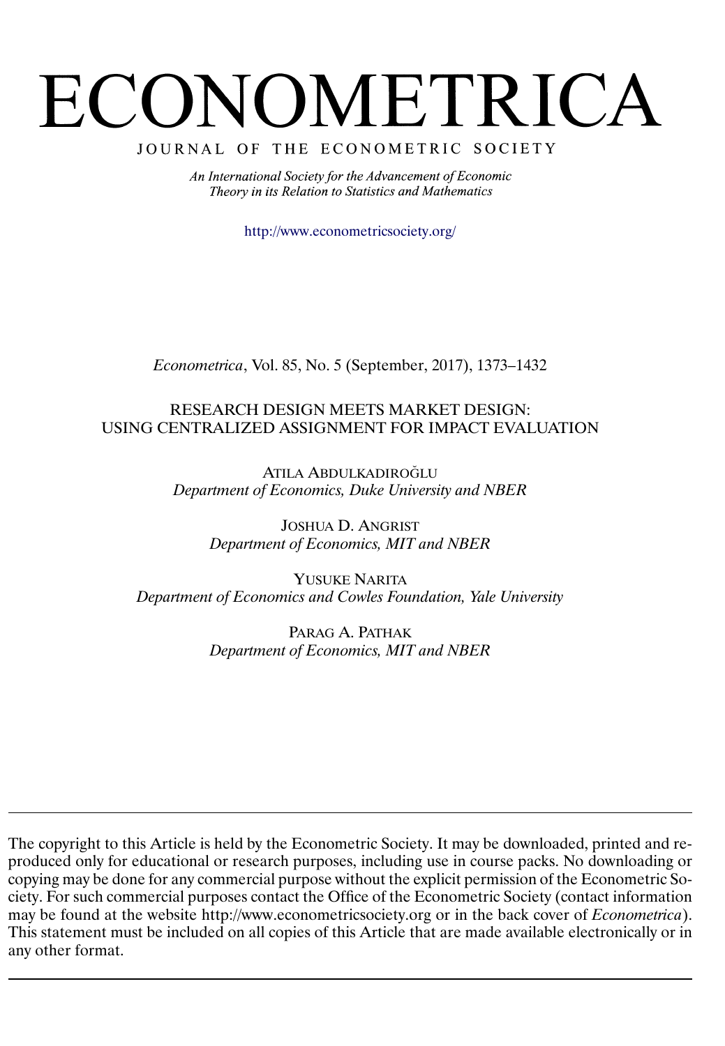# ECONOMETRICA

JOURNAL OF THE ECONOMETRIC SOCIETY

*An International Society for the Advancement of Economic Theory in its Relation to Statistics and Mathematics*

http://www.econometricsociety.org/

*Econometrica*, Vol. 85, No. 5 (September, 2017), 1373–1432

## RESEARCH DESIGN MEETS MARKET DESIGN: USING CENTRALIZED ASSIGNMENT FOR IMPACT EVALUATION

ATILA ABDULKADIROĞLU
*Department of Economics, Duke University and NBER*

JOSHUA D. ANGRIST
*Department of Economics, MIT and NBER*

YUSUKE NARITA
*Department of Economics and Cowles Foundation, Yale University*

PARAG A. PATHAK
*Department of Economics, MIT and NBER*

---

The copyright to this Article is held by the Econometric Society. It may be downloaded, printed and reproduced only for educational or research purposes, including use in course packs. No downloading or copying may be done for any commercial purpose without the explicit permission of the Econometric Society. For such commercial purposes contact the Office of the Econometric Society (contact information may be found at the website http://www.econometricsociety.org or in the back cover of *Econometrica*). This statement must be included on all copies of this Article that are made available electronically or in any other format.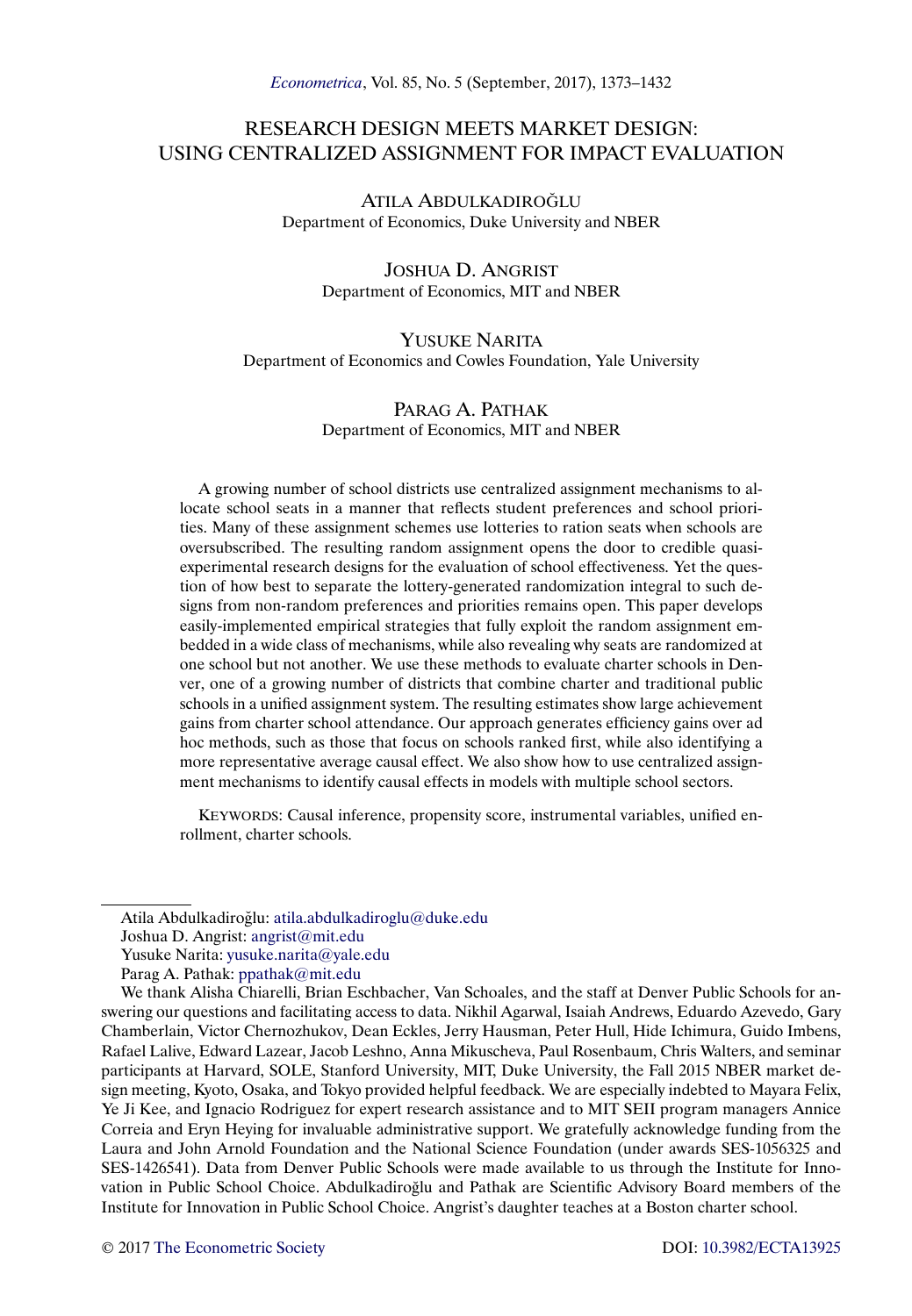# RESEARCH DESIGN MEETS MARKET DESIGN: USING CENTRALIZED ASSIGNMENT FOR IMPACT EVALUATION

ATILA ABDULKADIROĞLU
Department of Economics, Duke University and NBER

JOSHUA D. ANGRIST
Department of Economics, MIT and NBER

YUSUKE NARITA
Department of Economics and Cowles Foundation, Yale University

PARAG A. PATHAK
Department of Economics, MIT and NBER

A growing number of school districts use centralized assignment mechanisms to allocate school seats in a manner that reflects student preferences and school priorities. Many of these assignment schemes use lotteries to ration seats when schools are oversubscribed. The resulting random assignment opens the door to credible quasi-experimental research designs for the evaluation of school effectiveness. Yet the question of how best to separate the lottery-generated randomization integral to such designs from non-random preferences and priorities remains open. This paper develops easily-implemented empirical strategies that fully exploit the random assignment embedded in a wide class of mechanisms, while also revealing why seats are randomized at one school but not another. We use these methods to evaluate charter schools in Denver, one of a growing number of districts that combine charter and traditional public schools in a unified assignment system. The resulting estimates show large achievement gains from charter school attendance. Our approach generates efficiency gains over ad hoc methods, such as those that focus on schools ranked first, while also identifying a more representative average causal effect. We also show how to use centralized assignment mechanisms to identify causal effects in models with multiple school sectors.

KEYWORDS: Causal inference, propensity score, instrumental variables, unified enrollment, charter schools.

---

Atila Abdulkadiroğlu: atila.abdulkadiroglu@duke.edu
Joshua D. Angrist: angrist@mit.edu
Yusuke Narita: yusuke.narita@yale.edu
Parag A. Pathak: ppathak@mit.edu

We thank Alisha Chiarelli, Brian Eschbacher, Van Schoales, and the staff at Denver Public Schools for answering our questions and facilitating access to data. Nikhil Agarwal, Isaiah Andrews, Eduardo Azevedo, Gary Chamberlain, Victor Chernozhukov, Dean Eckles, Jerry Hausman, Peter Hull, Hide Ichimura, Guido Imbens, Rafael Lalive, Edward Lazear, Jacob Leshno, Anna Mikuscheva, Paul Rosenbaum, Chris Walters, and seminar participants at Harvard, SOLE, Stanford University, MIT, Duke University, the Fall 2015 NBER market design meeting, Kyoto, Osaka, and Tokyo provided helpful feedback. We are especially indebted to Mayara Felix, Ye Ji Kee, and Ignacio Rodriguez for expert research assistance and to MIT SEII program managers Annice Correia and Eryn Heying for invaluable administrative support. We gratefully acknowledge funding from the Laura and John Arnold Foundation and the National Science Foundation (under awards SES-1056325 and SES-1426541). Data from Denver Public Schools were made available to us through the Institute for Innovation in Public School Choice. Abdulkadiroğlu and Pathak are Scientific Advisory Board members of the Institute for Innovation in Public School Choice. Angrist's daughter teaches at a Boston charter school.

© 2017 The Econometric Society DOI: 10.3982/ECTA13925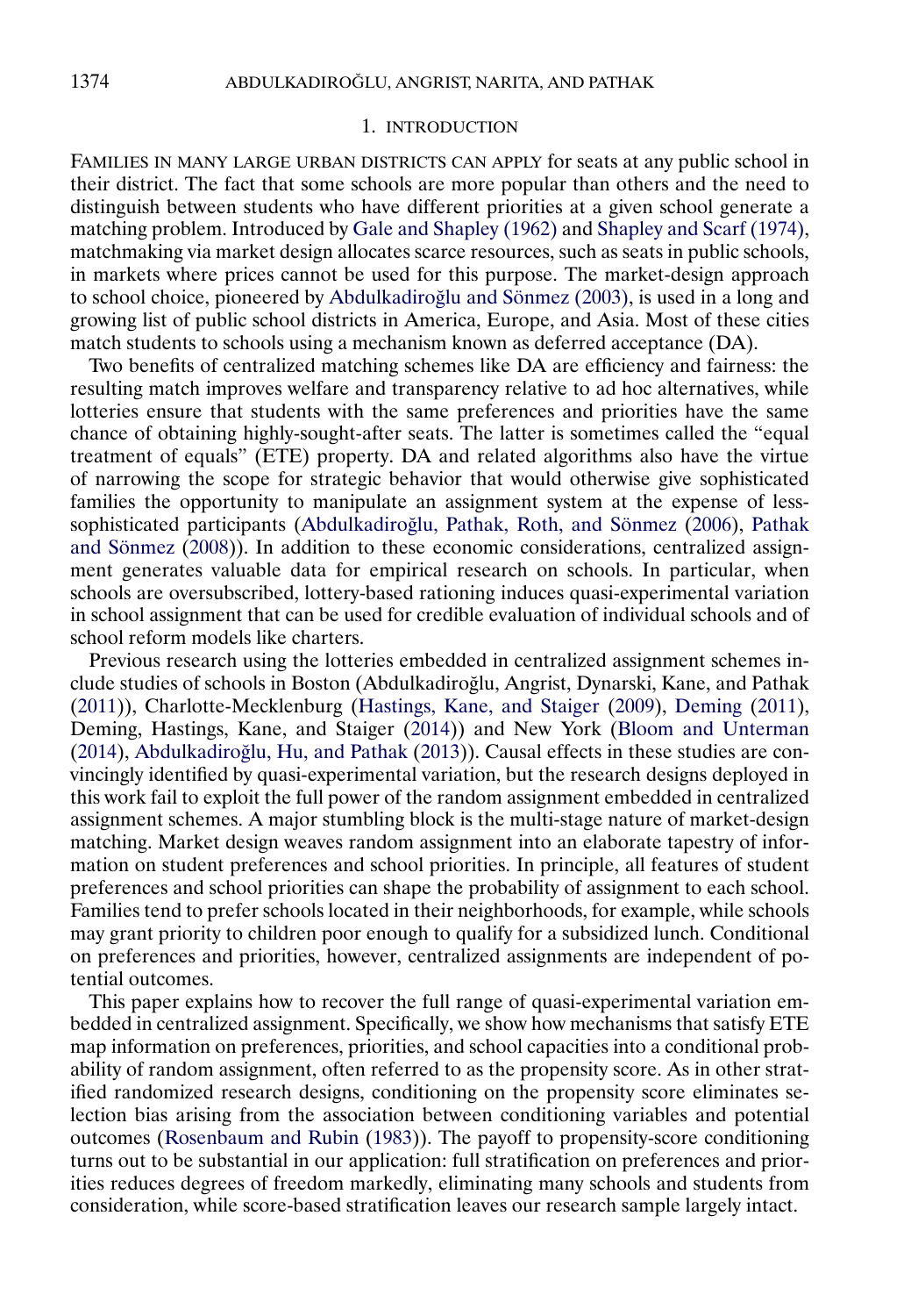## 1. INTRODUCTION

FAMILIES IN MANY LARGE URBAN DISTRICTS CAN APPLY for seats at any public school in their district. The fact that some schools are more popular than others and the need to distinguish between students who have different priorities at a given school generate a matching problem. Introduced by Gale and Shapley (1962) and Shapley and Scarf (1974), matchmaking via market design allocates scarce resources, such as seats in public schools, in markets where prices cannot be used for this purpose. The market-design approach to school choice, pioneered by Abdulkadiroğlu and Sönmez (2003), is used in a long and growing list of public school districts in America, Europe, and Asia. Most of these cities match students to schools using a mechanism known as deferred acceptance (DA).

Two benefits of centralized matching schemes like DA are efficiency and fairness: the resulting match improves welfare and transparency relative to ad hoc alternatives, while lotteries ensure that students with the same preferences and priorities have the same chance of obtaining highly-sought-after seats. The latter is sometimes called the "equal treatment of equals" (ETE) property. DA and related algorithms also have the virtue of narrowing the scope for strategic behavior that would otherwise give sophisticated families the opportunity to manipulate an assignment system at the expense of less-sophisticated participants (Abdulkadiroğlu, Pathak, Roth, and Sönmez (2006), Pathak and Sönmez (2008)). In addition to these economic considerations, centralized assignment generates valuable data for empirical research on schools. In particular, when schools are oversubscribed, lottery-based rationing induces quasi-experimental variation in school assignment that can be used for credible evaluation of individual schools and of school reform models like charters.

Previous research using the lotteries embedded in centralized assignment schemes include studies of schools in Boston (Abdulkadiroğlu, Angrist, Dynarski, Kane, and Pathak (2011)), Charlotte-Mecklenburg (Hastings, Kane, and Staiger (2009), Deming (2011), Deming, Hastings, Kane, and Staiger (2014)) and New York (Bloom and Unterman (2014), Abdulkadiroğlu, Hu, and Pathak (2013)). Causal effects in these studies are convincingly identified by quasi-experimental variation, but the research designs deployed in this work fail to exploit the full power of the random assignment embedded in centralized assignment schemes. A major stumbling block is the multi-stage nature of market-design matching. Market design weaves random assignment into an elaborate tapestry of information on student preferences and school priorities. In principle, all features of student preferences and school priorities can shape the probability of assignment to each school. Families tend to prefer schools located in their neighborhoods, for example, while schools may grant priority to children poor enough to qualify for a subsidized lunch. Conditional on preferences and priorities, however, centralized assignments are independent of potential outcomes.

This paper explains how to recover the full range of quasi-experimental variation embedded in centralized assignment. Specifically, we show how mechanisms that satisfy ETE map information on preferences, priorities, and school capacities into a conditional probability of random assignment, often referred to as the propensity score. As in other stratified randomized research designs, conditioning on the propensity score eliminates selection bias arising from the association between conditioning variables and potential outcomes (Rosenbaum and Rubin (1983)). The payoff to propensity-score conditioning turns out to be substantial in our application: full stratification on preferences and priorities reduces degrees of freedom markedly, eliminating many schools and students from consideration, while score-based stratification leaves our research sample largely intact.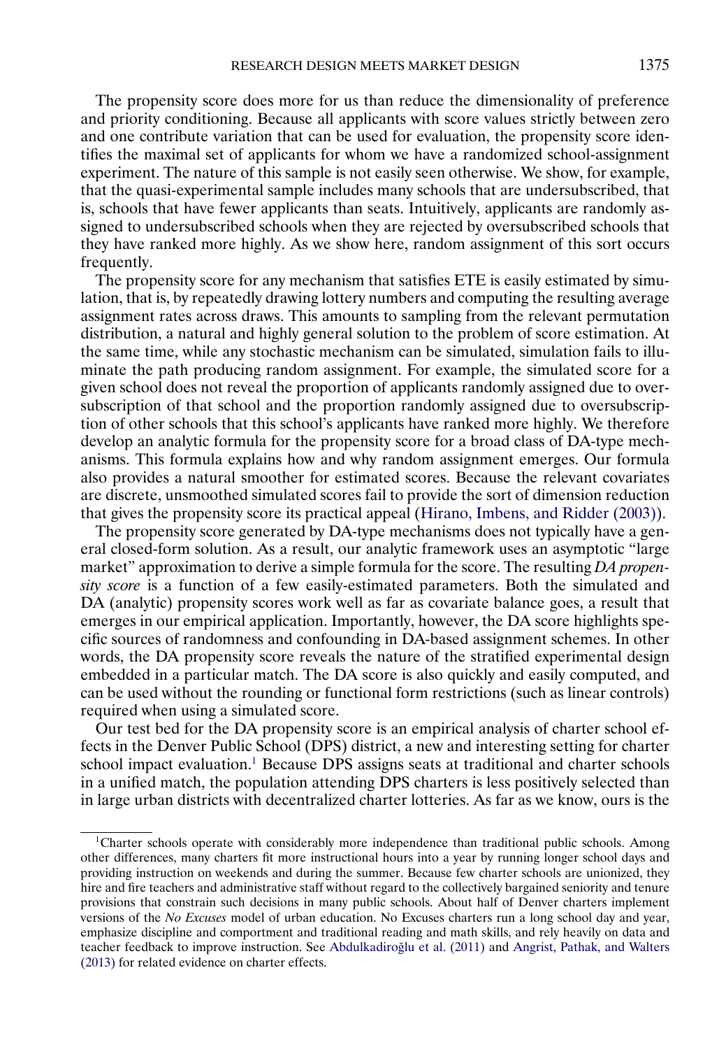The propensity score does more for us than reduce the dimensionality of preference and priority conditioning. Because all applicants with score values strictly between zero and one contribute variation that can be used for evaluation, the propensity score identifies the maximal set of applicants for whom we have a randomized school-assignment experiment. The nature of this sample is not easily seen otherwise. We show, for example, that the quasi-experimental sample includes many schools that are undersubscribed, that is, schools that have fewer applicants than seats. Intuitively, applicants are randomly assigned to undersubscribed schools when they are rejected by oversubscribed schools that they have ranked more highly. As we show here, random assignment of this sort occurs frequently.

The propensity score for any mechanism that satisfies ETE is easily estimated by simulation, that is, by repeatedly drawing lottery numbers and computing the resulting average assignment rates across draws. This amounts to sampling from the relevant permutation distribution, a natural and highly general solution to the problem of score estimation. At the same time, while any stochastic mechanism can be simulated, simulation fails to illuminate the path producing random assignment. For example, the simulated score for a given school does not reveal the proportion of applicants randomly assigned due to oversubscription of that school and the proportion randomly assigned due to oversubscription of other schools that this school's applicants have ranked more highly. We therefore develop an analytic formula for the propensity score for a broad class of DA-type mechanisms. This formula explains how and why random assignment emerges. Our formula also provides a natural smoother for estimated scores. Because the relevant covariates are discrete, unsmoothed simulated scores fail to provide the sort of dimension reduction that gives the propensity score its practical appeal (Hirano, Imbens, and Ridder (2003)).

The propensity score generated by DA-type mechanisms does not typically have a general closed-form solution. As a result, our analytic framework uses an asymptotic "large market" approximation to derive a simple formula for the score. The resulting *DA propensity score* is a function of a few easily-estimated parameters. Both the simulated and DA (analytic) propensity scores work well as far as covariate balance goes, a result that emerges in our empirical application. Importantly, however, the DA score highlights specific sources of randomness and confounding in DA-based assignment schemes. In other words, the DA propensity score reveals the nature of the stratified experimental design embedded in a particular match. The DA score is also quickly and easily computed, and can be used without the rounding or functional form restrictions (such as linear controls) required when using a simulated score.

Our test bed for the DA propensity score is an empirical analysis of charter school effects in the Denver Public School (DPS) district, a new and interesting setting for charter school impact evaluation.[1] Because DPS assigns seats at traditional and charter schools in a unified match, the population attending DPS charters is less positively selected than in large urban districts with decentralized charter lotteries. As far as we know, ours is the

[1]Charter schools operate with considerably more independence than traditional public schools. Among other differences, many charters fit more instructional hours into a year by running longer school days and providing instruction on weekends and during the summer. Because few charter schools are unionized, they hire and fire teachers and administrative staff without regard to the collectively bargained seniority and tenure provisions that constrain such decisions in many public schools. About half of Denver charters implement versions of the *No Excuses* model of urban education. No Excuses charters run a long school day and year, emphasize discipline and comportment and traditional reading and math skills, and rely heavily on data and teacher feedback to improve instruction. See Abdulkadiroğlu et al. (2011) and Angrist, Pathak, and Walters (2013) for related evidence on charter effects.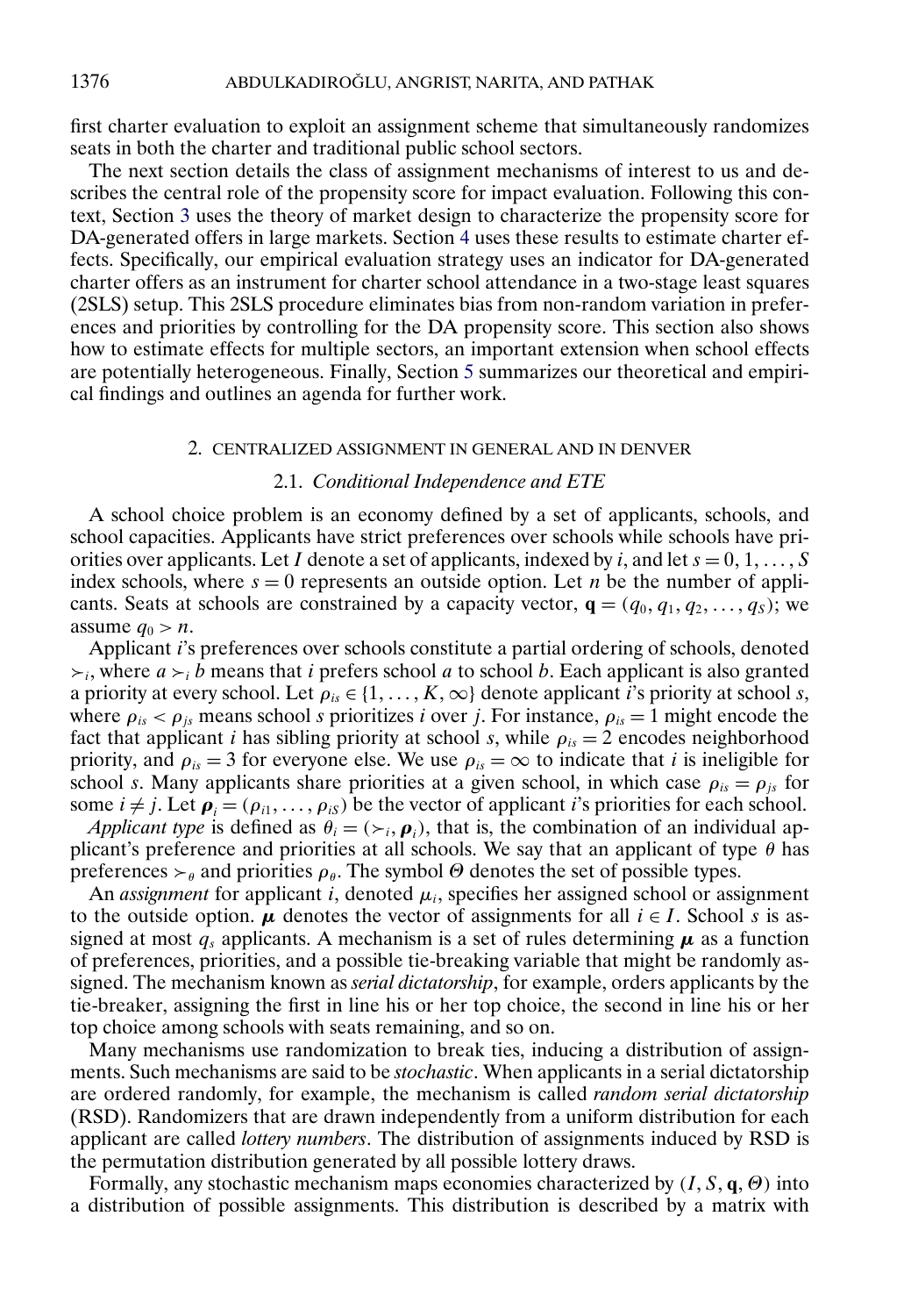first charter evaluation to exploit an assignment scheme that simultaneously randomizes seats in both the charter and traditional public school sectors.

The next section details the class of assignment mechanisms of interest to us and describes the central role of the propensity score for impact evaluation. Following this context, Section 3 uses the theory of market design to characterize the propensity score for DA-generated offers in large markets. Section 4 uses these results to estimate charter effects. Specifically, our empirical evaluation strategy uses an indicator for DA-generated charter offers as an instrument for charter school attendance in a two-stage least squares (2SLS) setup. This 2SLS procedure eliminates bias from non-random variation in preferences and priorities by controlling for the DA propensity score. This section also shows how to estimate effects for multiple sectors, an important extension when school effects are potentially heterogeneous. Finally, Section 5 summarizes our theoretical and empirical findings and outlines an agenda for further work.

## 2. CENTRALIZED ASSIGNMENT IN GENERAL AND IN DENVER

### 2.1. *Conditional Independence and ETE*

A school choice problem is an economy defined by a set of applicants, schools, and school capacities. Applicants have strict preferences over schools while schools have priorities over applicants. Let $I$ denote a set of applicants, indexed by $i$, and let $s = 0, 1, \dots, S$ index schools, where $s = 0$ represents an outside option. Let $n$ be the number of applicants. Seats at schools are constrained by a capacity vector, $\mathbf{q} = (q_0, q_1, q_2, \dots, q_S)$; we assume $q_0 > n$.

Applicant $i$'s preferences over schools constitute a partial ordering of schools, denoted $\succ_i$, where $a \succ_i b$ means that $i$ prefers school $a$ to school $b$. Each applicant is also granted a priority at every school. Let $\rho_{is} \in \{1, \dots, K, \infty\}$ denote applicant $i$'s priority at school $s$, where $\rho_{is} < \rho_{js}$ means school $s$ prioritizes $i$ over $j$. For instance, $\rho_{is} = 1$ might encode the fact that applicant $i$ has sibling priority at school $s$, while $\rho_{is} = 2$ encodes neighborhood priority, and $\rho_{is} = 3$ for everyone else. We use $\rho_{is} = \infty$ to indicate that $i$ is ineligible for school $s$. Many applicants share priorities at a given school, in which case $\rho_{is} = \rho_{js}$ for some $i \neq j$. Let $\boldsymbol{\rho}_i = (\rho_{i1}, \dots, \rho_{iS})$ be the vector of applicant $i$'s priorities for each school.

*Applicant type* is defined as $\theta_i = (\succ_i, \boldsymbol{\rho}_i)$, that is, the combination of an individual applicant's preference and priorities at all schools. We say that an applicant of type $\theta$ has preferences $\succ_\theta$ and priorities $\rho_\theta$. The symbol $\Theta$ denotes the set of possible types.

An *assignment* for applicant $i$, denoted $\mu_i$, specifies her assigned school or assignment to the outside option. $\boldsymbol{\mu}$ denotes the vector of assignments for all $i \in I$. School $s$ is assigned at most $q_s$ applicants. A mechanism is a set of rules determining $\boldsymbol{\mu}$ as a function of preferences, priorities, and a possible tie-breaking variable that might be randomly assigned. The mechanism known as *serial dictatorship*, for example, orders applicants by the tie-breaker, assigning the first in line his or her top choice, the second in line his or her top choice among schools with seats remaining, and so on.

Many mechanisms use randomization to break ties, inducing a distribution of assignments. Such mechanisms are said to be *stochastic*. When applicants in a serial dictatorship are ordered randomly, for example, the mechanism is called *random serial dictatorship* (RSD). Randomizers that are drawn independently from a uniform distribution for each applicant are called *lottery numbers*. The distribution of assignments induced by RSD is the permutation distribution generated by all possible lottery draws.

Formally, any stochastic mechanism maps economies characterized by $(I, S, \mathbf{q}, \Theta)$ into a distribution of possible assignments. This distribution is described by a matrix with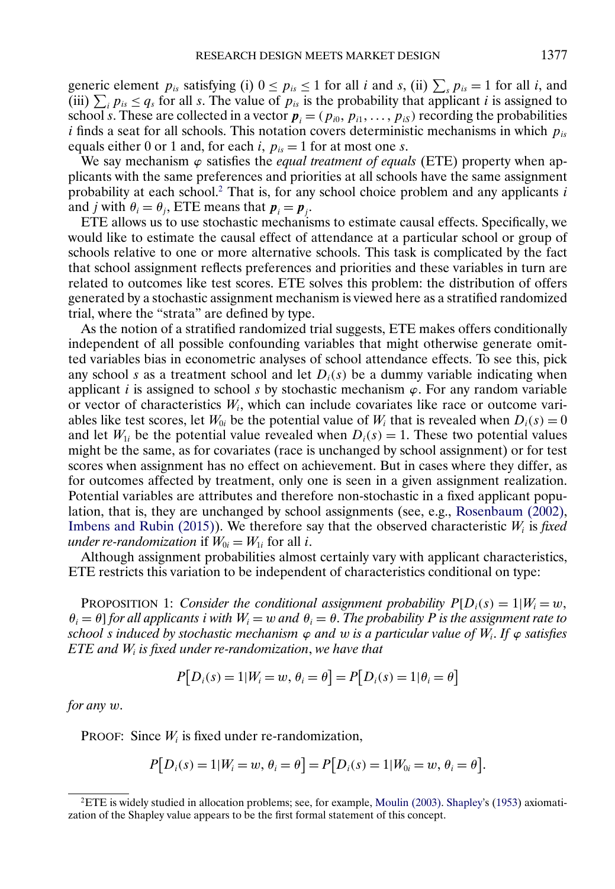generic element $p_{is}$ satisfying (i) $0 \leq p_{is} \leq 1$ for all $i$ and $s$, (ii) $\sum_s p_{is} = 1$ for all $i$, and (iii) $\sum_i p_{is} \leq q_s$ for all $s$. The value of $p_{is}$ is the probability that applicant $i$ is assigned to school $s$. These are collected in a vector $\boldsymbol{p}_i = (p_{i0}, p_{i1}, \ldots, p_{iS})$ recording the probabilities $i$ finds a seat for all schools. This notation covers deterministic mechanisms in which $p_{is}$ equals either 0 or 1 and, for each $i$, $p_{is} = 1$ for at most one $s$.

We say mechanism $\varphi$ satisfies the *equal treatment of equals* (ETE) property when applicants with the same preferences and priorities at all schools have the same assignment probability at each school.[2] That is, for any school choice problem and any applicants $i$ and $j$ with $\theta_i = \theta_j$, ETE means that $\boldsymbol{p}_i = \boldsymbol{p}_j$.

ETE allows us to use stochastic mechanisms to estimate causal effects. Specifically, we would like to estimate the causal effect of attendance at a particular school or group of schools relative to one or more alternative schools. This task is complicated by the fact that school assignment reflects preferences and priorities and these variables in turn are related to outcomes like test scores. ETE solves this problem: the distribution of offers generated by a stochastic assignment mechanism is viewed here as a stratified randomized trial, where the "strata" are defined by type.

As the notion of a stratified randomized trial suggests, ETE makes offers conditionally independent of all possible confounding variables that might otherwise generate omitted variables bias in econometric analyses of school attendance effects. To see this, pick any school $s$ as a treatment school and let $D_i(s)$ be a dummy variable indicating when applicant $i$ is assigned to school $s$ by stochastic mechanism $\varphi$. For any random variable or vector of characteristics $W_i$, which can include covariates like race or outcome variables like test scores, let $W_{0i}$ be the potential value of $W_i$ that is revealed when $D_i(s) = 0$ and let $W_{1i}$ be the potential value revealed when $D_i(s) = 1$. These two potential values might be the same, as for covariates (race is unchanged by school assignment) or for test scores when assignment has no effect on achievement. But in cases where they differ, as for outcomes affected by treatment, only one is seen in a given assignment realization. Potential variables are attributes and therefore non-stochastic in a fixed applicant population, that is, they are unchanged by school assignments (see, e.g., Rosenbaum (2002), Imbens and Rubin (2015)). We therefore say that the observed characteristic $W_i$ is *fixed under re-randomization* if $W_{0i} = W_{1i}$ for all $i$.

Although assignment probabilities almost certainly vary with applicant characteristics, ETE restricts this variation to be independent of characteristics conditional on type:

PROPOSITION 1: *Consider the conditional assignment probability $P[D_i(s) = 1 | W_i = w, \theta_i = \theta]$ for all applicants $i$ with $W_i = w$ and $\theta_i = \theta$. The probability $P$ is the assignment rate to school $s$ induced by stochastic mechanism $\varphi$ and $w$ is a particular value of $W_i$. If $\varphi$ satisfies ETE and $W_i$ is fixed under re-randomization, we have that*

$$P\big[D_i(s) = 1 | W_i = w, \theta_i = \theta\big] = P\big[D_i(s) = 1 | \theta_i = \theta\big]$$

*for any $w$.*

PROOF: Since $W_i$ is fixed under re-randomization,

$$P\big[D_i(s) = 1 | W_i = w, \theta_i = \theta\big] = P\big[D_i(s) = 1 | W_{0i} = w, \theta_i = \theta\big].$$

[2] ETE is widely studied in allocation problems; see, for example, Moulin (2003). Shapley's (1953) axiomatization of the Shapley value appears to be the first formal statement of this concept.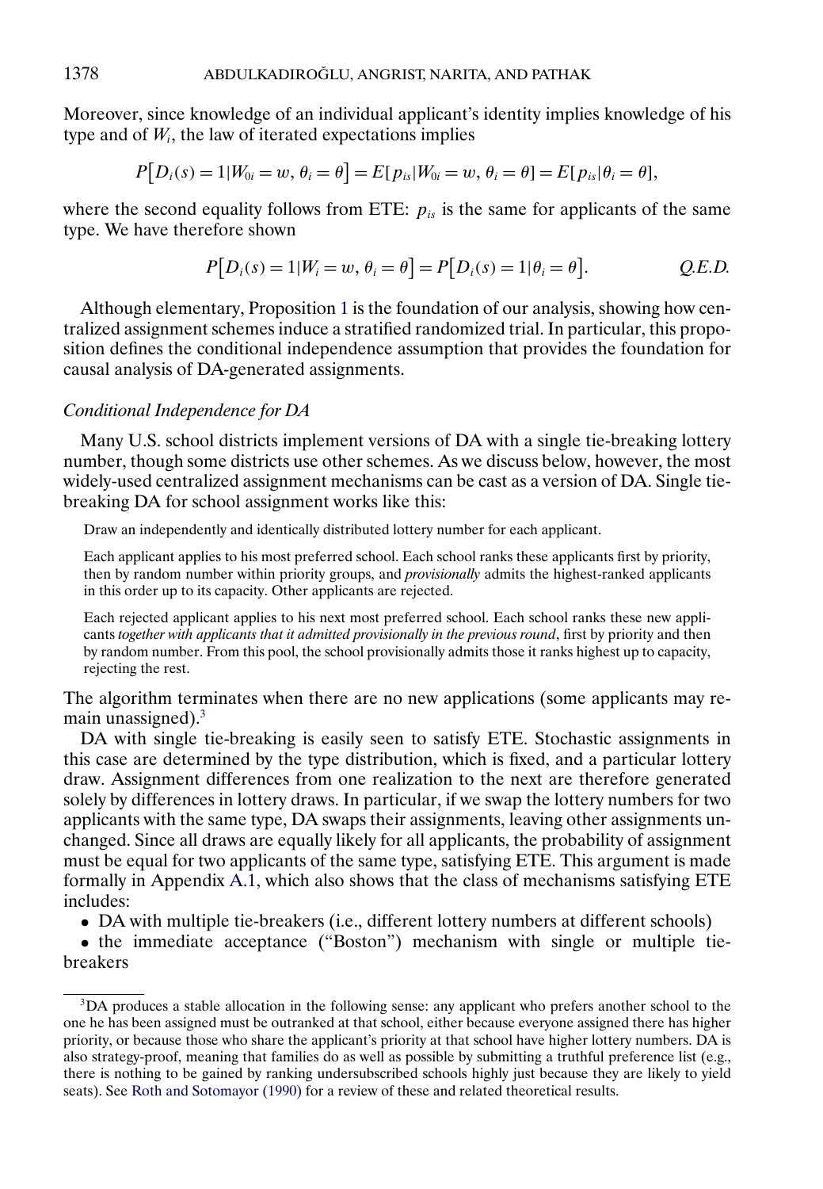Moreover, since knowledge of an individual applicant's identity implies knowledge of his type and of $W_i$, the law of iterated expectations implies

$$P\big[D_i(s)=1|W_{0i}=w,\,\theta_i=\theta\big]=E[p_{is}|W_{0i}=w,\,\theta_i=\theta]=E[p_{is}|\theta_i=\theta],$$

where the second equality follows from ETE: $p_{is}$ is the same for applicants of the same type. We have therefore shown

$$P\big[D_i(s)=1|W_i=w,\,\theta_i=\theta\big]=P\big[D_i(s)=1|\theta_i=\theta\big]. \qquad \textit{Q.E.D.}$$

Although elementary, Proposition 1 is the foundation of our analysis, showing how centralized assignment schemes induce a stratified randomized trial. In particular, this proposition defines the conditional independence assumption that provides the foundation for causal analysis of DA-generated assignments.

*Conditional Independence for DA*

Many U.S. school districts implement versions of DA with a single tie-breaking lottery number, though some districts use other schemes. As we discuss below, however, the most widely-used centralized assignment mechanisms can be cast as a version of DA. Single tie-breaking DA for school assignment works like this:

> Draw an independently and identically distributed lottery number for each applicant.
>
> Each applicant applies to his most preferred school. Each school ranks these applicants first by priority, then by random number within priority groups, and *provisionally* admits the highest-ranked applicants in this order up to its capacity. Other applicants are rejected.
>
> Each rejected applicant applies to his next most preferred school. Each school ranks these new applicants *together with applicants that it admitted provisionally in the previous round*, first by priority and then by random number. From this pool, the school provisionally admits those it ranks highest up to capacity, rejecting the rest.

The algorithm terminates when there are no new applications (some applicants may remain unassigned).[3]

DA with single tie-breaking is easily seen to satisfy ETE. Stochastic assignments in this case are determined by the type distribution, which is fixed, and a particular lottery draw. Assignment differences from one realization to the next are therefore generated solely by differences in lottery draws. In particular, if we swap the lottery numbers for two applicants with the same type, DA swaps their assignments, leaving other assignments unchanged. Since all draws are equally likely for all applicants, the probability of assignment must be equal for two applicants of the same type, satisfying ETE. This argument is made formally in Appendix A.1, which also shows that the class of mechanisms satisfying ETE includes:

- DA with multiple tie-breakers (i.e., different lottery numbers at different schools)
- the immediate acceptance ("Boston") mechanism with single or multiple tie-breakers

[3]DA produces a stable allocation in the following sense: any applicant who prefers another school to the one he has been assigned must be outranked at that school, either because everyone assigned there has higher priority, or because those who share the applicant's priority at that school have higher lottery numbers. DA is also strategy-proof, meaning that families do as well as possible by submitting a truthful preference list (e.g., there is nothing to be gained by ranking undersubscribed schools highly just because they are likely to yield seats). See Roth and Sotomayor (1990) for a review of these and related theoretical results.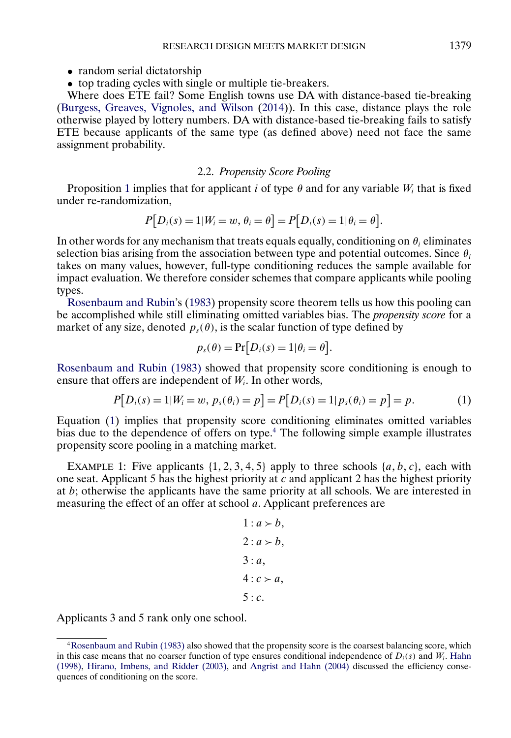- random serial dictatorship
- top trading cycles with single or multiple tie-breakers.

Where does ETE fail? Some English towns use DA with distance-based tie-breaking (Burgess, Greaves, Vignoles, and Wilson (2014)). In this case, distance plays the role otherwise played by lottery numbers. DA with distance-based tie-breaking fails to satisfy ETE because applicants of the same type (as defined above) need not face the same assignment probability.

### 2.2. *Propensity Score Pooling*

Proposition 1 implies that for applicant $i$ of type $\theta$ and for any variable $W_i$ that is fixed under re-randomization,

$$P\big[D_i(s) = 1 | W_i = w, \theta_i = \theta\big] = P\big[D_i(s) = 1 | \theta_i = \theta\big].$$

In other words for any mechanism that treats equals equally, conditioning on $\theta_i$ eliminates selection bias arising from the association between type and potential outcomes. Since $\theta_i$ takes on many values, however, full-type conditioning reduces the sample available for impact evaluation. We therefore consider schemes that compare applicants while pooling types.

Rosenbaum and Rubin's (1983) propensity score theorem tells us how this pooling can be accomplished while still eliminating omitted variables bias. The *propensity score* for a market of any size, denoted $p_s(\theta)$, is the scalar function of type defined by

$$p_s(\theta) = \Pr\big[D_i(s) = 1 | \theta_i = \theta\big].$$

Rosenbaum and Rubin (1983) showed that propensity score conditioning is enough to ensure that offers are independent of $W_i$. In other words,

$$P\big[D_i(s) = 1 | W_i = w, p_s(\theta_i) = p\big] = P\big[D_i(s) = 1 | p_s(\theta_i) = p\big] = p. \tag{1}$$

Equation (1) implies that propensity score conditioning eliminates omitted variables bias due to the dependence of offers on type.[4] The following simple example illustrates propensity score pooling in a matching market.

EXAMPLE 1: Five applicants $\{1, 2, 3, 4, 5\}$ apply to three schools $\{a, b, c\}$, each with one seat. Applicant 5 has the highest priority at $c$ and applicant 2 has the highest priority at $b$; otherwise the applicants have the same priority at all schools. We are interested in measuring the effect of an offer at school $a$. Applicant preferences are

$$\begin{aligned}
1 &: a \succ b, \\
2 &: a \succ b, \\
3 &: a, \\
4 &: c \succ a, \\
5 &: c.
\end{aligned}$$

Applicants 3 and 5 rank only one school.

[4] Rosenbaum and Rubin (1983) also showed that the propensity score is the coarsest balancing score, which in this case means that no coarser function of type ensures conditional independence of $D_i(s)$ and $W_i$. Hahn (1998), Hirano, Imbens, and Ridder (2003), and Angrist and Hahn (2004) discussed the efficiency consequences of conditioning on the score.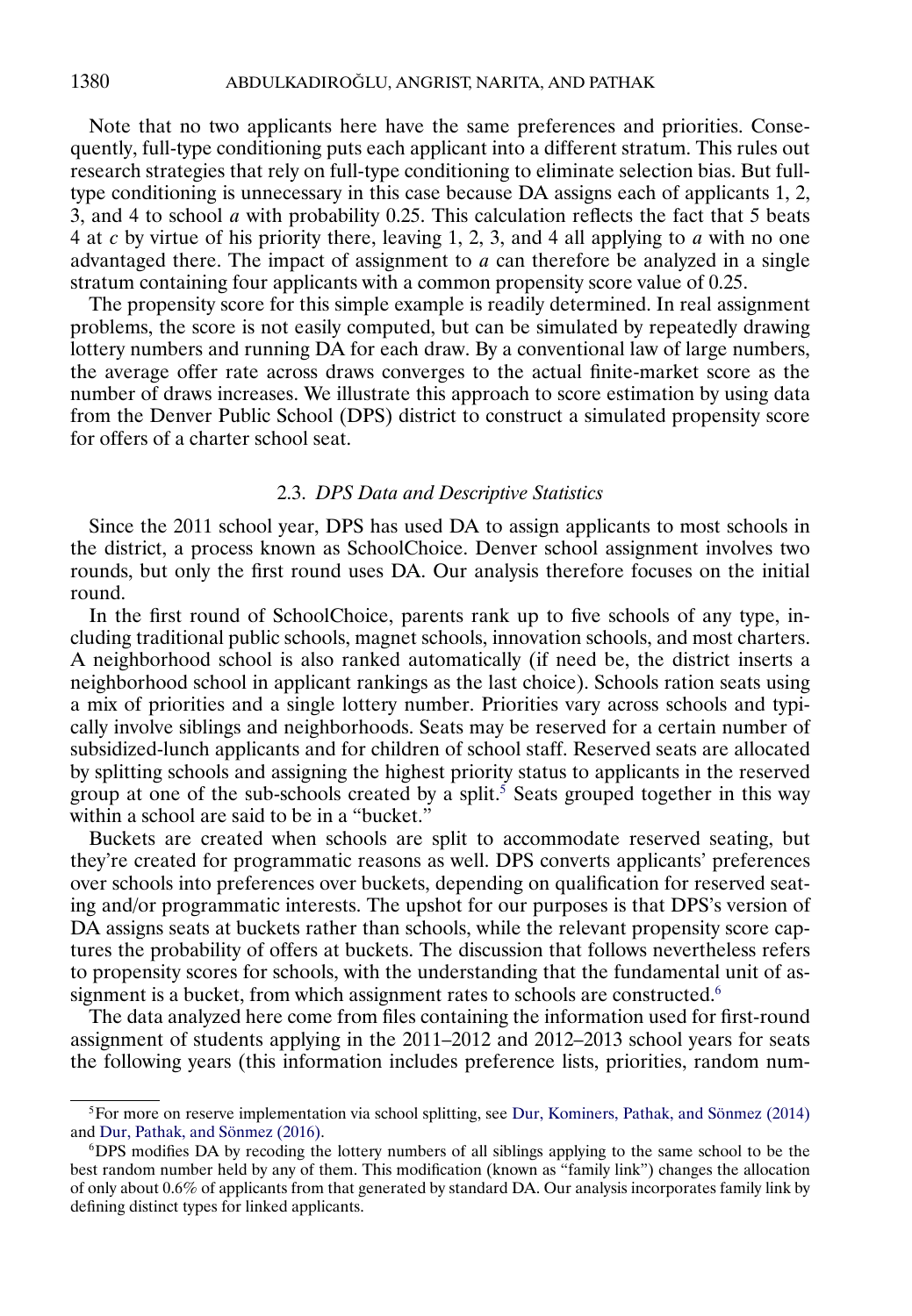Note that no two applicants here have the same preferences and priorities. Consequently, full-type conditioning puts each applicant into a different stratum. This rules out research strategies that rely on full-type conditioning to eliminate selection bias. But full-type conditioning is unnecessary in this case because DA assigns each of applicants 1, 2, 3, and 4 to school $a$ with probability 0.25. This calculation reflects the fact that 5 beats 4 at $c$ by virtue of his priority there, leaving 1, 2, 3, and 4 all applying to $a$ with no one advantaged there. The impact of assignment to $a$ can therefore be analyzed in a single stratum containing four applicants with a common propensity score value of 0.25.

The propensity score for this simple example is readily determined. In real assignment problems, the score is not easily computed, but can be simulated by repeatedly drawing lottery numbers and running DA for each draw. By a conventional law of large numbers, the average offer rate across draws converges to the actual finite-market score as the number of draws increases. We illustrate this approach to score estimation by using data from the Denver Public School (DPS) district to construct a simulated propensity score for offers of a charter school seat.

### 2.3. *DPS Data and Descriptive Statistics*

Since the 2011 school year, DPS has used DA to assign applicants to most schools in the district, a process known as SchoolChoice. Denver school assignment involves two rounds, but only the first round uses DA. Our analysis therefore focuses on the initial round.

In the first round of SchoolChoice, parents rank up to five schools of any type, including traditional public schools, magnet schools, innovation schools, and most charters. A neighborhood school is also ranked automatically (if need be, the district inserts a neighborhood school in applicant rankings as the last choice). Schools ration seats using a mix of priorities and a single lottery number. Priorities vary across schools and typically involve siblings and neighborhoods. Seats may be reserved for a certain number of subsidized-lunch applicants and for children of school staff. Reserved seats are allocated by splitting schools and assigning the highest priority status to applicants in the reserved group at one of the sub-schools created by a split.[5] Seats grouped together in this way within a school are said to be in a "bucket."

Buckets are created when schools are split to accommodate reserved seating, but they're created for programmatic reasons as well. DPS converts applicants' preferences over schools into preferences over buckets, depending on qualification for reserved seating and/or programmatic interests. The upshot for our purposes is that DPS's version of DA assigns seats at buckets rather than schools, while the relevant propensity score captures the probability of offers at buckets. The discussion that follows nevertheless refers to propensity scores for schools, with the understanding that the fundamental unit of assignment is a bucket, from which assignment rates to schools are constructed.[6]

The data analyzed here come from files containing the information used for first-round assignment of students applying in the 2011–2012 and 2012–2013 school years for seats the following years (this information includes preference lists, priorities, random num-

---

[5]For more on reserve implementation via school splitting, see Dur, Kominers, Pathak, and Sönmez (2014) and Dur, Pathak, and Sönmez (2016).

[6]DPS modifies DA by recoding the lottery numbers of all siblings applying to the same school to be the best random number held by any of them. This modification (known as "family link") changes the allocation of only about 0.6% of applicants from that generated by standard DA. Our analysis incorporates family link by defining distinct types for linked applicants.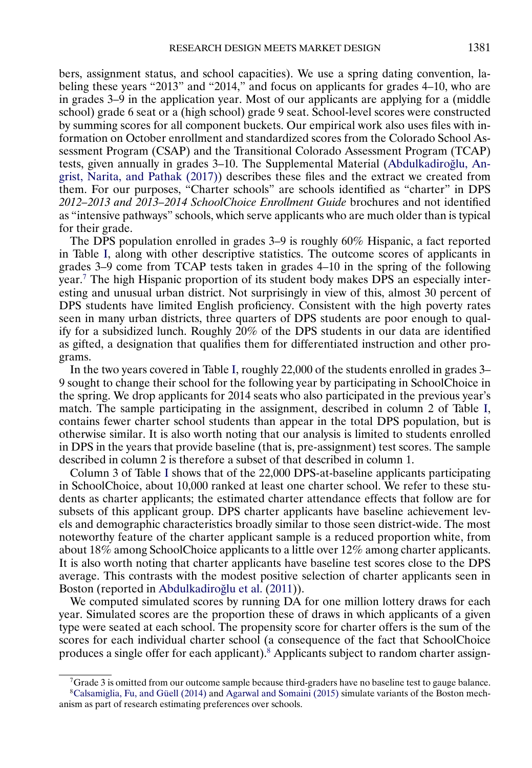bers, assignment status, and school capacities). We use a spring dating convention, labeling these years "2013" and "2014," and focus on applicants for grades 4–10, who are in grades 3–9 in the application year. Most of our applicants are applying for a (middle school) grade 6 seat or a (high school) grade 9 seat. School-level scores were constructed by summing scores for all component buckets. Our empirical work also uses files with information on October enrollment and standardized scores from the Colorado School Assessment Program (CSAP) and the Transitional Colorado Assessment Program (TCAP) tests, given annually in grades 3–10. The Supplemental Material (Abdulkadiroğlu, Angrist, Narita, and Pathak (2017)) describes these files and the extract we created from them. For our purposes, "Charter schools" are schools identified as "charter" in DPS *2012–2013 and 2013–2014 SchoolChoice Enrollment Guide* brochures and not identified as "intensive pathways" schools, which serve applicants who are much older than is typical for their grade.

The DPS population enrolled in grades 3–9 is roughly 60% Hispanic, a fact reported in Table I, along with other descriptive statistics. The outcome scores of applicants in grades 3–9 come from TCAP tests taken in grades 4–10 in the spring of the following year.[7] The high Hispanic proportion of its student body makes DPS an especially interesting and unusual urban district. Not surprisingly in view of this, almost 30 percent of DPS students have limited English proficiency. Consistent with the high poverty rates seen in many urban districts, three quarters of DPS students are poor enough to qualify for a subsidized lunch. Roughly 20% of the DPS students in our data are identified as gifted, a designation that qualifies them for differentiated instruction and other programs.

In the two years covered in Table I, roughly 22,000 of the students enrolled in grades 3–9 sought to change their school for the following year by participating in SchoolChoice in the spring. We drop applicants for 2014 seats who also participated in the previous year's match. The sample participating in the assignment, described in column 2 of Table I, contains fewer charter school students than appear in the total DPS population, but is otherwise similar. It is also worth noting that our analysis is limited to students enrolled in DPS in the years that provide baseline (that is, pre-assignment) test scores. The sample described in column 2 is therefore a subset of that described in column 1.

Column 3 of Table I shows that of the 22,000 DPS-at-baseline applicants participating in SchoolChoice, about 10,000 ranked at least one charter school. We refer to these students as charter applicants; the estimated charter attendance effects that follow are for subsets of this applicant group. DPS charter applicants have baseline achievement levels and demographic characteristics broadly similar to those seen district-wide. The most noteworthy feature of the charter applicant sample is a reduced proportion white, from about 18% among SchoolChoice applicants to a little over 12% among charter applicants. It is also worth noting that charter applicants have baseline test scores close to the DPS average. This contrasts with the modest positive selection of charter applicants seen in Boston (reported in Abdulkadiroğlu et al. (2011)).

We computed simulated scores by running DA for one million lottery draws for each year. Simulated scores are the proportion these of draws in which applicants of a given type were seated at each school. The propensity score for charter offers is the sum of the scores for each individual charter school (a consequence of the fact that SchoolChoice produces a single offer for each applicant).[8] Applicants subject to random charter assign-

---

[7] Grade 3 is omitted from our outcome sample because third-graders have no baseline test to gauge balance.

[8] Calsamiglia, Fu, and Güell (2014) and Agarwal and Somaini (2015) simulate variants of the Boston mechanism as part of research estimating preferences over schools.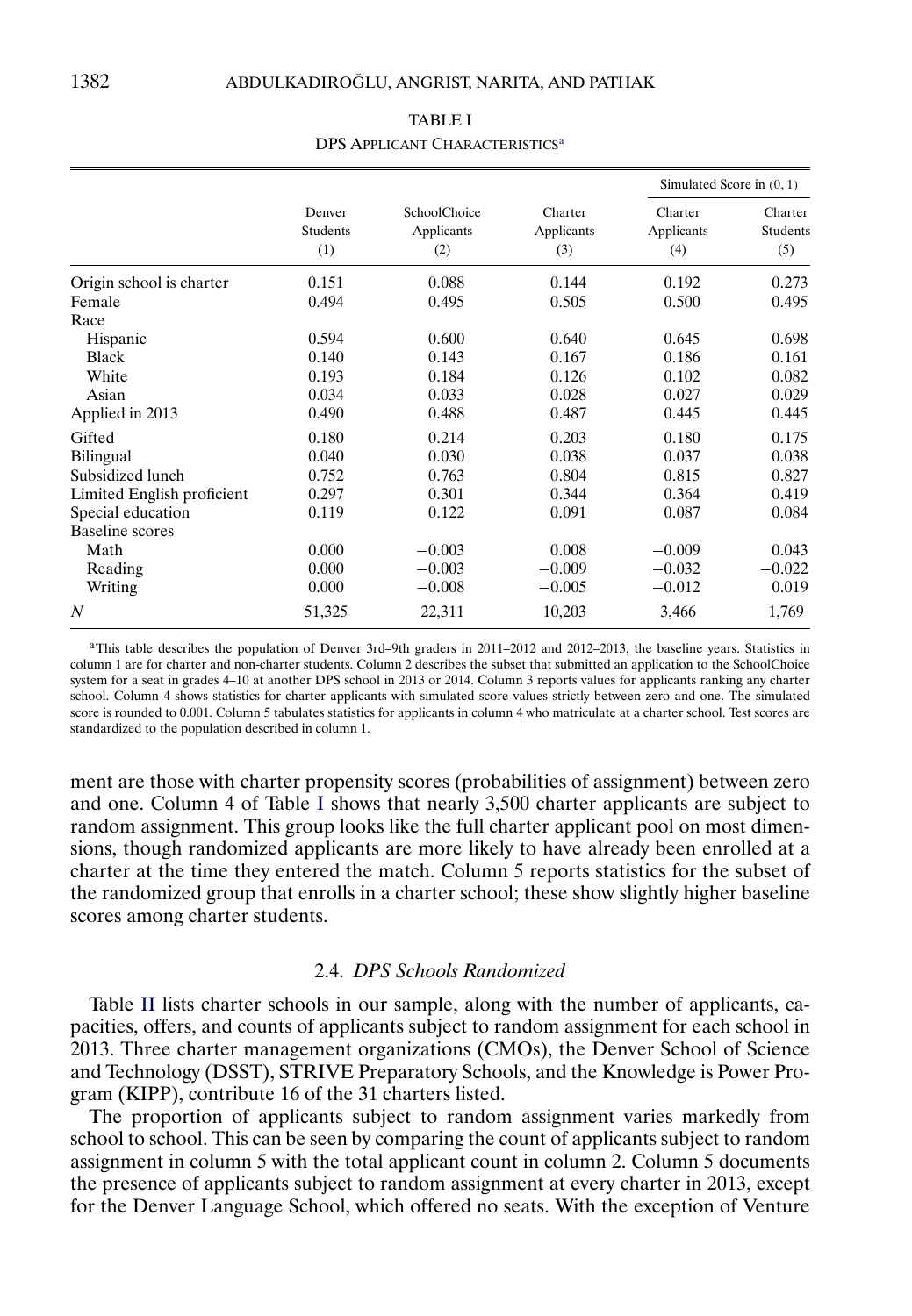TABLE I

DPS APPLICANT CHARACTERISTICS[a]

| | Denver Students (1) | SchoolChoice Applicants (2) | Charter Applicants (3) | Simulated Score in (0, 1) Charter Applicants (4) | Simulated Score in (0, 1) Charter Students (5) |
|---|---|---|---|---|---|
| Origin school is charter | 0.151 | 0.088 | 0.144 | 0.192 | 0.273 |
| Female | 0.494 | 0.495 | 0.505 | 0.500 | 0.495 |
| Race | | | | | |
| Hispanic | 0.594 | 0.600 | 0.640 | 0.645 | 0.698 |
| Black | 0.140 | 0.143 | 0.167 | 0.186 | 0.161 |
| White | 0.193 | 0.184 | 0.126 | 0.102 | 0.082 |
| Asian | 0.034 | 0.033 | 0.028 | 0.027 | 0.029 |
| Applied in 2013 | 0.490 | 0.488 | 0.487 | 0.445 | 0.445 |
| Gifted | 0.180 | 0.214 | 0.203 | 0.180 | 0.175 |
| Bilingual | 0.040 | 0.030 | 0.038 | 0.037 | 0.038 |
| Subsidized lunch | 0.752 | 0.763 | 0.804 | 0.815 | 0.827 |
| Limited English proficient | 0.297 | 0.301 | 0.344 | 0.364 | 0.419 |
| Special education | 0.119 | 0.122 | 0.091 | 0.087 | 0.084 |
| Baseline scores | | | | | |
| Math | 0.000 | −0.003 | 0.008 | −0.009 | 0.043 |
| Reading | 0.000 | −0.003 | −0.009 | −0.032 | −0.022 |
| Writing | 0.000 | −0.008 | −0.005 | −0.012 | 0.019 |
| $N$ | 51,325 | 22,311 | 10,203 | 3,466 | 1,769 |

[a]This table describes the population of Denver 3rd–9th graders in 2011–2012 and 2012–2013, the baseline years. Statistics in column 1 are for charter and non-charter students. Column 2 describes the subset that submitted an application to the SchoolChoice system for a seat in grades 4–10 at another DPS school in 2013 or 2014. Column 3 reports values for applicants ranking any charter school. Column 4 shows statistics for charter applicants with simulated score values strictly between zero and one. The simulated score is rounded to 0.001. Column 5 tabulates statistics for applicants in column 4 who matriculate at a charter school. Test scores are standardized to the population described in column 1.

ment are those with charter propensity scores (probabilities of assignment) between zero and one. Column 4 of Table I shows that nearly 3,500 charter applicants are subject to random assignment. This group looks like the full charter applicant pool on most dimensions, though randomized applicants are more likely to have already been enrolled at a charter at the time they entered the match. Column 5 reports statistics for the subset of the randomized group that enrolls in a charter school; these show slightly higher baseline scores among charter students.

### 2.4. *DPS Schools Randomized*

Table II lists charter schools in our sample, along with the number of applicants, capacities, offers, and counts of applicants subject to random assignment for each school in 2013. Three charter management organizations (CMOs), the Denver School of Science and Technology (DSST), STRIVE Preparatory Schools, and the Knowledge is Power Program (KIPP), contribute 16 of the 31 charters listed.

The proportion of applicants subject to random assignment varies markedly from school to school. This can be seen by comparing the count of applicants subject to random assignment in column 5 with the total applicant count in column 2. Column 5 documents the presence of applicants subject to random assignment at every charter in 2013, except for the Denver Language School, which offered no seats. With the exception of Venture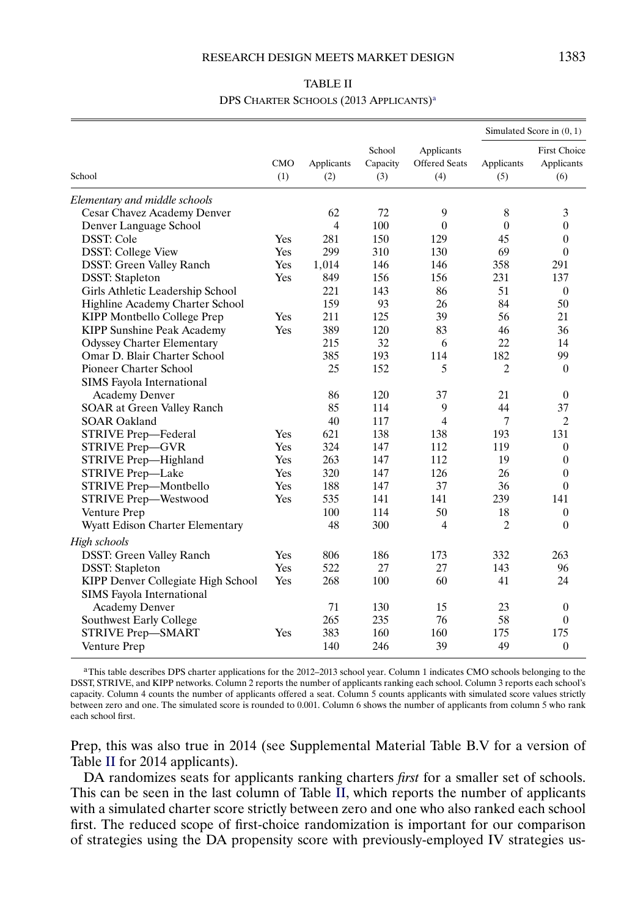TABLE II

DPS CHARTER SCHOOLS (2013 APPLICANTS)[a]

| School | CMO (1) | Applicants (2) | School Capacity (3) | Applicants Offered Seats (4) | Simulated Score in $(0,1)$ Applicants (5) | Simulated Score in $(0,1)$ First Choice Applicants (6) |
|---|---|---|---|---|---|---|
| *Elementary and middle schools* | | | | | | |
| Cesar Chavez Academy Denver | | 62 | 72 | 9 | 8 | 3 |
| Denver Language School | | 4 | 100 | 0 | 0 | 0 |
| DSST: Cole | Yes | 281 | 150 | 129 | 45 | 0 |
| DSST: College View | Yes | 299 | 310 | 130 | 69 | 0 |
| DSST: Green Valley Ranch | Yes | 1,014 | 146 | 146 | 358 | 291 |
| DSST: Stapleton | Yes | 849 | 156 | 156 | 231 | 137 |
| Girls Athletic Leadership School | | 221 | 143 | 86 | 51 | 0 |
| Highline Academy Charter School | | 159 | 93 | 26 | 84 | 50 |
| KIPP Montbello College Prep | Yes | 211 | 125 | 39 | 56 | 21 |
| KIPP Sunshine Peak Academy | Yes | 389 | 120 | 83 | 46 | 36 |
| Odyssey Charter Elementary | | 215 | 32 | 6 | 22 | 14 |
| Omar D. Blair Charter School | | 385 | 193 | 114 | 182 | 99 |
| Pioneer Charter School | | 25 | 152 | 5 | 2 | 0 |
| SIMS Fayola International Academy Denver | | 86 | 120 | 37 | 21 | 0 |
| SOAR at Green Valley Ranch | | 85 | 114 | 9 | 44 | 37 |
| SOAR Oakland | | 40 | 117 | 4 | 7 | 2 |
| STRIVE Prep—Federal | Yes | 621 | 138 | 138 | 193 | 131 |
| STRIVE Prep—GVR | Yes | 324 | 147 | 112 | 119 | 0 |
| STRIVE Prep—Highland | Yes | 263 | 147 | 112 | 19 | 0 |
| STRIVE Prep—Lake | Yes | 320 | 147 | 126 | 26 | 0 |
| STRIVE Prep—Montbello | Yes | 188 | 147 | 37 | 36 | 0 |
| STRIVE Prep—Westwood | Yes | 535 | 141 | 141 | 239 | 141 |
| Venture Prep | | 100 | 114 | 50 | 18 | 0 |
| Wyatt Edison Charter Elementary | | 48 | 300 | 4 | 2 | 0 |
| *High schools* | | | | | | |
| DSST: Green Valley Ranch | Yes | 806 | 186 | 173 | 332 | 263 |
| DSST: Stapleton | Yes | 522 | 27 | 27 | 143 | 96 |
| KIPP Denver Collegiate High School | Yes | 268 | 100 | 60 | 41 | 24 |
| SIMS Fayola International Academy Denver | | 71 | 130 | 15 | 23 | 0 |
| Southwest Early College | | 265 | 235 | 76 | 58 | 0 |
| STRIVE Prep—SMART | Yes | 383 | 160 | 160 | 175 | 175 |
| Venture Prep | | 140 | 246 | 39 | 49 | 0 |

[a]This table describes DPS charter applications for the 2012–2013 school year. Column 1 indicates CMO schools belonging to the DSST, STRIVE, and KIPP networks. Column 2 reports the number of applicants ranking each school. Column 3 reports each school's capacity. Column 4 counts the number of applicants offered a seat. Column 5 counts applicants with simulated score values strictly between zero and one. The simulated score is rounded to 0.001. Column 6 shows the number of applicants from column 5 who rank each school first.

Prep, this was also true in 2014 (see Supplemental Material Table B.V for a version of Table II for 2014 applicants).

DA randomizes seats for applicants ranking charters *first* for a smaller set of schools. This can be seen in the last column of Table II, which reports the number of applicants with a simulated charter score strictly between zero and one who also ranked each school first. The reduced scope of first-choice randomization is important for our comparison of strategies using the DA propensity score with previously-employed IV strategies us-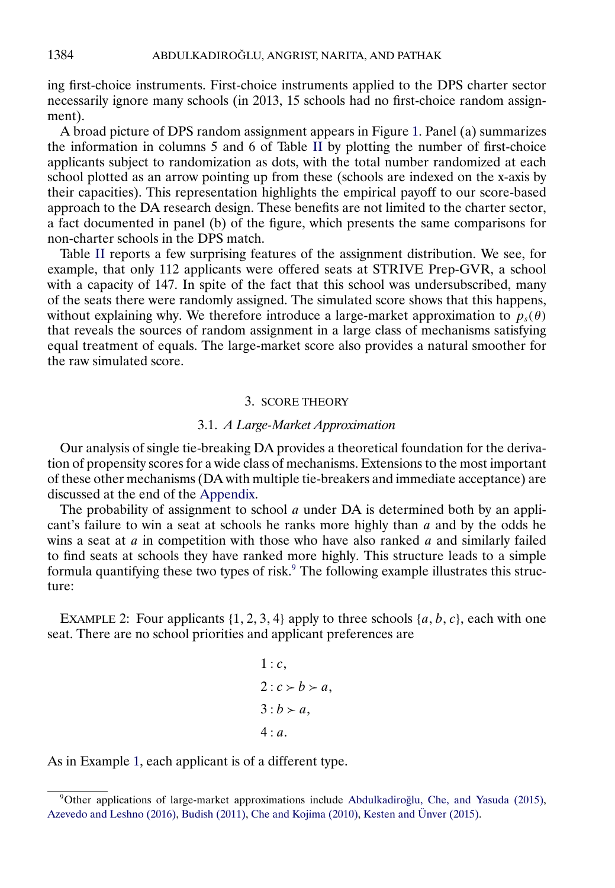ing first-choice instruments. First-choice instruments applied to the DPS charter sector necessarily ignore many schools (in 2013, 15 schools had no first-choice random assignment).

A broad picture of DPS random assignment appears in Figure 1. Panel (a) summarizes the information in columns 5 and 6 of Table II by plotting the number of first-choice applicants subject to randomization as dots, with the total number randomized at each school plotted as an arrow pointing up from these (schools are indexed on the x-axis by their capacities). This representation highlights the empirical payoff to our score-based approach to the DA research design. These benefits are not limited to the charter sector, a fact documented in panel (b) of the figure, which presents the same comparisons for non-charter schools in the DPS match.

Table II reports a few surprising features of the assignment distribution. We see, for example, that only 112 applicants were offered seats at STRIVE Prep-GVR, a school with a capacity of 147. In spite of the fact that this school was undersubscribed, many of the seats there were randomly assigned. The simulated score shows that this happens, without explaining why. We therefore introduce a large-market approximation to $p_s(\theta)$ that reveals the sources of random assignment in a large class of mechanisms satisfying equal treatment of equals. The large-market score also provides a natural smoother for the raw simulated score.

## 3. SCORE THEORY

### 3.1. *A Large-Market Approximation*

Our analysis of single tie-breaking DA provides a theoretical foundation for the derivation of propensity scores for a wide class of mechanisms. Extensions to the most important of these other mechanisms (DA with multiple tie-breakers and immediate acceptance) are discussed at the end of the Appendix.

The probability of assignment to school $a$ under DA is determined both by an applicant's failure to win a seat at schools he ranks more highly than $a$ and by the odds he wins a seat at $a$ in competition with those who have also ranked $a$ and similarly failed to find seats at schools they have ranked more highly. This structure leads to a simple formula quantifying these two types of risk.[9] The following example illustrates this structure:

EXAMPLE 2: Four applicants $\{1, 2, 3, 4\}$ apply to three schools $\{a, b, c\}$, each with one seat. There are no school priorities and applicant preferences are

$$
\begin{aligned}
&1 : c,\\
&2 : c \succ b \succ a,\\
&3 : b \succ a,\\
&4 : a.
\end{aligned}
$$

As in Example 1, each applicant is of a different type.

[9] Other applications of large-market approximations include Abdulkadiroğlu, Che, and Yasuda (2015), Azevedo and Leshno (2016), Budish (2011), Che and Kojima (2010), Kesten and Ünver (2015).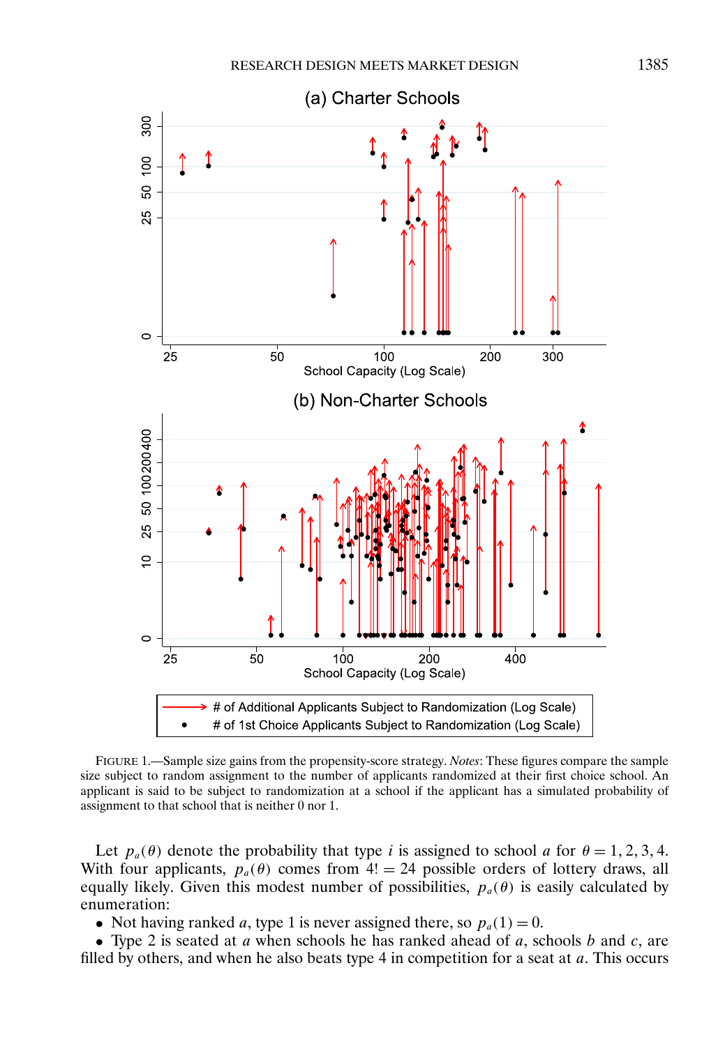FIGURE 1.—Sample size gains from the propensity-score strategy. *Notes*: These figures compare the sample size subject to random assignment to the number of applicants randomized at their first choice school. An applicant is said to be subject to randomization at a school if the applicant has a simulated probability of assignment to that school that is neither 0 nor 1.

Let $p_a(\theta)$ denote the probability that type $i$ is assigned to school $a$ for $\theta = 1, 2, 3, 4$. With four applicants, $p_a(\theta)$ comes from $4! = 24$ possible orders of lottery draws, all equally likely. Given this modest number of possibilities, $p_a(\theta)$ is easily calculated by enumeration:

- Not having ranked $a$, type 1 is never assigned there, so $p_a(1) = 0$.
- Type 2 is seated at $a$ when schools he has ranked ahead of $a$, schools $b$ and $c$, are filled by others, and when he also beats type 4 in competition for a seat at $a$. This occurs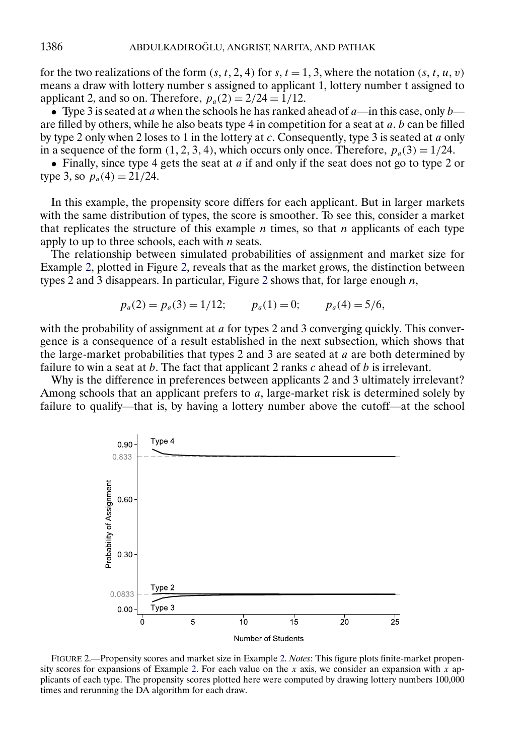for the two realizations of the form $(s, t, 2, 4)$ for $s, t = 1, 3$, where the notation $(s, t, u, v)$ means a draw with lottery number s assigned to applicant 1, lottery number t assigned to applicant 2, and so on. Therefore, $p_a(2) = 2/24 = 1/12$.

- Type 3 is seated at $a$ when the schools he has ranked ahead of $a$—in this case, only $b$—are filled by others, while he also beats type 4 in competition for a seat at $a$. $b$ can be filled by type 2 only when 2 loses to 1 in the lottery at $c$. Consequently, type 3 is seated at $a$ only in a sequence of the form $(1, 2, 3, 4)$, which occurs only once. Therefore, $p_a(3) = 1/24$.
- Finally, since type 4 gets the seat at $a$ if and only if the seat does not go to type 2 or type 3, so $p_a(4) = 21/24$.

In this example, the propensity score differs for each applicant. But in larger markets with the same distribution of types, the score is smoother. To see this, consider a market that replicates the structure of this example $n$ times, so that $n$ applicants of each type apply to up to three schools, each with $n$ seats.

The relationship between simulated probabilities of assignment and market size for Example 2, plotted in Figure 2, reveals that as the market grows, the distinction between types 2 and 3 disappears. In particular, Figure 2 shows that, for large enough $n$,

$$p_a(2) = p_a(3) = 1/12; \qquad p_a(1) = 0; \qquad p_a(4) = 5/6,$$

with the probability of assignment at $a$ for types 2 and 3 converging quickly. This convergence is a consequence of a result established in the next subsection, which shows that the large-market probabilities that types 2 and 3 are seated at $a$ are both determined by failure to win a seat at $b$. The fact that applicant 2 ranks $c$ ahead of $b$ is irrelevant.

Why is the difference in preferences between applicants 2 and 3 ultimately irrelevant? Among schools that an applicant prefers to $a$, large-market risk is determined solely by failure to qualify—that is, by having a lottery number above the cutoff—at the school

FIGURE 2.—Propensity scores and market size in Example 2. *Notes*: This figure plots finite-market propensity scores for expansions of Example 2. For each value on the $x$ axis, we consider an expansion with $x$ applicants of each type. The propensity scores plotted here were computed by drawing lottery numbers 100,000 times and rerunning the DA algorithm for each draw.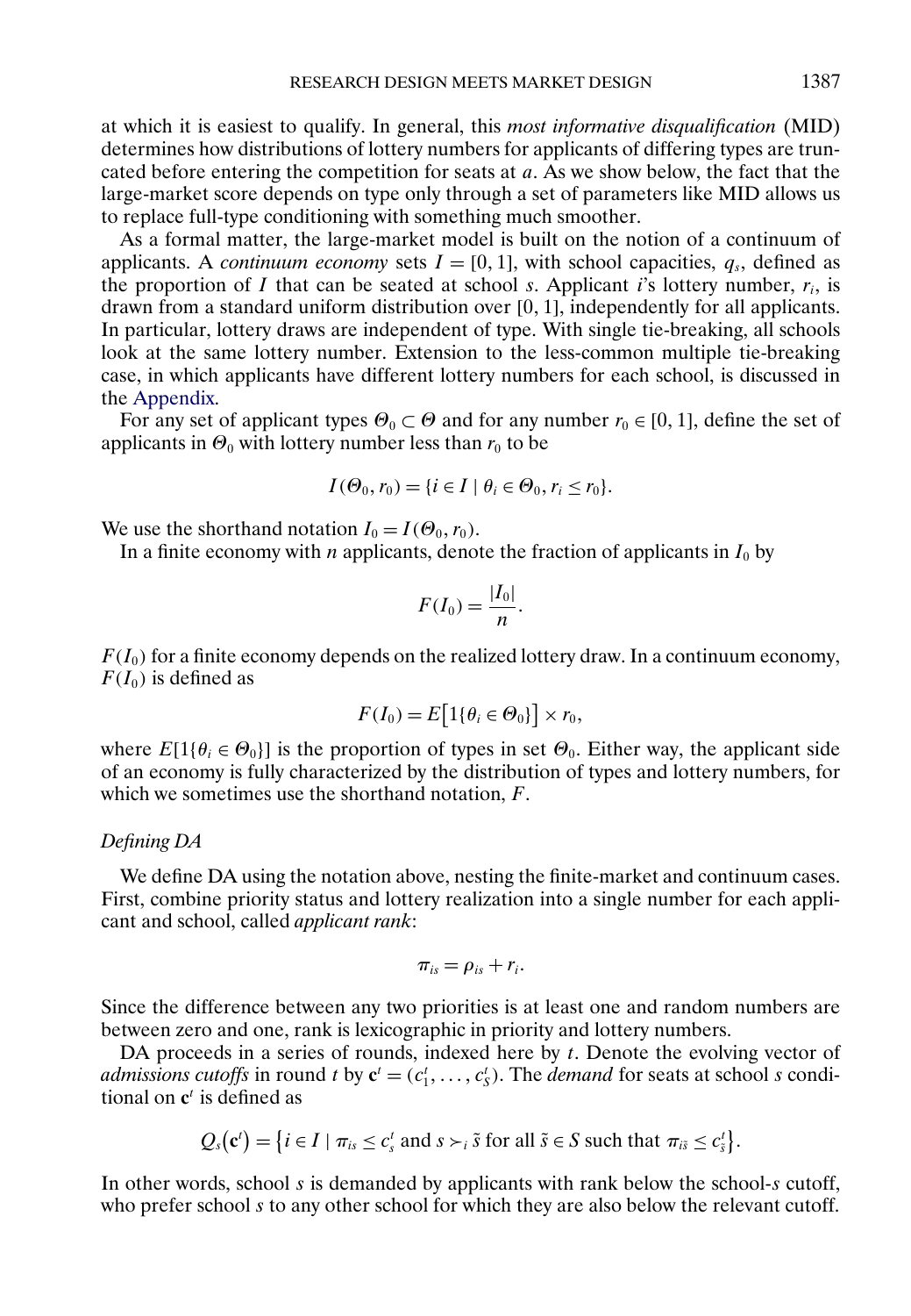at which it is easiest to qualify. In general, this *most informative disqualification* (MID) determines how distributions of lottery numbers for applicants of differing types are truncated before entering the competition for seats at $a$. As we show below, the fact that the large-market score depends on type only through a set of parameters like MID allows us to replace full-type conditioning with something much smoother.

As a formal matter, the large-market model is built on the notion of a continuum of applicants. A *continuum economy* sets $I = [0, 1]$, with school capacities, $q_s$, defined as the proportion of $I$ that can be seated at school $s$. Applicant $i$'s lottery number, $r_i$, is drawn from a standard uniform distribution over [0, 1], independently for all applicants. In particular, lottery draws are independent of type. With single tie-breaking, all schools look at the same lottery number. Extension to the less-common multiple tie-breaking case, in which applicants have different lottery numbers for each school, is discussed in the Appendix.

For any set of applicant types $\Theta_0 \subset \Theta$ and for any number $r_0 \in [0, 1]$, define the set of applicants in $\Theta_0$ with lottery number less than $r_0$ to be

$$I(\Theta_0, r_0) = \{i \in I \mid \theta_i \in \Theta_0, r_i \leq r_0\}.$$

We use the shorthand notation $I_0 = I(\Theta_0, r_0)$.

In a finite economy with $n$ applicants, denote the fraction of applicants in $I_0$ by

$$F(I_0) = \frac{|I_0|}{n}.$$

$F(I_0)$ for a finite economy depends on the realized lottery draw. In a continuum economy, $F(I_0)$ is defined as

$$F(I_0) = E\big[1\{\theta_i \in \Theta_0\}\big] \times r_0,$$

where $E[1\{\theta_i \in \Theta_0\}]$ is the proportion of types in set $\Theta_0$. Either way, the applicant side of an economy is fully characterized by the distribution of types and lottery numbers, for which we sometimes use the shorthand notation, $F$.

*Defining DA*

We define DA using the notation above, nesting the finite-market and continuum cases. First, combine priority status and lottery realization into a single number for each applicant and school, called *applicant rank*:

$$\pi_{is} = \rho_{is} + r_i.$$

Since the difference between any two priorities is at least one and random numbers are between zero and one, rank is lexicographic in priority and lottery numbers.

DA proceeds in a series of rounds, indexed here by $t$. Denote the evolving vector of *admissions cutoffs* in round $t$ by $\mathbf{c}^t = (c_1^t, \dots, c_S^t)$. The *demand* for seats at school $s$ conditional on $\mathbf{c}^t$ is defined as

$$Q_s(\mathbf{c}^t) = \{i \in I \mid \pi_{is} \leq c_s^t \text{ and } s \succ_i \tilde{s} \text{ for all } \tilde{s} \in S \text{ such that } \pi_{i\tilde{s}} \leq c_{\tilde{s}}^t\}.$$

In other words, school $s$ is demanded by applicants with rank below the school-$s$ cutoff, who prefer school $s$ to any other school for which they are also below the relevant cutoff.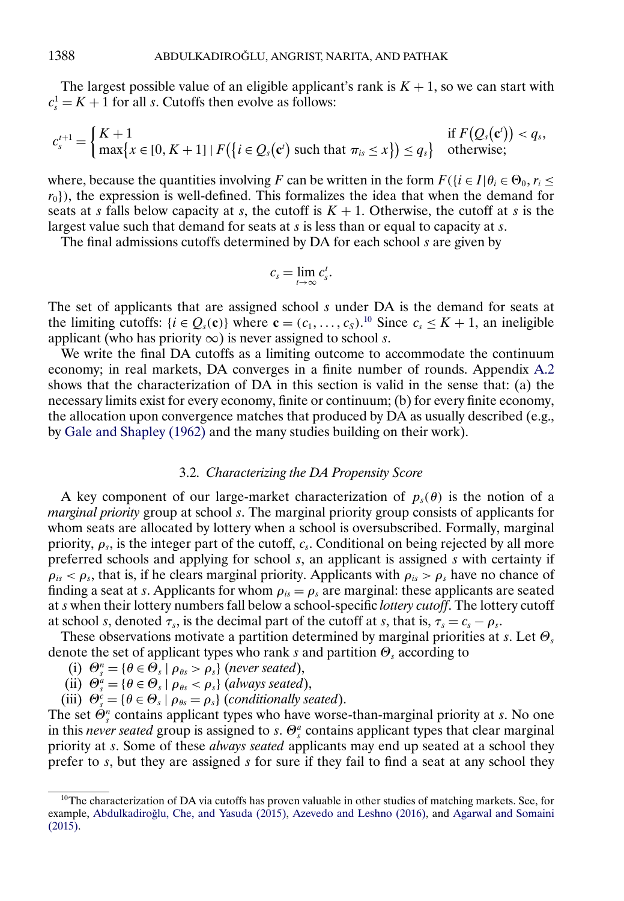The largest possible value of an eligible applicant's rank is $K+1$, so we can start with $c_s^1 = K+1$ for all $s$. Cutoffs then evolve as follows:

$$c_s^{t+1} = \begin{cases} K+1 & \text{if } F(Q_s(\mathbf{c}^t)) < q_s, \\ \max\{x \in [0, K+1] \mid F(\{i \in Q_s(\mathbf{c}^t) \text{ such that } \pi_{is} \leq x\}) \leq q_s\} & \text{otherwise;} \end{cases}$$

where, because the quantities involving $F$ can be written in the form $F(\{i \in I | \theta_i \in \Theta_0, r_i \leq r_0\})$, the expression is well-defined. This formalizes the idea that when the demand for seats at $s$ falls below capacity at $s$, the cutoff is $K+1$. Otherwise, the cutoff at $s$ is the largest value such that demand for seats at $s$ is less than or equal to capacity at $s$.

The final admissions cutoffs determined by DA for each school $s$ are given by

$$c_s = \lim_{t \to \infty} c_s^t.$$

The set of applicants that are assigned school $s$ under DA is the demand for seats at the limiting cutoffs: $\{i \in Q_s(\mathbf{c})\}$ where $\mathbf{c} = (c_1, \ldots, c_S)$.[10] Since $c_s \leq K+1$, an ineligible applicant (who has priority $\infty$) is never assigned to school $s$.

We write the final DA cutoffs as a limiting outcome to accommodate the continuum economy; in real markets, DA converges in a finite number of rounds. Appendix A.2 shows that the characterization of DA in this section is valid in the sense that: (a) the necessary limits exist for every economy, finite or continuum; (b) for every finite economy, the allocation upon convergence matches that produced by DA as usually described (e.g., by Gale and Shapley (1962) and the many studies building on their work).

### 3.2. *Characterizing the DA Propensity Score*

A key component of our large-market characterization of $p_s(\theta)$ is the notion of a *marginal priority* group at school $s$. The marginal priority group consists of applicants for whom seats are allocated by lottery when a school is oversubscribed. Formally, marginal priority, $\rho_s$, is the integer part of the cutoff, $c_s$. Conditional on being rejected by all more preferred schools and applying for school $s$, an applicant is assigned $s$ with certainty if $\rho_{is} < \rho_s$, that is, if he clears marginal priority. Applicants with $\rho_{is} > \rho_s$ have no chance of finding a seat at $s$. Applicants for whom $\rho_{is} = \rho_s$ are marginal: these applicants are seated at $s$ when their lottery numbers fall below a school-specific *lottery cutoff*. The lottery cutoff at school $s$, denoted $\tau_s$, is the decimal part of the cutoff at $s$, that is, $\tau_s = c_s - \rho_s$.

These observations motivate a partition determined by marginal priorities at $s$. Let $\Theta_s$ denote the set of applicant types who rank $s$ and partition $\Theta_s$ according to

(i) $\Theta_s^n = \{\theta \in \Theta_s \mid \rho_{\theta s} > \rho_s\}$ (*never seated*),
(ii) $\Theta_s^a = \{\theta \in \Theta_s \mid \rho_{\theta s} < \rho_s\}$ (*always seated*),
(iii) $\Theta_s^c = \{\theta \in \Theta_s \mid \rho_{\theta s} = \rho_s\}$ (*conditionally seated*).

The set $\Theta_s^n$ contains applicant types who have worse-than-marginal priority at $s$. No one in this *never seated* group is assigned to $s$. $\Theta_s^a$ contains applicant types that clear marginal priority at $s$. Some of these *always seated* applicants may end up seated at a school they prefer to $s$, but they are assigned $s$ for sure if they fail to find a seat at any school they

[10] The characterization of DA via cutoffs has proven valuable in other studies of matching markets. See, for example, Abdulkadiroğlu, Che, and Yasuda (2015), Azevedo and Leshno (2016), and Agarwal and Somaini (2015).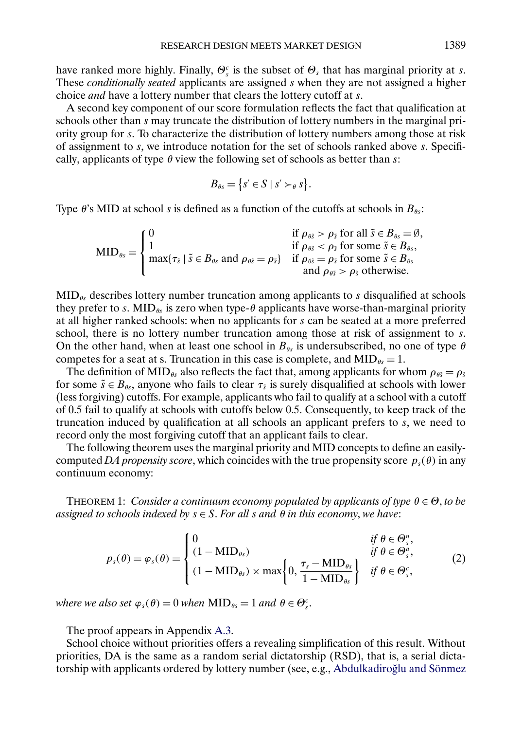have ranked more highly. Finally, $\Theta_s^c$ is the subset of $\Theta_s$ that has marginal priority at $s$. These *conditionally seated* applicants are assigned $s$ when they are not assigned a higher choice *and* have a lottery number that clears the lottery cutoff at $s$.

A second key component of our score formulation reflects the fact that qualification at schools other than $s$ may truncate the distribution of lottery numbers in the marginal priority group for $s$. To characterize the distribution of lottery numbers among those at risk of assignment to $s$, we introduce notation for the set of schools ranked above $s$. Specifically, applicants of type $\theta$ view the following set of schools as better than $s$:

$$B_{\theta s} = \{s' \in S \mid s' \succ_\theta s\}.$$

Type $\theta$'s MID at school $s$ is defined as a function of the cutoffs at schools in $B_{\theta s}$:

$$\text{MID}_{\theta s} = \begin{cases} 0 & \text{if } \rho_{\theta \tilde{s}} > \rho_{\tilde{s}} \text{ for all } \tilde{s} \in B_{\theta s} = \emptyset, \\ 1 & \text{if } \rho_{\theta \tilde{s}} < \rho_{\tilde{s}} \text{ for some } \tilde{s} \in B_{\theta s}, \\ \max\{\tau_{\tilde{s}} \mid \tilde{s} \in B_{\theta s} \text{ and } \rho_{\theta \tilde{s}} = \rho_{\tilde{s}}\} & \text{if } \rho_{\theta \tilde{s}} = \rho_{\tilde{s}} \text{ for some } \tilde{s} \in B_{\theta s} \\ & \quad \text{and } \rho_{\theta \tilde{s}} > \rho_{\tilde{s}} \text{ otherwise.} \end{cases}$$

$\text{MID}_{\theta s}$ describes lottery number truncation among applicants to $s$ disqualified at schools they prefer to $s$. $\text{MID}_{\theta s}$ is zero when type-$\theta$ applicants have worse-than-marginal priority at all higher ranked schools: when no applicants for $s$ can be seated at a more preferred school, there is no lottery number truncation among those at risk of assignment to $s$. On the other hand, when at least one school in $B_{\theta s}$ is undersubscribed, no one of type $\theta$ competes for a seat at s. Truncation in this case is complete, and $\text{MID}_{\theta s} = 1$.

The definition of $\text{MID}_{\theta s}$ also reflects the fact that, among applicants for whom $\rho_{\theta \tilde{s}} = \rho_{\tilde{s}}$ for some $\tilde{s} \in B_{\theta s}$, anyone who fails to clear $\tau_{\tilde{s}}$ is surely disqualified at schools with lower (less forgiving) cutoffs. For example, applicants who fail to qualify at a school with a cutoff of 0.5 fail to qualify at schools with cutoffs below 0.5. Consequently, to keep track of the truncation induced by qualification at all schools an applicant prefers to $s$, we need to record only the most forgiving cutoff that an applicant fails to clear.

The following theorem uses the marginal priority and MID concepts to define an easily-computed *DA propensity score*, which coincides with the true propensity score $p_s(\theta)$ in any continuum economy:

THEOREM 1: *Consider a continuum economy populated by applicants of type $\theta \in \Theta$, to be assigned to schools indexed by $s \in S$. For all $s$ and $\theta$ in this economy, we have*:

$$p_s(\theta) = \varphi_s(\theta) = \begin{cases} 0 & \text{if } \theta \in \Theta_s^n, \\ (1 - \text{MID}_{\theta s}) & \text{if } \theta \in \Theta_s^a, \\ (1 - \text{MID}_{\theta s}) \times \max\left\{0, \dfrac{\tau_s - \text{MID}_{\theta s}}{1 - \text{MID}_{\theta s}}\right\} & \text{if } \theta \in \Theta_s^c, \end{cases} \tag{2}$$

*where we also set $\varphi_s(\theta) = 0$ when $\text{MID}_{\theta s} = 1$ and $\theta \in \Theta_s^c$.*

The proof appears in Appendix A.3.

School choice without priorities offers a revealing simplification of this result. Without priorities, DA is the same as a random serial dictatorship (RSD), that is, a serial dictatorship with applicants ordered by lottery number (see, e.g., Abdulkadiroğlu and Sönmez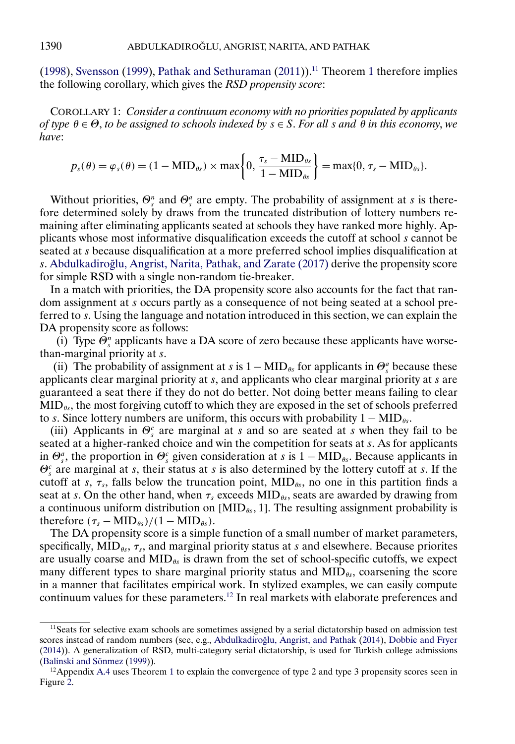(1998), Svensson (1999), Pathak and Sethuraman (2011)).[11] Theorem 1 therefore implies the following corollary, which gives the *RSD propensity score*:

COROLLARY 1: *Consider a continuum economy with no priorities populated by applicants of type $\theta \in \Theta$, to be assigned to schools indexed by $s \in S$. For all $s$ and $\theta$ in this economy, we have*:

$$p_s(\theta) = \varphi_s(\theta) = (1 - \text{MID}_{\theta s}) \times \max\left\{0, \frac{\tau_s - \text{MID}_{\theta s}}{1 - \text{MID}_{\theta s}}\right\} = \max\{0, \tau_s - \text{MID}_{\theta s}\}.$$

Without priorities, $\Theta_s^n$ and $\Theta_s^a$ are empty. The probability of assignment at $s$ is therefore determined solely by draws from the truncated distribution of lottery numbers remaining after eliminating applicants seated at schools they have ranked more highly. Applicants whose most informative disqualification exceeds the cutoff at school $s$ cannot be seated at $s$ because disqualification at a more preferred school implies disqualification at $s$. Abdulkadiroğlu, Angrist, Narita, Pathak, and Zarate (2017) derive the propensity score for simple RSD with a single non-random tie-breaker.

In a match with priorities, the DA propensity score also accounts for the fact that random assignment at $s$ occurs partly as a consequence of not being seated at a school preferred to $s$. Using the language and notation introduced in this section, we can explain the DA propensity score as follows:

(i) Type $\Theta_s^n$ applicants have a DA score of zero because these applicants have worse-than-marginal priority at $s$.

(ii) The probability of assignment at $s$ is $1 - \text{MID}_{\theta s}$ for applicants in $\Theta_s^a$ because these applicants clear marginal priority at $s$, and applicants who clear marginal priority at $s$ are guaranteed a seat there if they do not do better. Not doing better means failing to clear $\text{MID}_{\theta s}$, the most forgiving cutoff to which they are exposed in the set of schools preferred to $s$. Since lottery numbers are uniform, this occurs with probability $1 - \text{MID}_{\theta s}$.

(iii) Applicants in $\Theta_s^c$ are marginal at $s$ and so are seated at $s$ when they fail to be seated at a higher-ranked choice and win the competition for seats at $s$. As for applicants in $\Theta_s^a$, the proportion in $\Theta_s^c$ given consideration at $s$ is $1 - \text{MID}_{\theta s}$. Because applicants in $\Theta_s^c$ are marginal at $s$, their status at $s$ is also determined by the lottery cutoff at $s$. If the cutoff at $s$, $\tau_s$, falls below the truncation point, $\text{MID}_{\theta s}$, no one in this partition finds a seat at $s$. On the other hand, when $\tau_s$ exceeds $\text{MID}_{\theta s}$, seats are awarded by drawing from a continuous uniform distribution on $[\text{MID}_{\theta s}, 1]$. The resulting assignment probability is therefore $(\tau_s - \text{MID}_{\theta s})/(1 - \text{MID}_{\theta s})$.

The DA propensity score is a simple function of a small number of market parameters, specifically, $\text{MID}_{\theta s}$, $\tau_s$, and marginal priority status at $s$ and elsewhere. Because priorites are usually coarse and $\text{MID}_{\theta s}$ is drawn from the set of school-specific cutoffs, we expect many different types to share marginal priority status and $\text{MID}_{\theta s}$, coarsening the score in a manner that facilitates empirical work. In stylized examples, we can easily compute continuum values for these parameters.[12] In real markets with elaborate preferences and

[11] Seats for selective exam schools are sometimes assigned by a serial dictatorship based on admission test scores instead of random numbers (see, e.g., Abdulkadiroğlu, Angrist, and Pathak (2014), Dobbie and Fryer (2014)). A generalization of RSD, multi-category serial dictatorship, is used for Turkish college admissions (Balinski and Sönmez (1999)).

[12] Appendix A.4 uses Theorem 1 to explain the convergence of type 2 and type 3 propensity scores seen in Figure 2.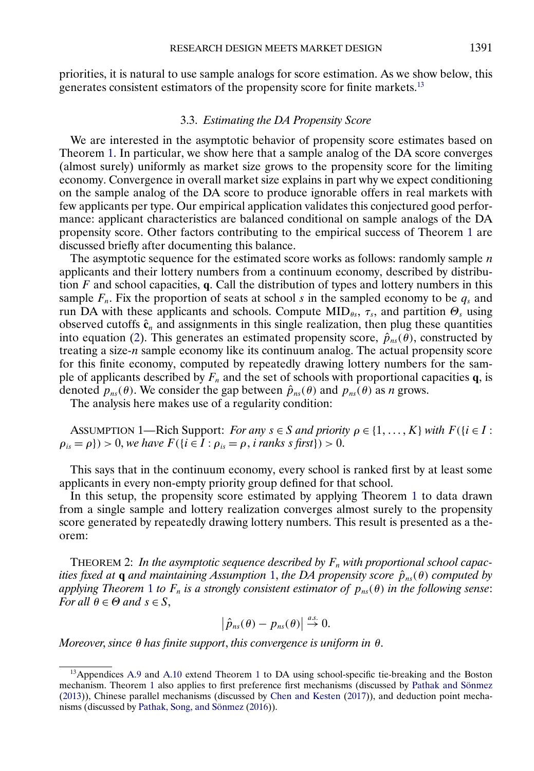priorities, it is natural to use sample analogs for score estimation. As we show below, this generates consistent estimators of the propensity score for finite markets.[13]

### 3.3. *Estimating the DA Propensity Score*

We are interested in the asymptotic behavior of propensity score estimates based on Theorem 1. In particular, we show here that a sample analog of the DA score converges (almost surely) uniformly as market size grows to the propensity score for the limiting economy. Convergence in overall market size explains in part why we expect conditioning on the sample analog of the DA score to produce ignorable offers in real markets with few applicants per type. Our empirical application validates this conjectured good performance: applicant characteristics are balanced conditional on sample analogs of the DA propensity score. Other factors contributing to the empirical success of Theorem 1 are discussed briefly after documenting this balance.

The asymptotic sequence for the estimated score works as follows: randomly sample $n$ applicants and their lottery numbers from a continuum economy, described by distribution $F$ and school capacities, $\mathbf{q}$. Call the distribution of types and lottery numbers in this sample $F_n$. Fix the proportion of seats at school $s$ in the sampled economy to be $q_s$ and run DA with these applicants and schools. Compute $\text{MID}_{\theta s}$, $\tau_s$, and partition $\Theta_s$ using observed cutoffs $\hat{\mathbf{c}}_n$ and assignments in this single realization, then plug these quantities into equation (2). This generates an estimated propensity score, $\hat{p}_{ns}(\theta)$, constructed by treating a size-$n$ sample economy like its continuum analog. The actual propensity score for this finite economy, computed by repeatedly drawing lottery numbers for the sample of applicants described by $F_n$ and the set of schools with proportional capacities $\mathbf{q}$, is denoted $p_{ns}(\theta)$. We consider the gap between $\hat{p}_{ns}(\theta)$ and $p_{ns}(\theta)$ as $n$ grows.

The analysis here makes use of a regularity condition:

ASSUMPTION 1—Rich Support: *For any $s \in S$ and priority $\rho \in \{1, \dots, K\}$ with $F(\{i \in I : \rho_{is} = \rho\}) > 0$, we have $F(\{i \in I : \rho_{is} = \rho, i \text{ ranks } s \text{ first}\}) > 0$.*

This says that in the continuum economy, every school is ranked first by at least some applicants in every non-empty priority group defined for that school.

In this setup, the propensity score estimated by applying Theorem 1 to data drawn from a single sample and lottery realization converges almost surely to the propensity score generated by repeatedly drawing lottery numbers. This result is presented as a theorem:

THEOREM 2: *In the asymptotic sequence described by $F_n$ with proportional school capacities fixed at $\mathbf{q}$ and maintaining Assumption 1, the DA propensity score $\hat{p}_{ns}(\theta)$ computed by applying Theorem 1 to $F_n$ is a strongly consistent estimator of $p_{ns}(\theta)$ in the following sense: For all $\theta \in \Theta$ and $s \in S$,*

$$\left|\hat{p}_{ns}(\theta) - p_{ns}(\theta)\right| \overset{a.s.}{\to} 0.$$

*Moreover, since $\theta$ has finite support, this convergence is uniform in $\theta$.*

---

[13] Appendices A.9 and A.10 extend Theorem 1 to DA using school-specific tie-breaking and the Boston mechanism. Theorem 1 also applies to first preference first mechanisms (discussed by Pathak and Sönmez (2013)), Chinese parallel mechanisms (discussed by Chen and Kesten (2017)), and deduction point mechanisms (discussed by Pathak, Song, and Sönmez (2016)).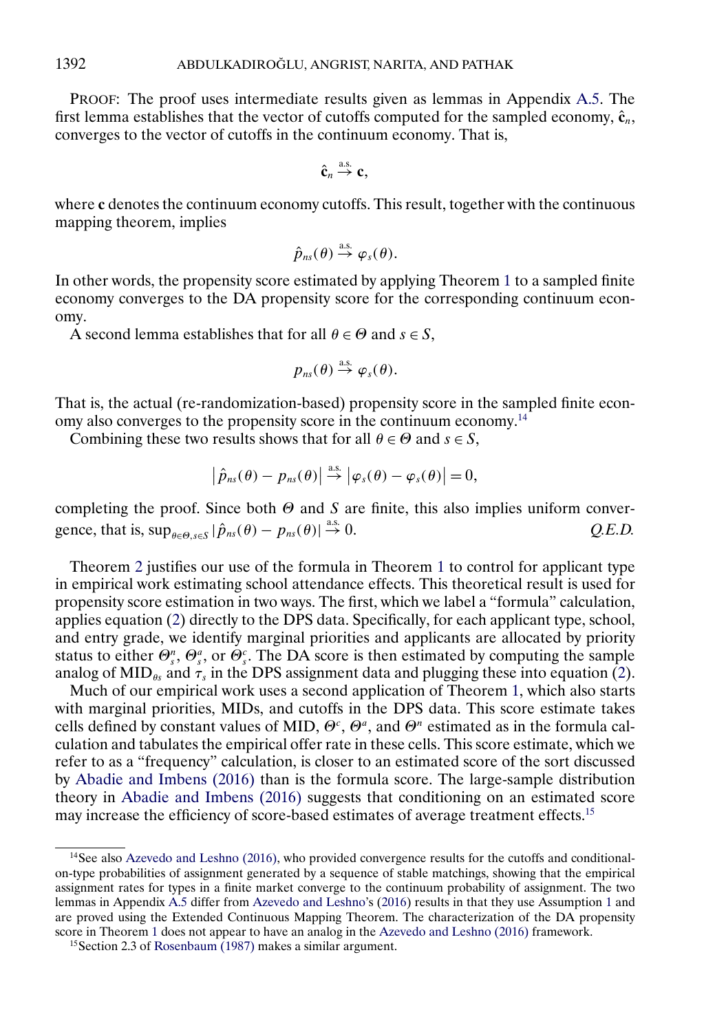PROOF: The proof uses intermediate results given as lemmas in Appendix A.5. The first lemma establishes that the vector of cutoffs computed for the sampled economy, $\hat{\mathbf{c}}_n$, converges to the vector of cutoffs in the continuum economy. That is,

$$\hat{\mathbf{c}}_n \xrightarrow{\text{a.s.}} \mathbf{c},$$

where $\mathbf{c}$ denotes the continuum economy cutoffs. This result, together with the continuous mapping theorem, implies

$$\hat{p}_{ns}(\theta) \xrightarrow{\text{a.s.}} \varphi_s(\theta).$$

In other words, the propensity score estimated by applying Theorem 1 to a sampled finite economy converges to the DA propensity score for the corresponding continuum economy.

A second lemma establishes that for all $\theta \in \Theta$ and $s \in S$,

$$p_{ns}(\theta) \xrightarrow{\text{a.s.}} \varphi_s(\theta).$$

That is, the actual (re-randomization-based) propensity score in the sampled finite economy also converges to the propensity score in the continuum economy.[14]

Combining these two results shows that for all $\theta \in \Theta$ and $s \in S$,

$$\left|\hat{p}_{ns}(\theta) - p_{ns}(\theta)\right| \xrightarrow{\text{a.s.}} \left|\varphi_s(\theta) - \varphi_s(\theta)\right| = 0,$$

completing the proof. Since both $\Theta$ and $S$ are finite, this also implies uniform convergence, that is, $\sup_{\theta\in\Theta, s\in S} |\hat{p}_{ns}(\theta) - p_{ns}(\theta)| \xrightarrow{\text{a.s.}} 0$. *Q.E.D.*

Theorem 2 justifies our use of the formula in Theorem 1 to control for applicant type in empirical work estimating school attendance effects. This theoretical result is used for propensity score estimation in two ways. The first, which we label a "formula" calculation, applies equation (2) directly to the DPS data. Specifically, for each applicant type, school, and entry grade, we identify marginal priorities and applicants are allocated by priority status to either $\Theta_s^n$, $\Theta_s^a$, or $\Theta_s^c$. The DA score is then estimated by computing the sample analog of $\text{MID}_{\theta s}$ and $\tau_s$ in the DPS assignment data and plugging these into equation (2).

Much of our empirical work uses a second application of Theorem 1, which also starts with marginal priorities, MIDs, and cutoffs in the DPS data. This score estimate takes cells defined by constant values of MID, $\Theta^c$, $\Theta^a$, and $\Theta^n$ estimated as in the formula calculation and tabulates the empirical offer rate in these cells. This score estimate, which we refer to as a "frequency" calculation, is closer to an estimated score of the sort discussed by Abadie and Imbens (2016) than is the formula score. The large-sample distribution theory in Abadie and Imbens (2016) suggests that conditioning on an estimated score may increase the efficiency of score-based estimates of average treatment effects.[15]

---

[14] See also Azevedo and Leshno (2016), who provided convergence results for the cutoffs and conditional-on-type probabilities of assignment generated by a sequence of stable matchings, showing that the empirical assignment rates for types in a finite market converge to the continuum probability of assignment. The two lemmas in Appendix A.5 differ from Azevedo and Leshno's (2016) results in that they use Assumption 1 and are proved using the Extended Continuous Mapping Theorem. The characterization of the DA propensity score in Theorem 1 does not appear to have an analog in the Azevedo and Leshno (2016) framework.

[15] Section 2.3 of Rosenbaum (1987) makes a similar argument.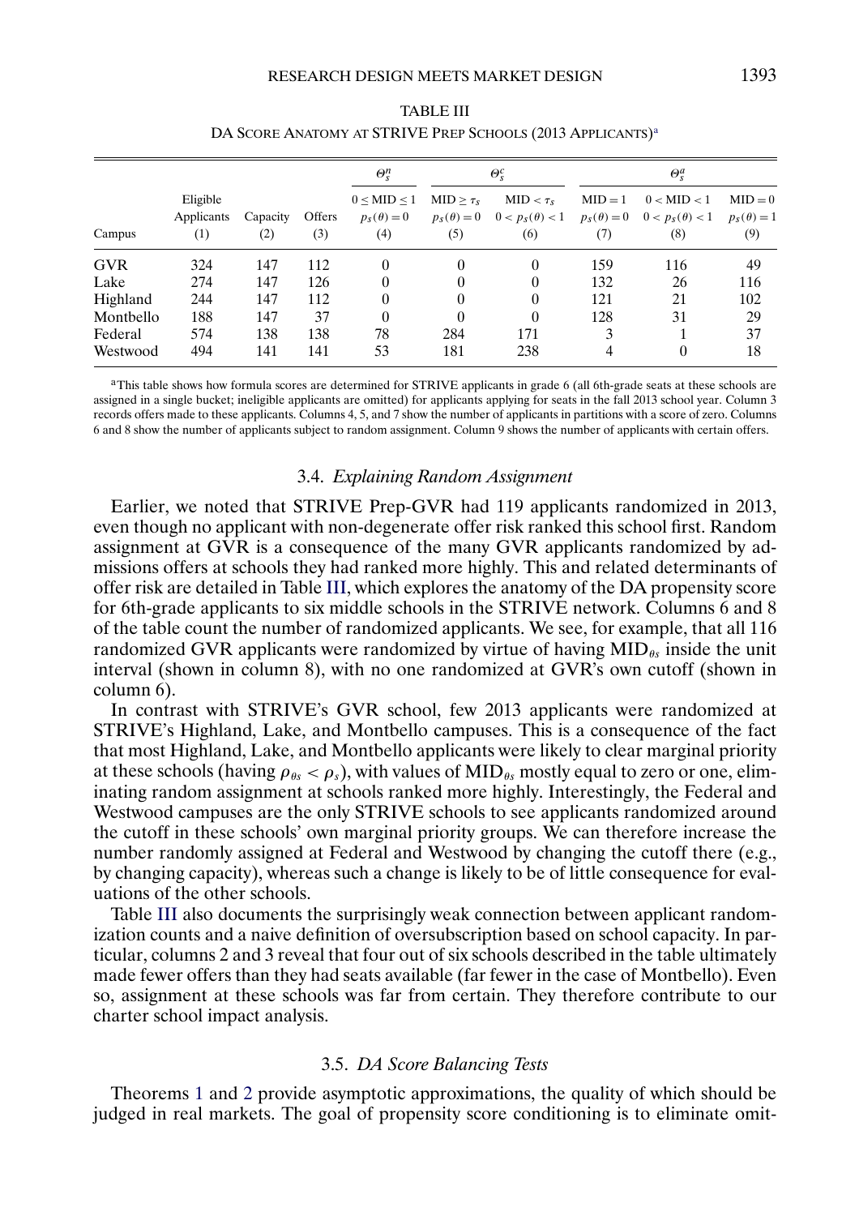TABLE III

DA SCORE ANATOMY AT STRIVE PREP SCHOOLS (2013 APPLICANTS)[a]

| | | | | $\Theta_s^n$ | $\Theta_s^c$ | | $\Theta_s^a$ | | |
|---|---|---|---|---|---|---|---|---|---|
| | Eligible Applicants | Capacity | Offers | $0 \leq \text{MID} \leq 1$ $p_s(\theta) = 0$ | $\text{MID} \geq \tau_s$ $p_s(\theta) = 0$ | $\text{MID} < \tau_s$ $0 < p_s(\theta) < 1$ | $\text{MID} = 1$ $p_s(\theta) = 0$ | $0 < \text{MID} < 1$ $0 < p_s(\theta) < 1$ | $\text{MID} = 0$ $p_s(\theta) = 1$ |
| Campus | (1) | (2) | (3) | (4) | (5) | (6) | (7) | (8) | (9) |
| GVR | 324 | 147 | 112 | 0 | 0 | 0 | 159 | 116 | 49 |
| Lake | 274 | 147 | 126 | 0 | 0 | 0 | 132 | 26 | 116 |
| Highland | 244 | 147 | 112 | 0 | 0 | 0 | 121 | 21 | 102 |
| Montbello | 188 | 147 | 37 | 0 | 0 | 0 | 128 | 31 | 29 |
| Federal | 574 | 138 | 138 | 78 | 284 | 171 | 3 | 1 | 37 |
| Westwood | 494 | 141 | 141 | 53 | 181 | 238 | 4 | 0 | 18 |

[a]This table shows how formula scores are determined for STRIVE applicants in grade 6 (all 6th-grade seats at these schools are assigned in a single bucket; ineligible applicants are omitted) for applicants applying for seats in the fall 2013 school year. Column 3 records offers made to these applicants. Columns 4, 5, and 7 show the number of applicants in partitions with a score of zero. Columns 6 and 8 show the number of applicants subject to random assignment. Column 9 shows the number of applicants with certain offers.

### 3.4. *Explaining Random Assignment*

Earlier, we noted that STRIVE Prep-GVR had 119 applicants randomized in 2013, even though no applicant with non-degenerate offer risk ranked this school first. Random assignment at GVR is a consequence of the many GVR applicants randomized by admissions offers at schools they had ranked more highly. This and related determinants of offer risk are detailed in Table III, which explores the anatomy of the DA propensity score for 6th-grade applicants to six middle schools in the STRIVE network. Columns 6 and 8 of the table count the number of randomized applicants. We see, for example, that all 116 randomized GVR applicants were randomized by virtue of having $\text{MID}_{\theta s}$ inside the unit interval (shown in column 8), with no one randomized at GVR's own cutoff (shown in column 6).

In contrast with STRIVE's GVR school, few 2013 applicants were randomized at STRIVE's Highland, Lake, and Montbello campuses. This is a consequence of the fact that most Highland, Lake, and Montbello applicants were likely to clear marginal priority at these schools (having $\rho_{\theta s} < \rho_s$), with values of $\text{MID}_{\theta s}$ mostly equal to zero or one, eliminating random assignment at schools ranked more highly. Interestingly, the Federal and Westwood campuses are the only STRIVE schools to see applicants randomized around the cutoff in these schools' own marginal priority groups. We can therefore increase the number randomly assigned at Federal and Westwood by changing the cutoff there (e.g., by changing capacity), whereas such a change is likely to be of little consequence for evaluations of the other schools.

Table III also documents the surprisingly weak connection between applicant randomization counts and a naive definition of oversubscription based on school capacity. In particular, columns 2 and 3 reveal that four out of six schools described in the table ultimately made fewer offers than they had seats available (far fewer in the case of Montbello). Even so, assignment at these schools was far from certain. They therefore contribute to our charter school impact analysis.

### 3.5. *DA Score Balancing Tests*

Theorems 1 and 2 provide asymptotic approximations, the quality of which should be judged in real markets. The goal of propensity score conditioning is to eliminate omit-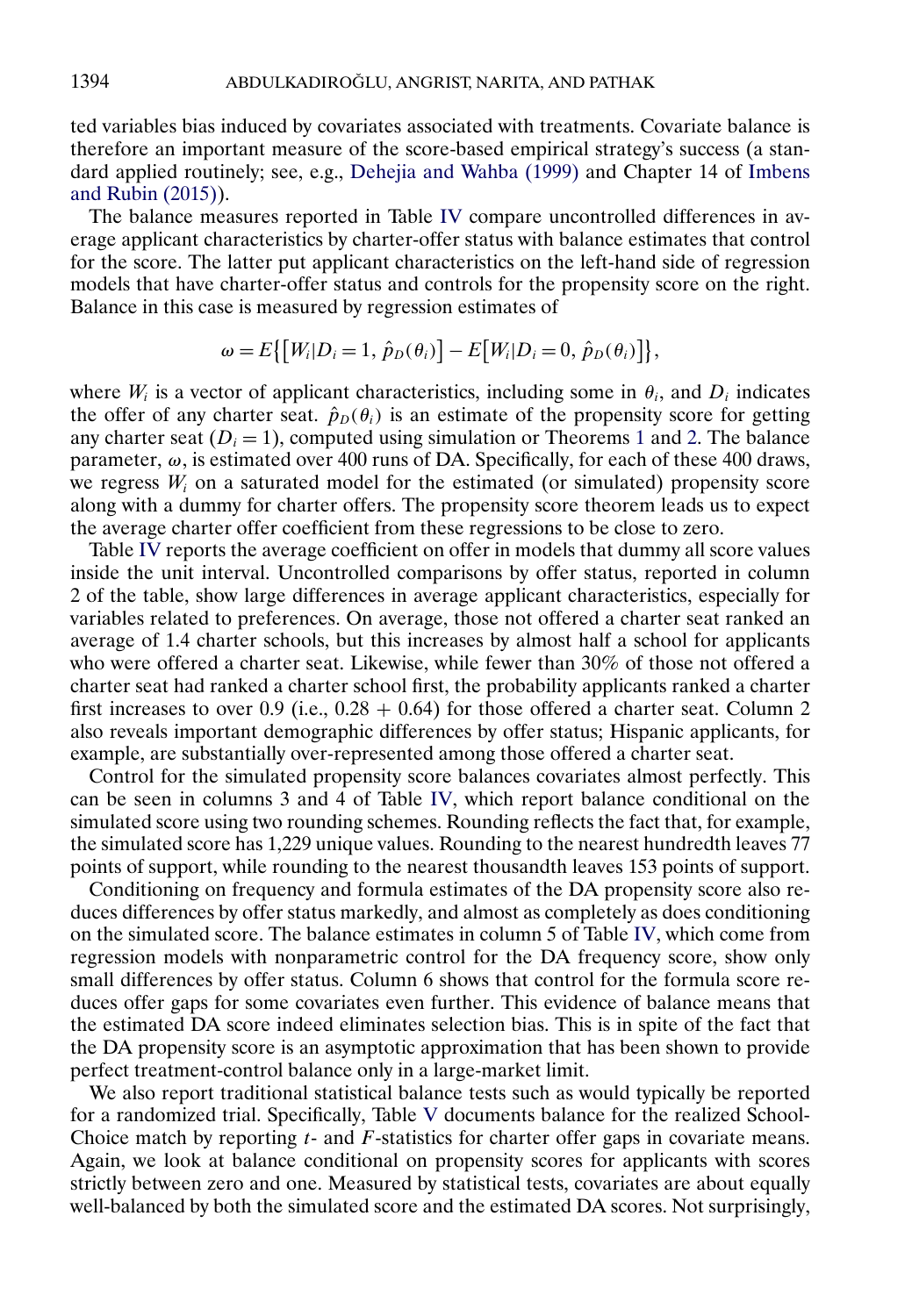ted variables bias induced by covariates associated with treatments. Covariate balance is therefore an important measure of the score-based empirical strategy's success (a standard applied routinely; see, e.g., Dehejia and Wahba (1999) and Chapter 14 of Imbens and Rubin (2015)).

The balance measures reported in Table IV compare uncontrolled differences in average applicant characteristics by charter-offer status with balance estimates that control for the score. The latter put applicant characteristics on the left-hand side of regression models that have charter-offer status and controls for the propensity score on the right. Balance in this case is measured by regression estimates of

$$\omega = E\{[W_i | D_i = 1, \hat{p}_D(\theta_i)] - E[W_i | D_i = 0, \hat{p}_D(\theta_i)]\},$$

where $W_i$ is a vector of applicant characteristics, including some in $\theta_i$, and $D_i$ indicates the offer of any charter seat. $\hat{p}_D(\theta_i)$ is an estimate of the propensity score for getting any charter seat ($D_i = 1$), computed using simulation or Theorems 1 and 2. The balance parameter, $\omega$, is estimated over 400 runs of DA. Specifically, for each of these 400 draws, we regress $W_i$ on a saturated model for the estimated (or simulated) propensity score along with a dummy for charter offers. The propensity score theorem leads us to expect the average charter offer coefficient from these regressions to be close to zero.

Table IV reports the average coefficient on offer in models that dummy all score values inside the unit interval. Uncontrolled comparisons by offer status, reported in column 2 of the table, show large differences in average applicant characteristics, especially for variables related to preferences. On average, those not offered a charter seat ranked an average of 1.4 charter schools, but this increases by almost half a school for applicants who were offered a charter seat. Likewise, while fewer than 30% of those not offered a charter seat had ranked a charter school first, the probability applicants ranked a charter first increases to over 0.9 (i.e., 0.28 + 0.64) for those offered a charter seat. Column 2 also reveals important demographic differences by offer status; Hispanic applicants, for example, are substantially over-represented among those offered a charter seat.

Control for the simulated propensity score balances covariates almost perfectly. This can be seen in columns 3 and 4 of Table IV, which report balance conditional on the simulated score using two rounding schemes. Rounding reflects the fact that, for example, the simulated score has 1,229 unique values. Rounding to the nearest hundredth leaves 77 points of support, while rounding to the nearest thousandth leaves 153 points of support.

Conditioning on frequency and formula estimates of the DA propensity score also reduces differences by offer status markedly, and almost as completely as does conditioning on the simulated score. The balance estimates in column 5 of Table IV, which come from regression models with nonparametric control for the DA frequency score, show only small differences by offer status. Column 6 shows that control for the formula score reduces offer gaps for some covariates even further. This evidence of balance means that the estimated DA score indeed eliminates selection bias. This is in spite of the fact that the DA propensity score is an asymptotic approximation that has been shown to provide perfect treatment-control balance only in a large-market limit.

We also report traditional statistical balance tests such as would typically be reported for a randomized trial. Specifically, Table V documents balance for the realized School-Choice match by reporting $t$- and $F$-statistics for charter offer gaps in covariate means. Again, we look at balance conditional on propensity scores for applicants with scores strictly between zero and one. Measured by statistical tests, covariates are about equally well-balanced by both the simulated score and the estimated DA scores. Not surprisingly,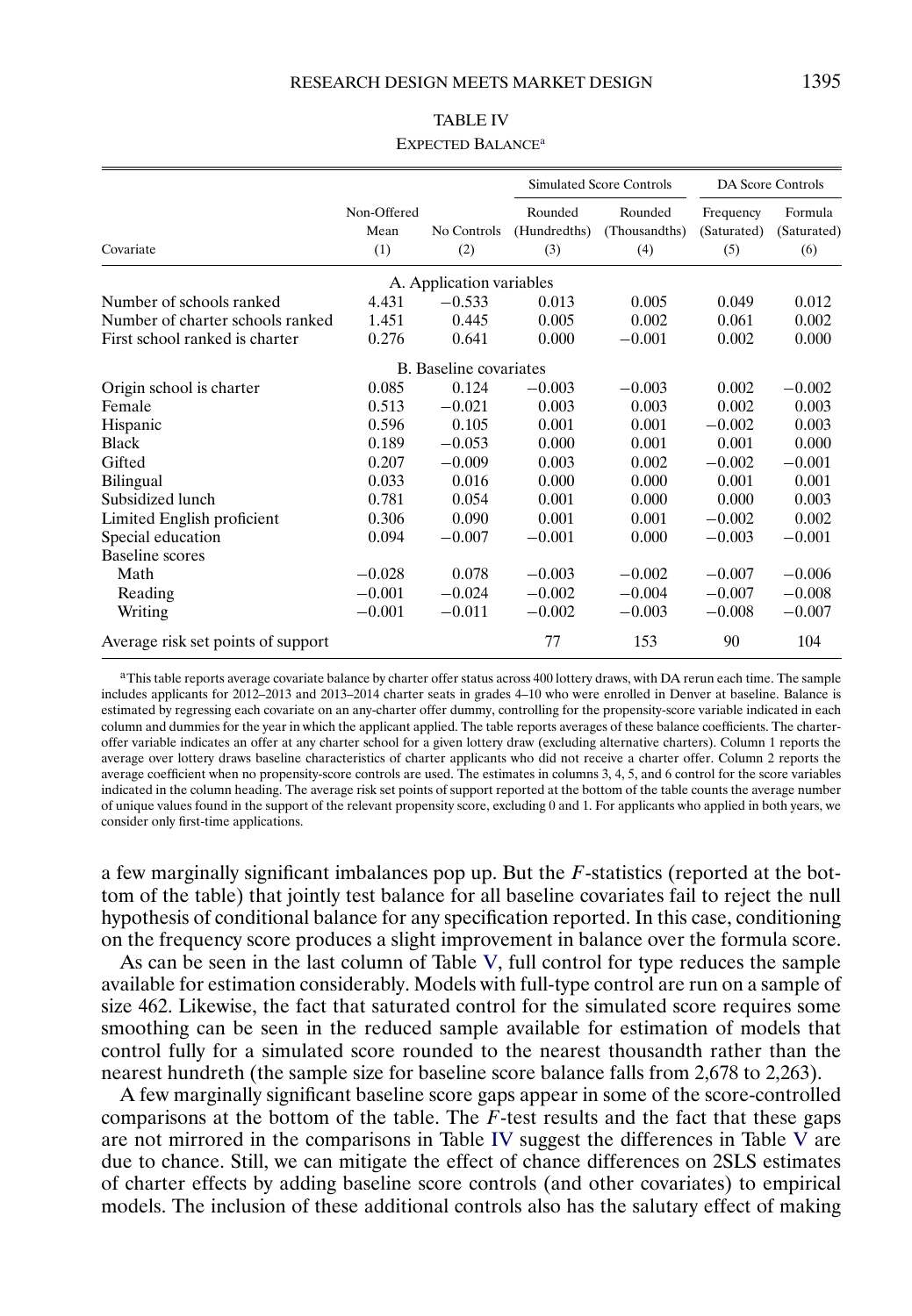TABLE IV

EXPECTED BALANCE[a]

| Covariate | Non-Offered Mean (1) | No Controls (2) | Simulated Score Controls: Rounded (Hundredths) (3) | Simulated Score Controls: Rounded (Thousandths) (4) | DA Score Controls: Frequency (Saturated) (5) | DA Score Controls: Formula (Saturated) (6) |
|---|---|---|---|---|---|---|
| **A. Application variables** | | | | | | |
| Number of schools ranked | 4.431 | −0.533 | 0.013 | 0.005 | 0.049 | 0.012 |
| Number of charter schools ranked | 1.451 | 0.445 | 0.005 | 0.002 | 0.061 | 0.002 |
| First school ranked is charter | 0.276 | 0.641 | 0.000 | −0.001 | 0.002 | 0.000 |
| **B. Baseline covariates** | | | | | | |
| Origin school is charter | 0.085 | 0.124 | −0.003 | −0.003 | 0.002 | −0.002 |
| Female | 0.513 | −0.021 | 0.003 | 0.003 | 0.002 | 0.003 |
| Hispanic | 0.596 | 0.105 | 0.001 | 0.001 | −0.002 | 0.003 |
| Black | 0.189 | −0.053 | 0.000 | 0.001 | 0.001 | 0.000 |
| Gifted | 0.207 | −0.009 | 0.003 | 0.002 | −0.002 | −0.001 |
| Bilingual | 0.033 | 0.016 | 0.000 | 0.000 | 0.001 | 0.001 |
| Subsidized lunch | 0.781 | 0.054 | 0.001 | 0.000 | 0.000 | 0.003 |
| Limited English proficient | 0.306 | 0.090 | 0.001 | 0.001 | −0.002 | 0.002 |
| Special education | 0.094 | −0.007 | −0.001 | 0.000 | −0.003 | −0.001 |
| Baseline scores | | | | | | |
| Math | −0.028 | 0.078 | −0.003 | −0.002 | −0.007 | −0.006 |
| Reading | −0.001 | −0.024 | −0.002 | −0.004 | −0.007 | −0.008 |
| Writing | −0.001 | −0.011 | −0.002 | −0.003 | −0.008 | −0.007 |
| Average risk set points of support | | | 77 | 153 | 90 | 104 |

[a]This table reports average covariate balance by charter offer status across 400 lottery draws, with DA rerun each time. The sample includes applicants for 2012–2013 and 2013–2014 charter seats in grades 4–10 who were enrolled in Denver at baseline. Balance is estimated by regressing each covariate on an any-charter offer dummy, controlling for the propensity-score variable indicated in each column and dummies for the year in which the applicant applied. The table reports averages of these balance coefficients. The charter-offer variable indicates an offer at any charter school for a given lottery draw (excluding alternative charters). Column 1 reports the average over lottery draws baseline characteristics of charter applicants who did not receive a charter offer. Column 2 reports the average coefficient when no propensity-score controls are used. The estimates in columns 3, 4, 5, and 6 control for the score variables indicated in the column heading. The average risk set points of support reported at the bottom of the table counts the average number of unique values found in the support of the relevant propensity score, excluding 0 and 1. For applicants who applied in both years, we consider only first-time applications.

a few marginally significant imbalances pop up. But the $F$-statistics (reported at the bottom of the table) that jointly test balance for all baseline covariates fail to reject the null hypothesis of conditional balance for any specification reported. In this case, conditioning on the frequency score produces a slight improvement in balance over the formula score.

As can be seen in the last column of Table V, full control for type reduces the sample available for estimation considerably. Models with full-type control are run on a sample of size 462. Likewise, the fact that saturated control for the simulated score requires some smoothing can be seen in the reduced sample available for estimation of models that control fully for a simulated score rounded to the nearest thousandth rather than the nearest hundreth (the sample size for baseline score balance falls from 2,678 to 2,263).

A few marginally significant baseline score gaps appear in some of the score-controlled comparisons at the bottom of the table. The $F$-test results and the fact that these gaps are not mirrored in the comparisons in Table IV suggest the differences in Table V are due to chance. Still, we can mitigate the effect of chance differences on 2SLS estimates of charter effects by adding baseline score controls (and other covariates) to empirical models. The inclusion of these additional controls also has the salutary effect of making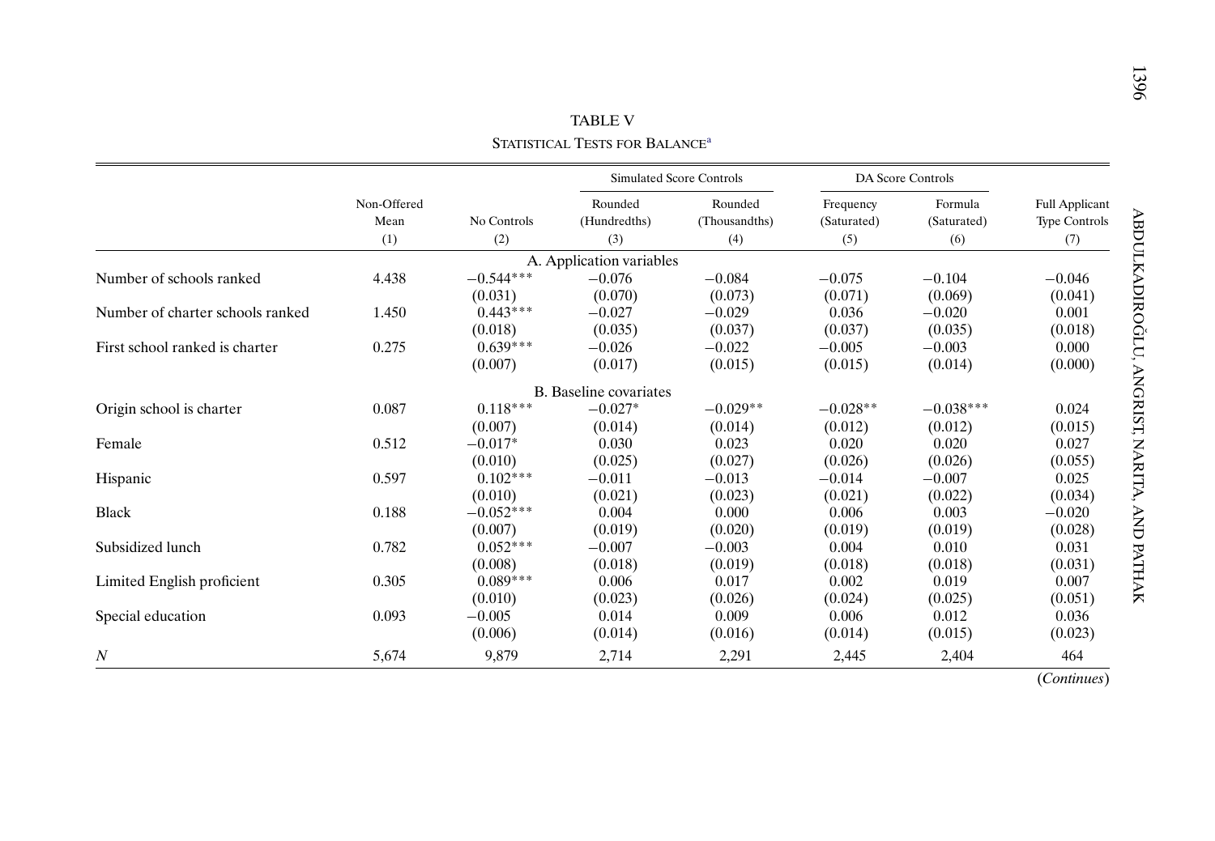TABLE V

STATISTICAL TESTS FOR BALANCE[a]

| | Non-Offered Mean | No Controls | Simulated Score Controls | | DA Score Controls | | Full Applicant Type Controls |
|---|---|---|---|---|---|---|---|
| | | | Rounded (Hundredths) | Rounded (Thousandths) | Frequency (Saturated) | Formula (Saturated) | |
| | (1) | (2) | (3) | (4) | (5) | (6) | (7) |
| **A. Application variables** | | | | | | | |
| Number of schools ranked | 4.438 | −0.544*** | −0.076 | −0.084 | −0.075 | −0.104 | −0.046 |
| | | (0.031) | (0.070) | (0.073) | (0.071) | (0.069) | (0.041) |
| Number of charter schools ranked | 1.450 | 0.443*** | −0.027 | −0.029 | 0.036 | −0.020 | 0.001 |
| | | (0.018) | (0.035) | (0.037) | (0.037) | (0.035) | (0.018) |
| First school ranked is charter | 0.275 | 0.639*** | −0.026 | −0.022 | −0.005 | −0.003 | 0.000 |
| | | (0.007) | (0.017) | (0.015) | (0.015) | (0.014) | (0.000) |
| **B. Baseline covariates** | | | | | | | |
| Origin school is charter | 0.087 | 0.118*** | −0.027* | −0.029** | −0.028** | −0.038*** | 0.024 |
| | | (0.007) | (0.014) | (0.014) | (0.012) | (0.012) | (0.015) |
| Female | 0.512 | −0.017* | 0.030 | 0.023 | 0.020 | 0.020 | 0.027 |
| | | (0.010) | (0.025) | (0.027) | (0.026) | (0.026) | (0.055) |
| Hispanic | 0.597 | 0.102*** | −0.011 | −0.013 | −0.014 | −0.007 | 0.025 |
| | | (0.010) | (0.021) | (0.023) | (0.021) | (0.022) | (0.034) |
| Black | 0.188 | −0.052*** | 0.004 | 0.000 | 0.006 | 0.003 | −0.020 |
| | | (0.007) | (0.019) | (0.020) | (0.019) | (0.019) | (0.028) |
| Subsidized lunch | 0.782 | 0.052*** | −0.007 | −0.003 | 0.004 | 0.010 | 0.031 |
| | | (0.008) | (0.018) | (0.019) | (0.018) | (0.018) | (0.031) |
| Limited English proficient | 0.305 | 0.089*** | 0.006 | 0.017 | 0.002 | 0.019 | 0.007 |
| | | (0.010) | (0.023) | (0.026) | (0.024) | (0.025) | (0.051) |
| Special education | 0.093 | −0.005 | 0.014 | 0.009 | 0.006 | 0.012 | 0.036 |
| | | (0.006) | (0.014) | (0.016) | (0.014) | (0.015) | (0.023) |
| $N$ | 5,674 | 9,879 | 2,714 | 2,291 | 2,445 | 2,404 | 464 |

(*Continues*)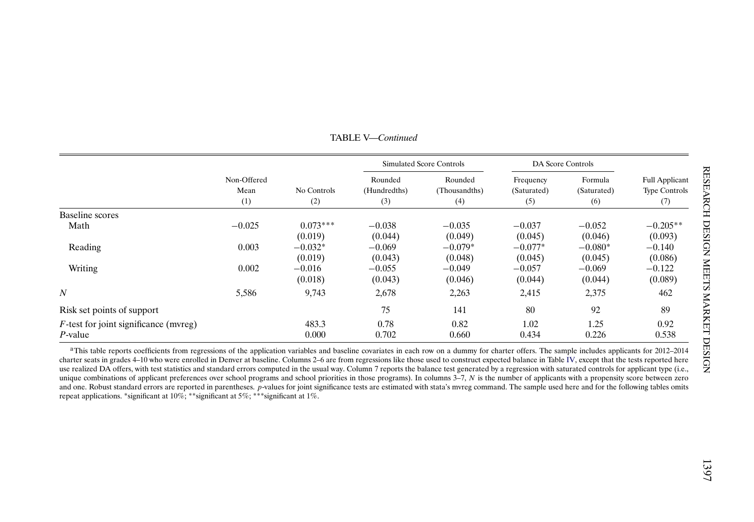TABLE V—*Continued*

| | Non-Offered Mean | No Controls | Simulated Score Controls | | DA Score Controls | | Full Applicant Type Controls |
|---|---|---|---|---|---|---|---|
| | | | Rounded (Hundredths) | Rounded (Thousandths) | Frequency (Saturated) | Formula (Saturated) | |
| | (1) | (2) | (3) | (4) | (5) | (6) | (7) |
| Baseline scores | | | | | | | |
| Math | −0.025 | 0.073*** | −0.038 | −0.035 | −0.037 | −0.052 | −0.205** |
| | | (0.019) | (0.044) | (0.049) | (0.045) | (0.046) | (0.093) |
| Reading | 0.003 | −0.032* | −0.069 | −0.079* | −0.077* | −0.080* | −0.140 |
| | | (0.019) | (0.043) | (0.048) | (0.045) | (0.045) | (0.086) |
| Writing | 0.002 | −0.016 | −0.055 | −0.049 | −0.057 | −0.069 | −0.122 |
| | | (0.018) | (0.043) | (0.046) | (0.044) | (0.044) | (0.089) |
| $N$ | 5,586 | 9,743 | 2,678 | 2,263 | 2,415 | 2,375 | 462 |
| Risk set points of support | | | 75 | 141 | 80 | 92 | 89 |
| $F$-test for joint significance (mvreg) | | 483.3 | 0.78 | 0.82 | 1.02 | 1.25 | 0.92 |
| $P$-value | | 0.000 | 0.702 | 0.660 | 0.434 | 0.226 | 0.538 |

[a]This table reports coefficients from regressions of the application variables and baseline covariates in each row on a dummy for charter offers. The sample includes applicants for 2012–2014 charter seats in grades 4–10 who were enrolled in Denver at baseline. Columns 2–6 are from regressions like those used to construct expected balance in Table IV, except that the tests reported here use realized DA offers, with test statistics and standard errors computed in the usual way. Column 7 reports the balance test generated by a regression with saturated controls for applicant type (i.e., unique combinations of applicant preferences over school programs and school priorities in those programs). In columns 3–7, $N$ is the number of applicants with a propensity score between zero and one. Robust standard errors are reported in parentheses. $p$-values for joint significance tests are estimated with stata's mvreg command. The sample used here and for the following tables omits repeat applications. *significant at 10%; **significant at 5%; ***significant at 1%.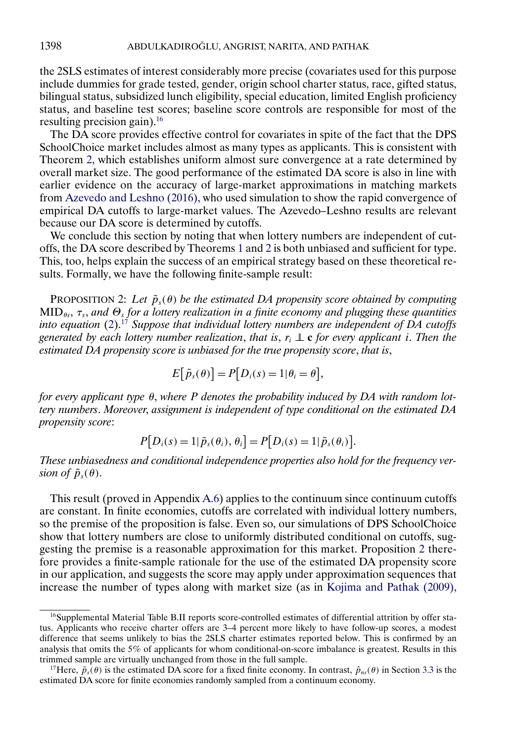the 2SLS estimates of interest considerably more precise (covariates used for this purpose include dummies for grade tested, gender, origin school charter status, race, gifted status, bilingual status, subsidized lunch eligibility, special education, limited English proficiency status, and baseline test scores; baseline score controls are responsible for most of the resulting precision gain).[16]

The DA score provides effective control for covariates in spite of the fact that the DPS SchoolChoice market includes almost as many types as applicants. This is consistent with Theorem 2, which establishes uniform almost sure convergence at a rate determined by overall market size. The good performance of the estimated DA score is also in line with earlier evidence on the accuracy of large-market approximations in matching markets from Azevedo and Leshno (2016), who used simulation to show the rapid convergence of empirical DA cutoffs to large-market values. The Azevedo–Leshno results are relevant because our DA score is determined by cutoffs.

We conclude this section by noting that when lottery numbers are independent of cutoffs, the DA score described by Theorems 1 and 2 is both unbiased and sufficient for type. This, too, helps explain the success of an empirical strategy based on these theoretical results. Formally, we have the following finite-sample result:

PROPOSITION 2: *Let $\tilde{p}_s(\theta)$ be the estimated DA propensity score obtained by computing $\text{MID}_{\theta s}$, $\tau_s$, and $\Theta_s$ for a lottery realization in a finite economy and plugging these quantities into equation (2).*[17] *Suppose that individual lottery numbers are independent of DA cutoffs generated by each lottery number realization, that is, $r_i \perp\!\!\!\perp \mathbf{c}$ for every applicant $i$. Then the estimated DA propensity score is unbiased for the true propensity score, that is,*

$$E\big[\tilde{p}_s(\theta)\big] = P\big[D_i(s) = 1 | \theta_i = \theta\big],$$

*for every applicant type $\theta$, where $P$ denotes the probability induced by DA with random lottery numbers. Moreover, assignment is independent of type conditional on the estimated DA propensity score:*

$$P\big[D_i(s) = 1 | \tilde{p}_s(\theta_i), \theta_i\big] = P\big[D_i(s) = 1 | \tilde{p}_s(\theta_i)\big].$$

*These unbiasedness and conditional independence properties also hold for the frequency version of $\tilde{p}_s(\theta)$.*

This result (proved in Appendix A.6) applies to the continuum since continuum cutoffs are constant. In finite economies, cutoffs are correlated with individual lottery numbers, so the premise of the proposition is false. Even so, our simulations of DPS SchoolChoice show that lottery numbers are close to uniformly distributed conditional on cutoffs, suggesting the premise is a reasonable approximation for this market. Proposition 2 therefore provides a finite-sample rationale for the use of the estimated DA propensity score in our application, and suggests the score may apply under approximation sequences that increase the number of types along with market size (as in Kojima and Pathak (2009),

---

[16] Supplemental Material Table B.II reports score-controlled estimates of differential attrition by offer status. Applicants who receive charter offers are 3–4 percent more likely to have follow-up scores, a modest difference that seems unlikely to bias the 2SLS charter estimates reported below. This is confirmed by an analysis that omits the 5% of applicants for whom conditional-on-score imbalance is greatest. Results in this trimmed sample are virtually unchanged from those in the full sample.

[17] Here, $\tilde{p}_s(\theta)$ is the estimated DA score for a fixed finite economy. In contrast, $\hat{p}_{ns}(\theta)$ in Section 3.3 is the estimated DA score for finite economies randomly sampled from a continuum economy.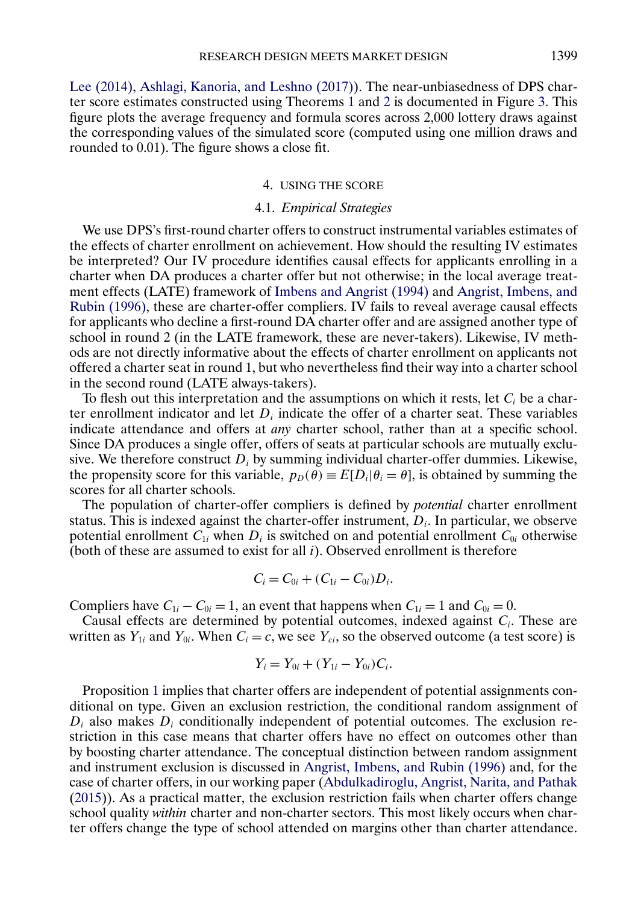Lee (2014), Ashlagi, Kanoria, and Leshno (2017)). The near-unbiasedness of DPS charter score estimates constructed using Theorems 1 and 2 is documented in Figure 3. This figure plots the average frequency and formula scores across 2,000 lottery draws against the corresponding values of the simulated score (computed using one million draws and rounded to 0.01). The figure shows a close fit.

## 4. USING THE SCORE

### 4.1. *Empirical Strategies*

We use DPS's first-round charter offers to construct instrumental variables estimates of the effects of charter enrollment on achievement. How should the resulting IV estimates be interpreted? Our IV procedure identifies causal effects for applicants enrolling in a charter when DA produces a charter offer but not otherwise; in the local average treatment effects (LATE) framework of Imbens and Angrist (1994) and Angrist, Imbens, and Rubin (1996), these are charter-offer compliers. IV fails to reveal average causal effects for applicants who decline a first-round DA charter offer and are assigned another type of school in round 2 (in the LATE framework, these are never-takers). Likewise, IV methods are not directly informative about the effects of charter enrollment on applicants not offered a charter seat in round 1, but who nevertheless find their way into a charter school in the second round (LATE always-takers).

To flesh out this interpretation and the assumptions on which it rests, let $C_i$ be a charter enrollment indicator and let $D_i$ indicate the offer of a charter seat. These variables indicate attendance and offers at *any* charter school, rather than at a specific school. Since DA produces a single offer, offers of seats at particular schools are mutually exclusive. We therefore construct $D_i$ by summing individual charter-offer dummies. Likewise, the propensity score for this variable, $p_D(\theta) \equiv E[D_i|\theta_i = \theta]$, is obtained by summing the scores for all charter schools.

The population of charter-offer compliers is defined by *potential* charter enrollment status. This is indexed against the charter-offer instrument, $D_i$. In particular, we observe potential enrollment $C_{1i}$ when $D_i$ is switched on and potential enrollment $C_{0i}$ otherwise (both of these are assumed to exist for all $i$). Observed enrollment is therefore

$$C_i = C_{0i} + (C_{1i} - C_{0i})D_i.$$

Compliers have $C_{1i} - C_{0i} = 1$, an event that happens when $C_{1i} = 1$ and $C_{0i} = 0$.

Causal effects are determined by potential outcomes, indexed against $C_i$. These are written as $Y_{1i}$ and $Y_{0i}$. When $C_i = c$, we see $Y_{ci}$, so the observed outcome (a test score) is

$$Y_i = Y_{0i} + (Y_{1i} - Y_{0i})C_i.$$

Proposition 1 implies that charter offers are independent of potential assignments conditional on type. Given an exclusion restriction, the conditional random assignment of $D_i$ also makes $D_i$ conditionally independent of potential outcomes. The exclusion restriction in this case means that charter offers have no effect on outcomes other than by boosting charter attendance. The conceptual distinction between random assignment and instrument exclusion is discussed in Angrist, Imbens, and Rubin (1996) and, for the case of charter offers, in our working paper (Abdulkadiroglu, Angrist, Narita, and Pathak (2015)). As a practical matter, the exclusion restriction fails when charter offers change school quality *within* charter and non-charter sectors. This most likely occurs when charter offers change the type of school attended on margins other than charter attendance.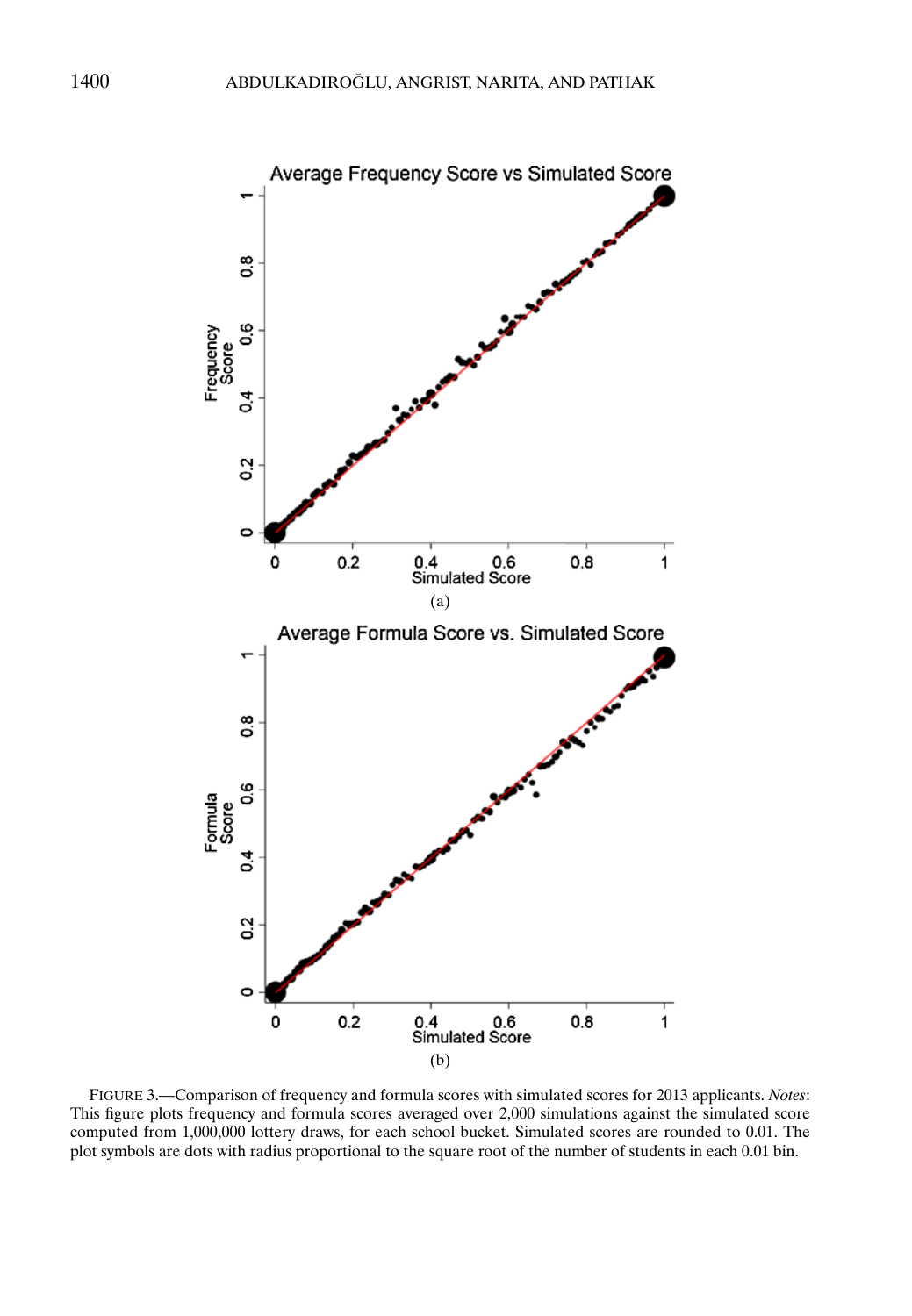FIGURE 3.—Comparison of frequency and formula scores with simulated scores for 2013 applicants. *Notes*: This figure plots frequency and formula scores averaged over 2,000 simulations against the simulated score computed from 1,000,000 lottery draws, for each school bucket. Simulated scores are rounded to 0.01. The plot symbols are dots with radius proportional to the square root of the number of students in each 0.01 bin.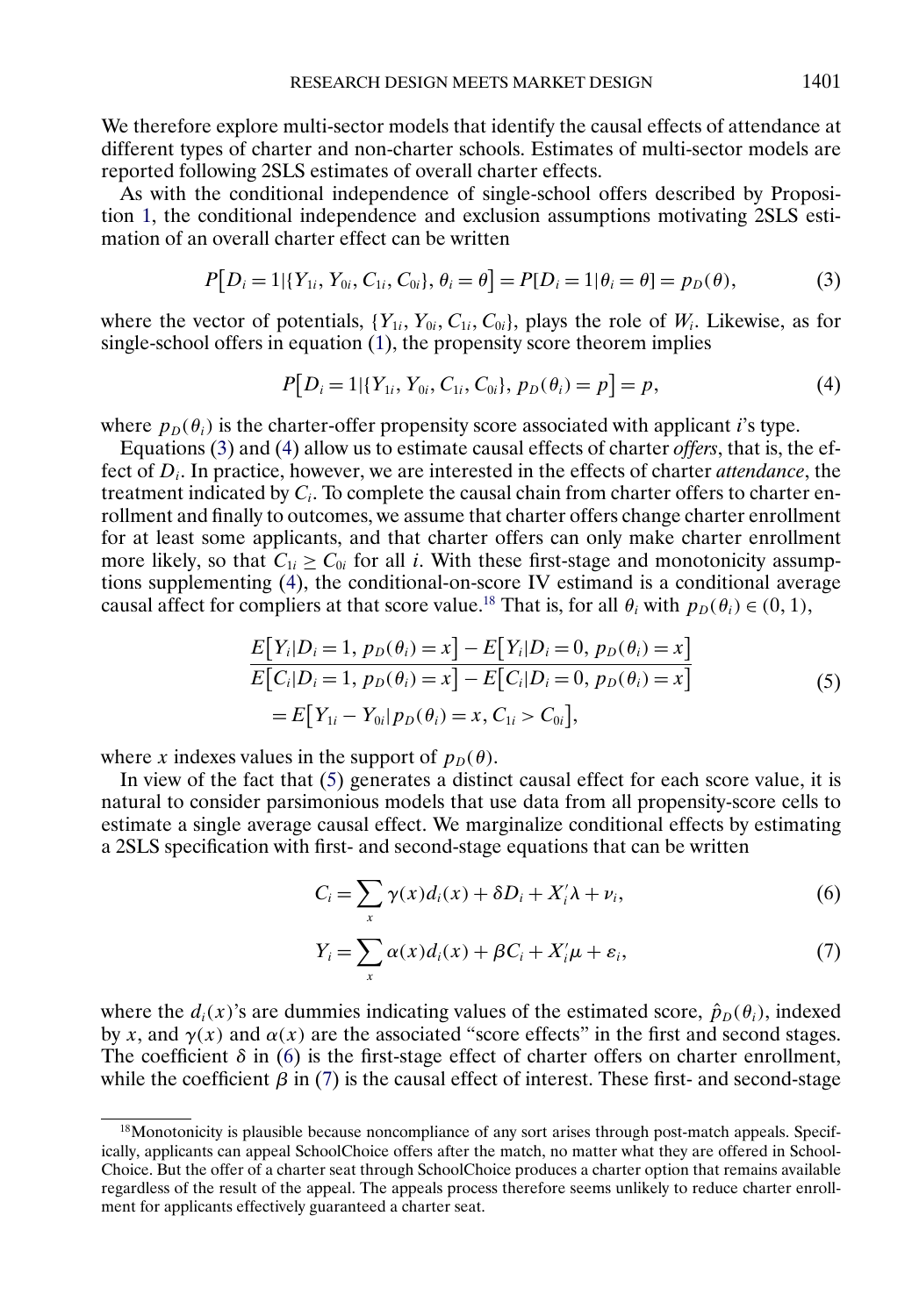We therefore explore multi-sector models that identify the causal effects of attendance at different types of charter and non-charter schools. Estimates of multi-sector models are reported following 2SLS estimates of overall charter effects.

As with the conditional independence of single-school offers described by Proposition 1, the conditional independence and exclusion assumptions motivating 2SLS estimation of an overall charter effect can be written

$$P\big[D_i = 1|\{Y_{1i}, Y_{0i}, C_{1i}, C_{0i}\}, \theta_i = \theta\big] = P[D_i = 1|\theta_i = \theta] = p_D(\theta), \tag{3}$$

where the vector of potentials, $\{Y_{1i}, Y_{0i}, C_{1i}, C_{0i}\}$, plays the role of $W_i$. Likewise, as for single-school offers in equation (1), the propensity score theorem implies

$$P\big[D_i = 1|\{Y_{1i}, Y_{0i}, C_{1i}, C_{0i}\}, p_D(\theta_i) = p\big] = p, \tag{4}$$

where $p_D(\theta_i)$ is the charter-offer propensity score associated with applicant $i$'s type.

Equations (3) and (4) allow us to estimate causal effects of charter *offers*, that is, the effect of $D_i$. In practice, however, we are interested in the effects of charter *attendance*, the treatment indicated by $C_i$. To complete the causal chain from charter offers to charter enrollment and finally to outcomes, we assume that charter offers change charter enrollment for at least some applicants, and that charter offers can only make charter enrollment more likely, so that $C_{1i} \geq C_{0i}$ for all $i$. With these first-stage and monotonicity assumptions supplementing (4), the conditional-on-score IV estimand is a conditional average causal affect for compliers at that score value.[18] That is, for all $\theta_i$ with $p_D(\theta_i) \in (0, 1)$,

$$\begin{aligned} &\frac{E\big[Y_i|D_i = 1, p_D(\theta_i) = x\big] - E\big[Y_i|D_i = 0, p_D(\theta_i) = x\big]}{E\big[C_i|D_i = 1, p_D(\theta_i) = x\big] - E\big[C_i|D_i = 0, p_D(\theta_i) = x\big]} \\ &\quad = E\big[Y_{1i} - Y_{0i}|p_D(\theta_i) = x, C_{1i} > C_{0i}\big], \end{aligned} \tag{5}$$

where $x$ indexes values in the support of $p_D(\theta)$.

In view of the fact that (5) generates a distinct causal effect for each score value, it is natural to consider parsimonious models that use data from all propensity-score cells to estimate a single average causal effect. We marginalize conditional effects by estimating a 2SLS specification with first- and second-stage equations that can be written

$$C_i = \sum_x \gamma(x)d_i(x) + \delta D_i + X_i'\lambda + \nu_i, \tag{6}$$

$$Y_i = \sum_x \alpha(x)d_i(x) + \beta C_i + X_i'\mu + \varepsilon_i, \tag{7}$$

where the $d_i(x)$'s are dummies indicating values of the estimated score, $\hat{p}_D(\theta_i)$, indexed by $x$, and $\gamma(x)$ and $\alpha(x)$ are the associated "score effects" in the first and second stages. The coefficient $\delta$ in (6) is the first-stage effect of charter offers on charter enrollment, while the coefficient $\beta$ in (7) is the causal effect of interest. These first- and second-stage

[18] Monotonicity is plausible because noncompliance of any sort arises through post-match appeals. Specifically, applicants can appeal SchoolChoice offers after the match, no matter what they are offered in SchoolChoice. But the offer of a charter seat through SchoolChoice produces a charter option that remains available regardless of the result of the appeal. The appeals process therefore seems unlikely to reduce charter enrollment for applicants effectively guaranteed a charter seat.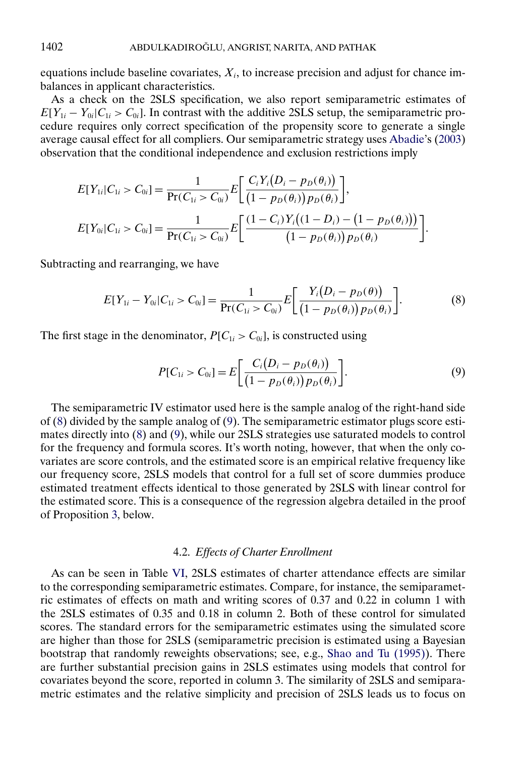equations include baseline covariates, $X_i$, to increase precision and adjust for chance imbalances in applicant characteristics.

As a check on the 2SLS specification, we also report semiparametric estimates of $E[Y_{1i} - Y_{0i}|C_{1i} > C_{0i}]$. In contrast with the additive 2SLS setup, the semiparametric procedure requires only correct specification of the propensity score to generate a single average causal effect for all compliers. Our semiparametric strategy uses Abadie's (2003) observation that the conditional independence and exclusion restrictions imply

$$E[Y_{1i}|C_{1i} > C_{0i}] = \frac{1}{\Pr(C_{1i} > C_{0i})} E\left[\frac{C_i Y_i\big(D_i - p_D(\theta_i)\big)}{\big(1 - p_D(\theta_i)\big)p_D(\theta_i)}\right],$$

$$E[Y_{0i}|C_{1i} > C_{0i}] = \frac{1}{\Pr(C_{1i} > C_{0i})} E\left[\frac{(1 - C_i)Y_i\big((1 - D_i) - \big(1 - p_D(\theta_i)\big)\big)}{\big(1 - p_D(\theta_i)\big)p_D(\theta_i)}\right].$$

Subtracting and rearranging, we have

$$E[Y_{1i} - Y_{0i}|C_{1i} > C_{0i}] = \frac{1}{\Pr(C_{1i} > C_{0i})} E\left[\frac{Y_i\big(D_i - p_D(\theta)\big)}{\big(1 - p_D(\theta_i)\big)p_D(\theta_i)}\right]. \tag{8}$$

The first stage in the denominator, $P[C_{1i} > C_{0i}]$, is constructed using

$$P[C_{1i} > C_{0i}] = E\left[\frac{C_i\big(D_i - p_D(\theta_i)\big)}{\big(1 - p_D(\theta_i)\big)p_D(\theta_i)}\right]. \tag{9}$$

The semiparametric IV estimator used here is the sample analog of the right-hand side of (8) divided by the sample analog of (9). The semiparametric estimator plugs score estimates directly into (8) and (9), while our 2SLS strategies use saturated models to control for the frequency and formula scores. It's worth noting, however, that when the only covariates are score controls, and the estimated score is an empirical relative frequency like our frequency score, 2SLS models that control for a full set of score dummies produce estimated treatment effects identical to those generated by 2SLS with linear control for the estimated score. This is a consequence of the regression algebra detailed in the proof of Proposition 3, below.

### 4.2. *Effects of Charter Enrollment*

As can be seen in Table VI, 2SLS estimates of charter attendance effects are similar to the corresponding semiparametric estimates. Compare, for instance, the semiparametric estimates of effects on math and writing scores of 0.37 and 0.22 in column 1 with the 2SLS estimates of 0.35 and 0.18 in column 2. Both of these control for simulated scores. The standard errors for the semiparametric estimates using the simulated score are higher than those for 2SLS (semiparametric precision is estimated using a Bayesian bootstrap that randomly reweights observations; see, e.g., Shao and Tu (1995)). There are further substantial precision gains in 2SLS estimates using models that control for covariates beyond the score, reported in column 3. The similarity of 2SLS and semiparametric estimates and the relative simplicity and precision of 2SLS leads us to focus on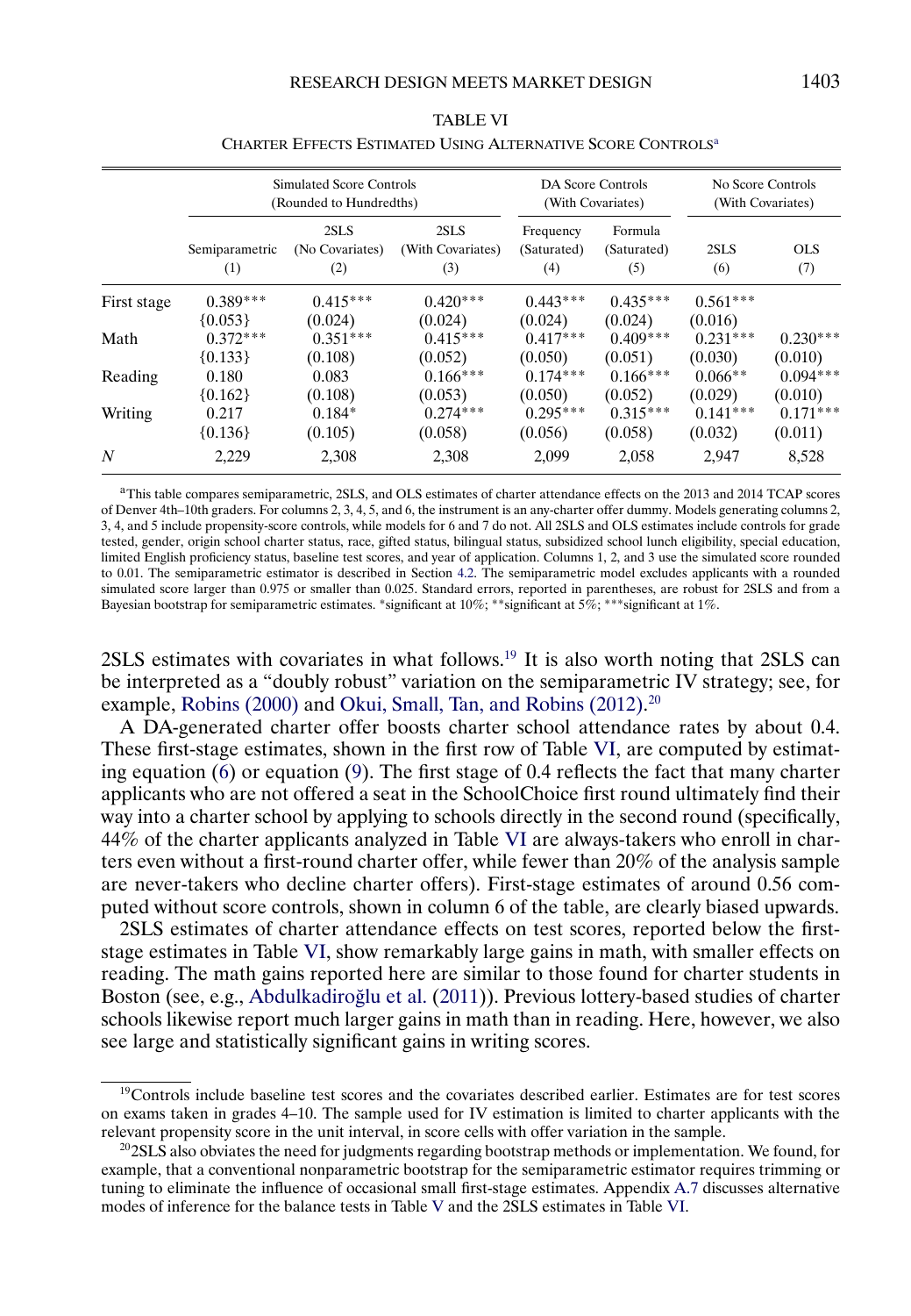TABLE VI

CHARTER EFFECTS ESTIMATED USING ALTERNATIVE SCORE CONTROLS[a]

| | Simulated Score Controls (Rounded to Hundredths) | | | DA Score Controls (With Covariates) | | No Score Controls (With Covariates) | |
|---|---|---|---|---|---|---|---|
| | Semiparametric (1) | 2SLS (No Covariates) (2) | 2SLS (With Covariates) (3) | Frequency (Saturated) (4) | Formula (Saturated) (5) | 2SLS (6) | OLS (7) |
| First stage | 0.389*** | 0.415*** | 0.420*** | 0.443*** | 0.435*** | 0.561*** | |
| | {0.053} | (0.024) | (0.024) | (0.024) | (0.024) | (0.016) | |
| Math | 0.372*** | 0.351*** | 0.415*** | 0.417*** | 0.409*** | 0.231*** | 0.230*** |
| | {0.133} | (0.108) | (0.052) | (0.050) | (0.051) | (0.030) | (0.010) |
| Reading | 0.180 | 0.083 | 0.166*** | 0.174*** | 0.166*** | 0.066** | 0.094*** |
| | {0.162} | (0.108) | (0.053) | (0.050) | (0.052) | (0.029) | (0.010) |
| Writing | 0.217 | 0.184* | 0.274*** | 0.295*** | 0.315*** | 0.141*** | 0.171*** |
| | {0.136} | (0.105) | (0.058) | (0.056) | (0.058) | (0.032) | (0.011) |
| $N$ | 2,229 | 2,308 | 2,308 | 2,099 | 2,058 | 2,947 | 8,528 |

[a]This table compares semiparametric, 2SLS, and OLS estimates of charter attendance effects on the 2013 and 2014 TCAP scores of Denver 4th–10th graders. For columns 2, 3, 4, 5, and 6, the instrument is an any-charter offer dummy. Models generating columns 2, 3, 4, and 5 include propensity-score controls, while models for 6 and 7 do not. All 2SLS and OLS estimates include controls for grade tested, gender, origin school charter status, race, gifted status, bilingual status, subsidized school lunch eligibility, special education, limited English proficiency status, baseline test scores, and year of application. Columns 1, 2, and 3 use the simulated score rounded to 0.01. The semiparametric estimator is described in Section 4.2. The semiparametric model excludes applicants with a rounded simulated score larger than 0.975 or smaller than 0.025. Standard errors, reported in parentheses, are robust for 2SLS and from a Bayesian bootstrap for semiparametric estimates. *significant at 10%; **significant at 5%; ***significant at 1%.

2SLS estimates with covariates in what follows.[19] It is also worth noting that 2SLS can be interpreted as a "doubly robust" variation on the semiparametric IV strategy; see, for example, Robins (2000) and Okui, Small, Tan, and Robins (2012).[20]

A DA-generated charter offer boosts charter school attendance rates by about 0.4. These first-stage estimates, shown in the first row of Table VI, are computed by estimating equation (6) or equation (9). The first stage of 0.4 reflects the fact that many charter applicants who are not offered a seat in the SchoolChoice first round ultimately find their way into a charter school by applying to schools directly in the second round (specifically, 44% of the charter applicants analyzed in Table VI are always-takers who enroll in charters even without a first-round charter offer, while fewer than 20% of the analysis sample are never-takers who decline charter offers). First-stage estimates of around 0.56 computed without score controls, shown in column 6 of the table, are clearly biased upwards.

2SLS estimates of charter attendance effects on test scores, reported below the first-stage estimates in Table VI, show remarkably large gains in math, with smaller effects on reading. The math gains reported here are similar to those found for charter students in Boston (see, e.g., Abdulkadiroğlu et al. (2011)). Previous lottery-based studies of charter schools likewise report much larger gains in math than in reading. Here, however, we also see large and statistically significant gains in writing scores.

[19]Controls include baseline test scores and the covariates described earlier. Estimates are for test scores on exams taken in grades 4–10. The sample used for IV estimation is limited to charter applicants with the relevant propensity score in the unit interval, in score cells with offer variation in the sample.

[20]2SLS also obviates the need for judgments regarding bootstrap methods or implementation. We found, for example, that a conventional nonparametric bootstrap for the semiparametric estimator requires trimming or tuning to eliminate the influence of occasional small first-stage estimates. Appendix A.7 discusses alternative modes of inference for the balance tests in Table V and the 2SLS estimates in Table VI.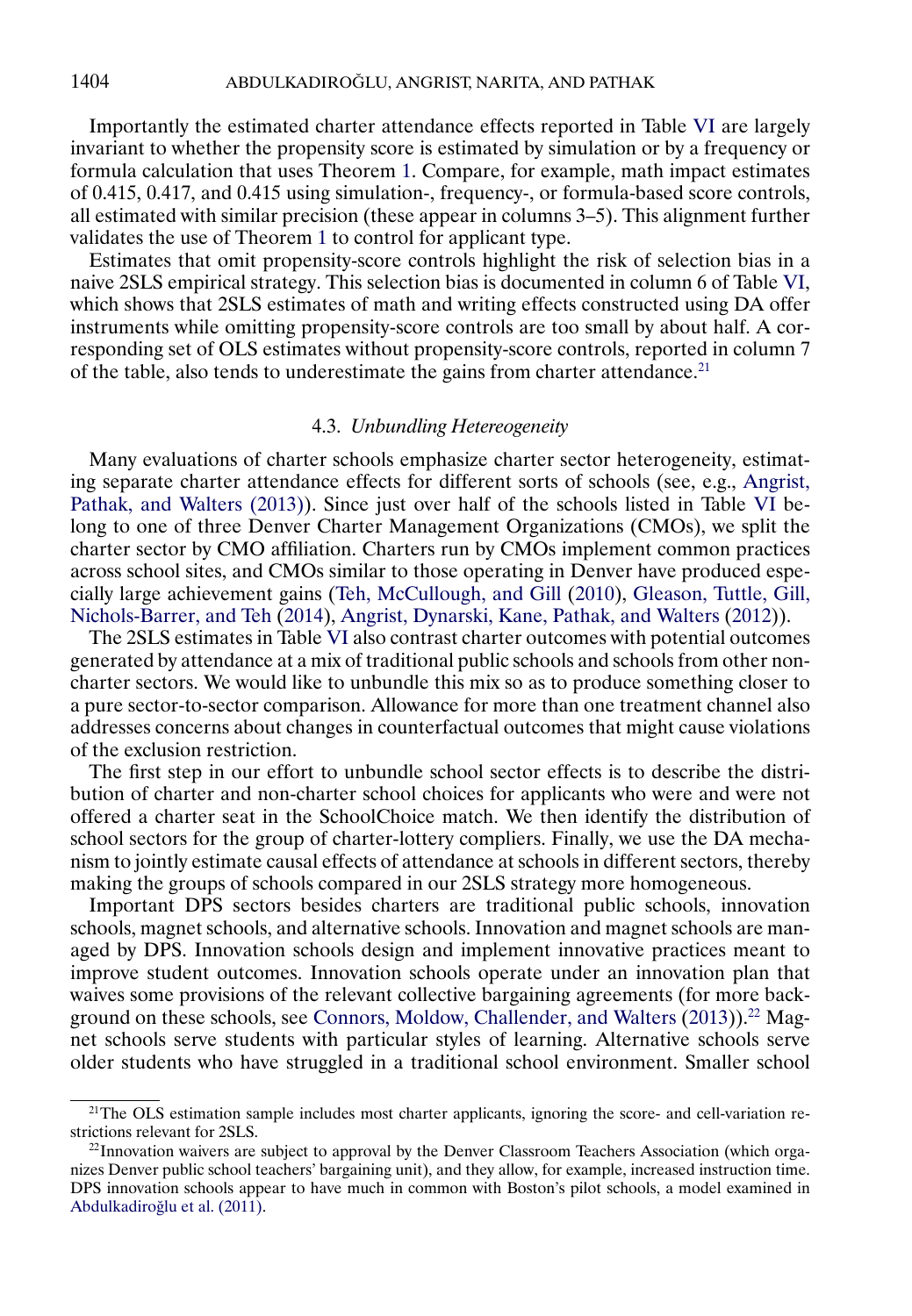Importantly the estimated charter attendance effects reported in Table VI are largely invariant to whether the propensity score is estimated by simulation or by a frequency or formula calculation that uses Theorem 1. Compare, for example, math impact estimates of 0.415, 0.417, and 0.415 using simulation-, frequency-, or formula-based score controls, all estimated with similar precision (these appear in columns 3–5). This alignment further validates the use of Theorem 1 to control for applicant type.

Estimates that omit propensity-score controls highlight the risk of selection bias in a naive 2SLS empirical strategy. This selection bias is documented in column 6 of Table VI, which shows that 2SLS estimates of math and writing effects constructed using DA offer instruments while omitting propensity-score controls are too small by about half. A corresponding set of OLS estimates without propensity-score controls, reported in column 7 of the table, also tends to underestimate the gains from charter attendance.[21]

### 4.3. *Unbundling Hetereogeneity*

Many evaluations of charter schools emphasize charter sector heterogeneity, estimating separate charter attendance effects for different sorts of schools (see, e.g., Angrist, Pathak, and Walters (2013)). Since just over half of the schools listed in Table VI belong to one of three Denver Charter Management Organizations (CMOs), we split the charter sector by CMO affiliation. Charters run by CMOs implement common practices across school sites, and CMOs similar to those operating in Denver have produced especially large achievement gains (Teh, McCullough, and Gill (2010), Gleason, Tuttle, Gill, Nichols-Barrer, and Teh (2014), Angrist, Dynarski, Kane, Pathak, and Walters (2012)).

The 2SLS estimates in Table VI also contrast charter outcomes with potential outcomes generated by attendance at a mix of traditional public schools and schools from other non-charter sectors. We would like to unbundle this mix so as to produce something closer to a pure sector-to-sector comparison. Allowance for more than one treatment channel also addresses concerns about changes in counterfactual outcomes that might cause violations of the exclusion restriction.

The first step in our effort to unbundle school sector effects is to describe the distribution of charter and non-charter school choices for applicants who were and were not offered a charter seat in the SchoolChoice match. We then identify the distribution of school sectors for the group of charter-lottery compliers. Finally, we use the DA mechanism to jointly estimate causal effects of attendance at schools in different sectors, thereby making the groups of schools compared in our 2SLS strategy more homogeneous.

Important DPS sectors besides charters are traditional public schools, innovation schools, magnet schools, and alternative schools. Innovation and magnet schools are managed by DPS. Innovation schools design and implement innovative practices meant to improve student outcomes. Innovation schools operate under an innovation plan that waives some provisions of the relevant collective bargaining agreements (for more background on these schools, see Connors, Moldow, Challender, and Walters (2013)).[22] Magnet schools serve students with particular styles of learning. Alternative schools serve older students who have struggled in a traditional school environment. Smaller school

---

[21] The OLS estimation sample includes most charter applicants, ignoring the score- and cell-variation restrictions relevant for 2SLS.

[22] Innovation waivers are subject to approval by the Denver Classroom Teachers Association (which organizes Denver public school teachers' bargaining unit), and they allow, for example, increased instruction time. DPS innovation schools appear to have much in common with Boston's pilot schools, a model examined in Abdulkadiroğlu et al. (2011).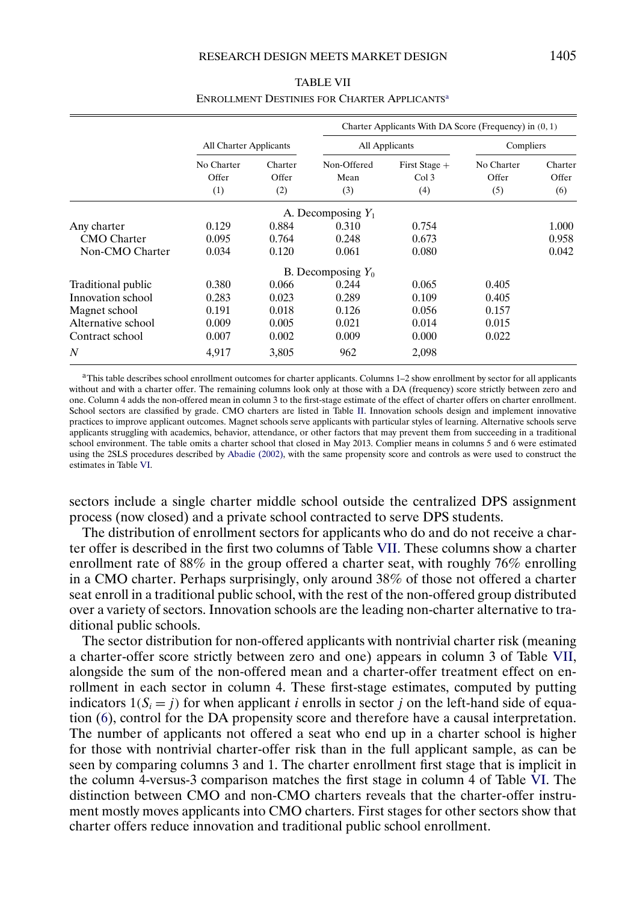TABLE VII

ENROLLMENT DESTINIES FOR CHARTER APPLICANTS[a]

| | All Charter Applicants | | Charter Applicants With DA Score (Frequency) in (0, 1) | | | |
|---|---|---|---|---|---|---|
| | | | All Applicants | | Compliers | |
| | No Charter Offer (1) | Charter Offer (2) | Non-Offered Mean (3) | First Stage + Col 3 (4) | No Charter Offer (5) | Charter Offer (6) |
| **A. Decomposing $Y_1$** | | | | | | |
| Any charter | 0.129 | 0.884 | 0.310 | 0.754 | | 1.000 |
| CMO Charter | 0.095 | 0.764 | 0.248 | 0.673 | | 0.958 |
| Non-CMO Charter | 0.034 | 0.120 | 0.061 | 0.080 | | 0.042 |
| **B. Decomposing $Y_0$** | | | | | | |
| Traditional public | 0.380 | 0.066 | 0.244 | 0.065 | 0.405 | |
| Innovation school | 0.283 | 0.023 | 0.289 | 0.109 | 0.405 | |
| Magnet school | 0.191 | 0.018 | 0.126 | 0.056 | 0.157 | |
| Alternative school | 0.009 | 0.005 | 0.021 | 0.014 | 0.015 | |
| Contract school | 0.007 | 0.002 | 0.009 | 0.000 | 0.022 | |
| $N$ | 4,917 | 3,805 | 962 | 2,098 | | |

[a]This table describes school enrollment outcomes for charter applicants. Columns 1–2 show enrollment by sector for all applicants without and with a charter offer. The remaining columns look only at those with a DA (frequency) score strictly between zero and one. Column 4 adds the non-offered mean in column 3 to the first-stage estimate of the effect of charter offers on charter enrollment. School sectors are classified by grade. CMO charters are listed in Table II. Innovation schools design and implement innovative practices to improve applicant outcomes. Magnet schools serve applicants with particular styles of learning. Alternative schools serve applicants struggling with academics, behavior, attendance, or other factors that may prevent them from succeeding in a traditional school environment. The table omits a charter school that closed in May 2013. Complier means in columns 5 and 6 were estimated using the 2SLS procedures described by Abadie (2002), with the same propensity score and controls as were used to construct the estimates in Table VI.

sectors include a single charter middle school outside the centralized DPS assignment process (now closed) and a private school contracted to serve DPS students.

The distribution of enrollment sectors for applicants who do and do not receive a charter offer is described in the first two columns of Table VII. These columns show a charter enrollment rate of 88% in the group offered a charter seat, with roughly 76% enrolling in a CMO charter. Perhaps surprisingly, only around 38% of those not offered a charter seat enroll in a traditional public school, with the rest of the non-offered group distributed over a variety of sectors. Innovation schools are the leading non-charter alternative to traditional public schools.

The sector distribution for non-offered applicants with nontrivial charter risk (meaning a charter-offer score strictly between zero and one) appears in column 3 of Table VII, alongside the sum of the non-offered mean and a charter-offer treatment effect on enrollment in each sector in column 4. These first-stage estimates, computed by putting indicators $1(S_i = j)$ for when applicant $i$ enrolls in sector $j$ on the left-hand side of equation (6), control for the DA propensity score and therefore have a causal interpretation. The number of applicants not offered a seat who end up in a charter school is higher for those with nontrivial charter-offer risk than in the full applicant sample, as can be seen by comparing columns 3 and 1. The charter enrollment first stage that is implicit in the column 4-versus-3 comparison matches the first stage in column 4 of Table VI. The distinction between CMO and non-CMO charters reveals that the charter-offer instrument mostly moves applicants into CMO charters. First stages for other sectors show that charter offers reduce innovation and traditional public school enrollment.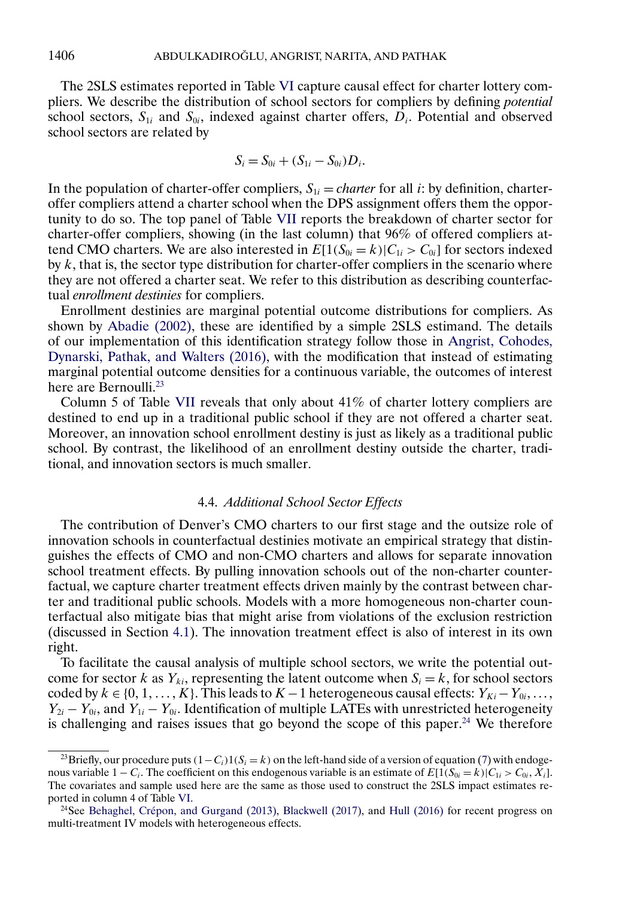The 2SLS estimates reported in Table VI capture causal effect for charter lottery compliers. We describe the distribution of school sectors for compliers by defining *potential* school sectors, $S_{1i}$ and $S_{0i}$, indexed against charter offers, $D_i$. Potential and observed school sectors are related by

$$S_i = S_{0i} + (S_{1i} - S_{0i})D_i.$$

In the population of charter-offer compliers, $S_{1i} = \textit{charter}$ for all $i$: by definition, charter-offer compliers attend a charter school when the DPS assignment offers them the opportunity to do so. The top panel of Table VII reports the breakdown of charter sector for charter-offer compliers, showing (in the last column) that 96% of offered compliers attend CMO charters. We are also interested in $E[1(S_{0i} = k)|C_{1i} > C_{0i}]$ for sectors indexed by $k$, that is, the sector type distribution for charter-offer compliers in the scenario where they are not offered a charter seat. We refer to this distribution as describing counterfactual *enrollment destinies* for compliers.

Enrollment destinies are marginal potential outcome distributions for compliers. As shown by Abadie (2002), these are identified by a simple 2SLS estimand. The details of our implementation of this identification strategy follow those in Angrist, Cohodes, Dynarski, Pathak, and Walters (2016), with the modification that instead of estimating marginal potential outcome densities for a continuous variable, the outcomes of interest here are Bernoulli.[23]

Column 5 of Table VII reveals that only about 41% of charter lottery compliers are destined to end up in a traditional public school if they are not offered a charter seat. Moreover, an innovation school enrollment destiny is just as likely as a traditional public school. By contrast, the likelihood of an enrollment destiny outside the charter, traditional, and innovation sectors is much smaller.

### 4.4. *Additional School Sector Effects*

The contribution of Denver's CMO charters to our first stage and the outsize role of innovation schools in counterfactual destinies motivate an empirical strategy that distinguishes the effects of CMO and non-CMO charters and allows for separate innovation school treatment effects. By pulling innovation schools out of the non-charter counterfactual, we capture charter treatment effects driven mainly by the contrast between charter and traditional public schools. Models with a more homogeneous non-charter counterfactual also mitigate bias that might arise from violations of the exclusion restriction (discussed in Section 4.1). The innovation treatment effect is also of interest in its own right.

To facilitate the causal analysis of multiple school sectors, we write the potential outcome for sector $k$ as $Y_{ki}$, representing the latent outcome when $S_i = k$, for school sectors coded by $k \in \{0, 1, \ldots, K\}$. This leads to $K - 1$ heterogeneous causal effects: $Y_{Ki} - Y_{0i}, \ldots, Y_{2i} - Y_{0i}$, and $Y_{1i} - Y_{0i}$. Identification of multiple LATEs with unrestricted heterogeneity is challenging and raises issues that go beyond the scope of this paper.[24] We therefore

[23]Briefly, our procedure puts $(1 - C_i)1(S_i = k)$ on the left-hand side of a version of equation (7) with endogenous variable $1 - C_i$. The coefficient on this endogenous variable is an estimate of $E[1(S_{0i} = k)|C_{1i} > C_{0i}, X_i]$. The covariates and sample used here are the same as those used to construct the 2SLS impact estimates reported in column 4 of Table VI.

[24]See Behaghel, Crépon, and Gurgand (2013), Blackwell (2017), and Hull (2016) for recent progress on multi-treatment IV models with heterogeneous effects.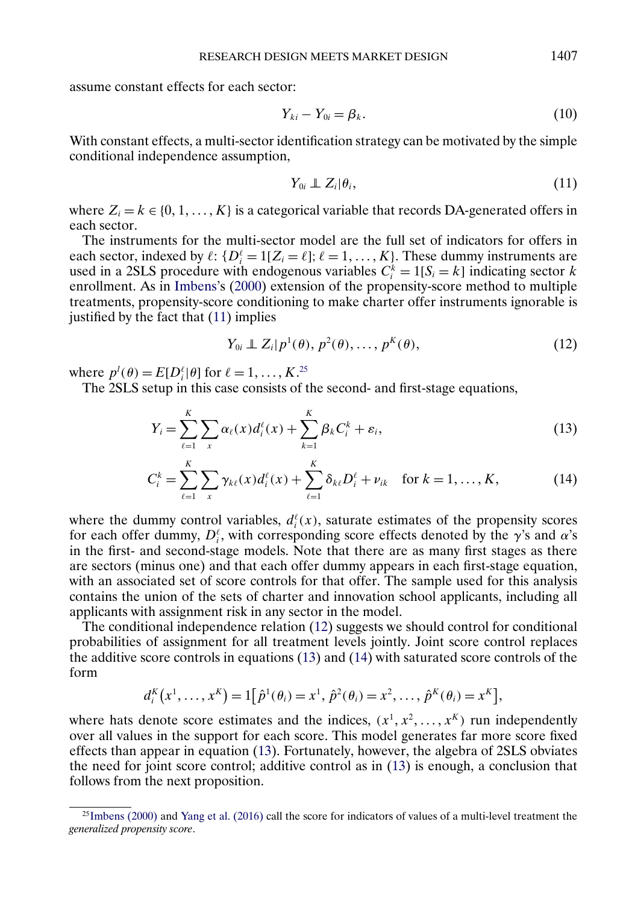assume constant effects for each sector:

$$Y_{ki} - Y_{0i} = \beta_k. \tag{10}$$

With constant effects, a multi-sector identification strategy can be motivated by the simple conditional independence assumption,

$$Y_{0i} \perp\!\!\!\perp Z_i | \theta_i, \tag{11}$$

where $Z_i = k \in \{0, 1, \dots, K\}$ is a categorical variable that records DA-generated offers in each sector.

The instruments for the multi-sector model are the full set of indicators for offers in each sector, indexed by $\ell$: $\{D_i^\ell = 1[Z_i = \ell]; \ell = 1, \dots, K\}$. These dummy instruments are used in a 2SLS procedure with endogenous variables $C_i^k = 1[S_i = k]$ indicating sector $k$ enrollment. As in Imbens's (2000) extension of the propensity-score method to multiple treatments, propensity-score conditioning to make charter offer instruments ignorable is justified by the fact that (11) implies

$$Y_{0i} \perp\!\!\!\perp Z_i | p^1(\theta), p^2(\theta), \dots, p^K(\theta), \tag{12}$$

where $p^l(\theta) = E[D_i^\ell | \theta]$ for $\ell = 1, \dots, K$.[25]

The 2SLS setup in this case consists of the second- and first-stage equations,

$$Y_i = \sum_{\ell=1}^{K} \sum_x \alpha_\ell(x) d_i^\ell(x) + \sum_{k=1}^{K} \beta_k C_i^k + \varepsilon_i, \tag{13}$$

$$C_i^k = \sum_{\ell=1}^{K} \sum_x \gamma_{k\ell}(x) d_i^\ell(x) + \sum_{\ell=1}^{K} \delta_{k\ell} D_i^\ell + \nu_{ik} \quad \text{for } k = 1, \dots, K, \tag{14}$$

where the dummy control variables, $d_i^\ell(x)$, saturate estimates of the propensity scores for each offer dummy, $D_i^\ell$, with corresponding score effects denoted by the $\gamma$'s and $\alpha$'s in the first- and second-stage models. Note that there are as many first stages as there are sectors (minus one) and that each offer dummy appears in each first-stage equation, with an associated set of score controls for that offer. The sample used for this analysis contains the union of the sets of charter and innovation school applicants, including all applicants with assignment risk in any sector in the model.

The conditional independence relation (12) suggests we should control for conditional probabilities of assignment for all treatment levels jointly. Joint score control replaces the additive score controls in equations (13) and (14) with saturated score controls of the form

$$d_i^K(x^1, \dots, x^K) = 1[\hat{p}^1(\theta_i) = x^1, \hat{p}^2(\theta_i) = x^2, \dots, \hat{p}^K(\theta_i) = x^K],$$

where hats denote score estimates and the indices, $(x^1, x^2, \dots, x^K)$ run independently over all values in the support for each score. This model generates far more score fixed effects than appear in equation (13). Fortunately, however, the algebra of 2SLS obviates the need for joint score control; additive control as in (13) is enough, a conclusion that follows from the next proposition.

[25] Imbens (2000) and Yang et al. (2016) call the score for indicators of values of a multi-level treatment the *generalized propensity score*.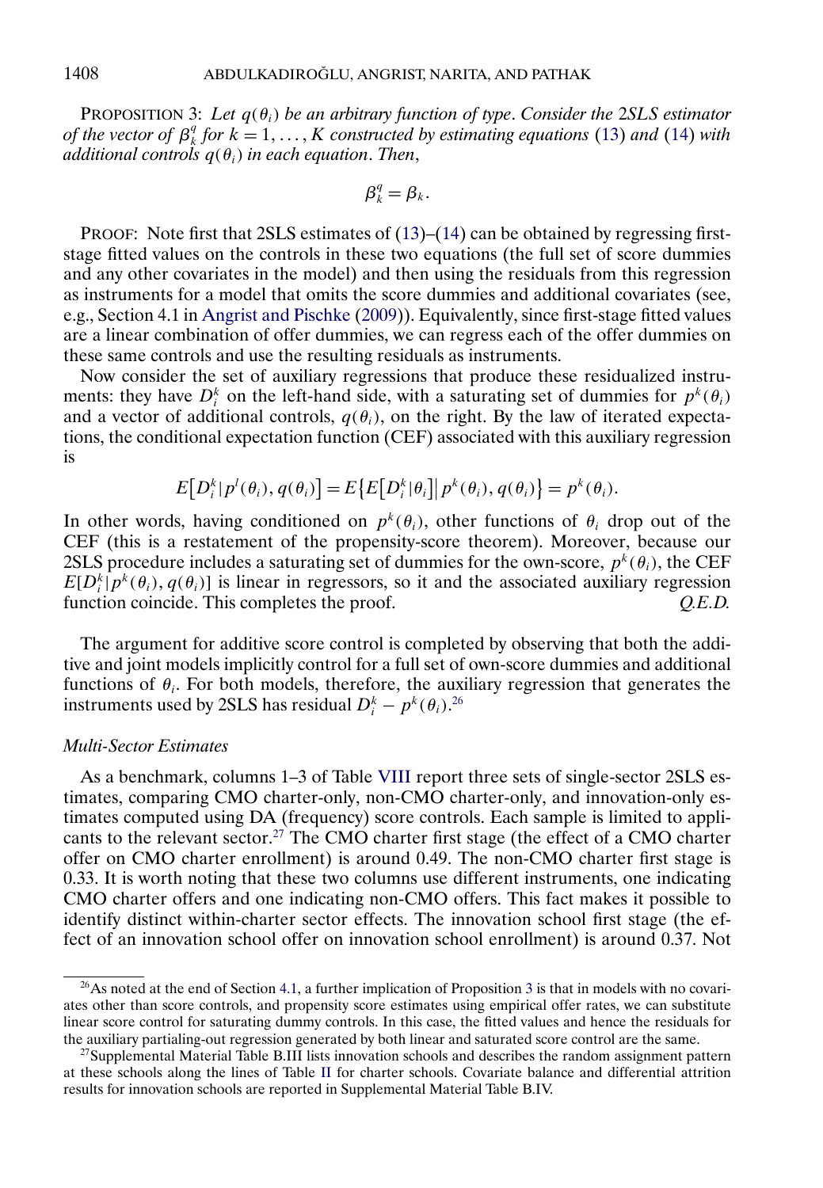PROPOSITION 3: *Let $q(\theta_i)$ be an arbitrary function of type. Consider the 2SLS estimator of the vector of $\beta_k^q$ for $k = 1, \dots, K$ constructed by estimating equations* (13) *and* (14) *with additional controls $q(\theta_i)$ in each equation. Then*,

$$\beta_k^q = \beta_k.$$

PROOF: Note first that 2SLS estimates of (13)–(14) can be obtained by regressing first-stage fitted values on the controls in these two equations (the full set of score dummies and any other covariates in the model) and then using the residuals from this regression as instruments for a model that omits the score dummies and additional covariates (see, e.g., Section 4.1 in Angrist and Pischke (2009)). Equivalently, since first-stage fitted values are a linear combination of offer dummies, we can regress each of the offer dummies on these same controls and use the resulting residuals as instruments.

Now consider the set of auxiliary regressions that produce these residualized instruments: they have $D_i^k$ on the left-hand side, with a saturating set of dummies for $p^k(\theta_i)$ and a vector of additional controls, $q(\theta_i)$, on the right. By the law of iterated expectations, the conditional expectation function (CEF) associated with this auxiliary regression is

$$E\left[D_i^k | p^l(\theta_i), q(\theta_i)\right] = E\left\{E\left[D_i^k|\theta_i\right] \big| p^k(\theta_i), q(\theta_i)\right\} = p^k(\theta_i).$$

In other words, having conditioned on $p^k(\theta_i)$, other functions of $\theta_i$ drop out of the CEF (this is a restatement of the propensity-score theorem). Moreover, because our 2SLS procedure includes a saturating set of dummies for the own-score, $p^k(\theta_i)$, the CEF $E[D_i^k | p^k(\theta_i), q(\theta_i)]$ is linear in regressors, so it and the associated auxiliary regression function coincide. This completes the proof. *Q.E.D.*

The argument for additive score control is completed by observing that both the additive and joint models implicitly control for a full set of own-score dummies and additional functions of $\theta_i$. For both models, therefore, the auxiliary regression that generates the instruments used by 2SLS has residual $D_i^k - p^k(\theta_i)$.[26]

*Multi-Sector Estimates*

As a benchmark, columns 1–3 of Table VIII report three sets of single-sector 2SLS estimates, comparing CMO charter-only, non-CMO charter-only, and innovation-only estimates computed using DA (frequency) score controls. Each sample is limited to applicants to the relevant sector.[27] The CMO charter first stage (the effect of a CMO charter offer on CMO charter enrollment) is around 0.49. The non-CMO charter first stage is 0.33. It is worth noting that these two columns use different instruments, one indicating CMO charter offers and one indicating non-CMO offers. This fact makes it possible to identify distinct within-charter sector effects. The innovation school first stage (the effect of an innovation school offer on innovation school enrollment) is around 0.37. Not

[26]As noted at the end of Section 4.1, a further implication of Proposition 3 is that in models with no covariates other than score controls, and propensity score estimates using empirical offer rates, we can substitute linear score control for saturating dummy controls. In this case, the fitted values and hence the residuals for the auxiliary partialing-out regression generated by both linear and saturated score control are the same.

[27]Supplemental Material Table B.III lists innovation schools and describes the random assignment pattern at these schools along the lines of Table II for charter schools. Covariate balance and differential attrition results for innovation schools are reported in Supplemental Material Table B.IV.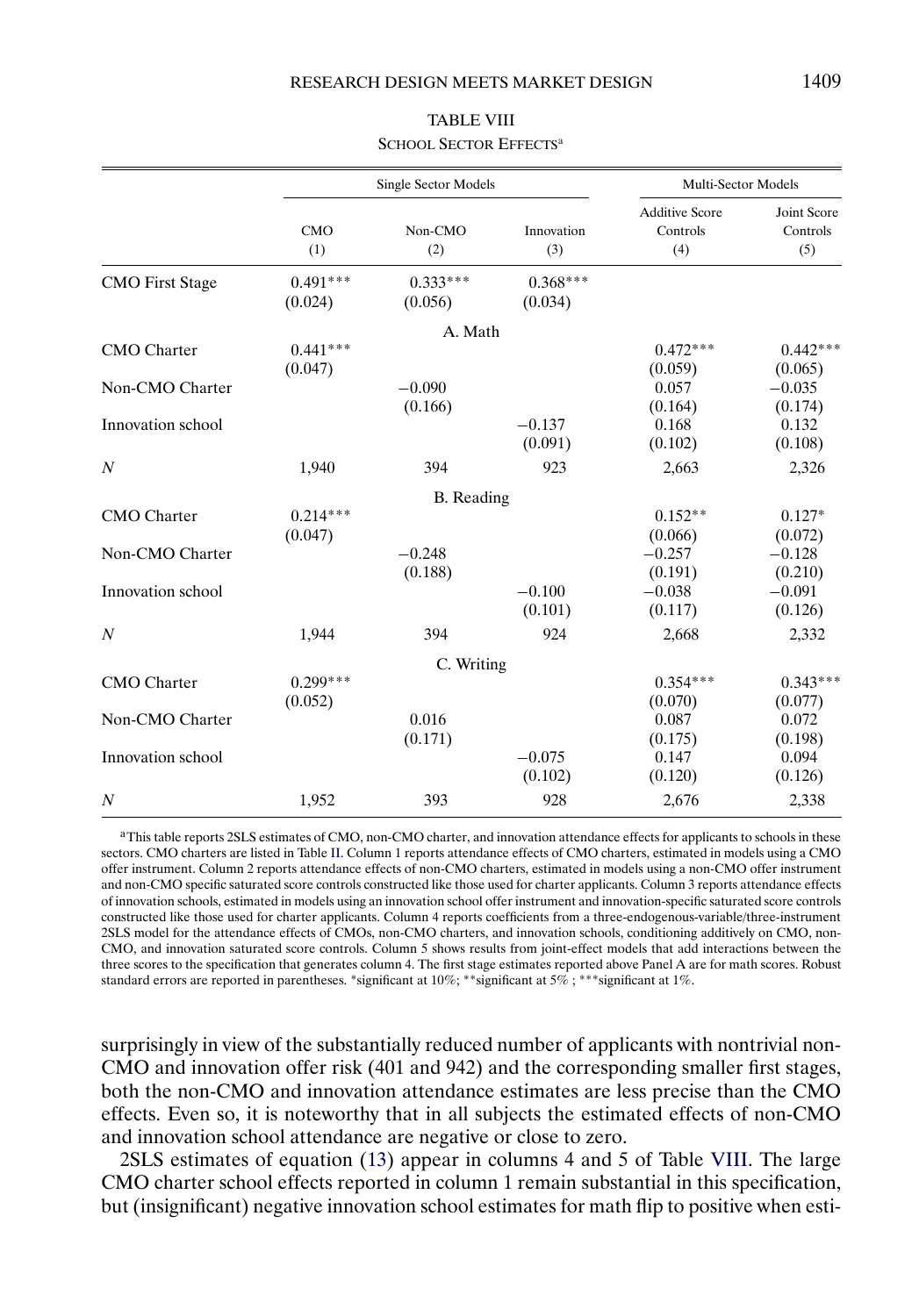TABLE VIII

SCHOOL SECTOR EFFECTS[a]

| | Single Sector Models | | | Multi-Sector Models | |
|---|---|---|---|---|---|
| | CMO (1) | Non-CMO (2) | Innovation (3) | Additive Score Controls (4) | Joint Score Controls (5) |
| CMO First Stage | 0.491*** | 0.333*** | 0.368*** | | |
| | (0.024) | (0.056) | (0.034) | | |
| | | A. Math | | | |
| CMO Charter | 0.441*** | | | 0.472*** | 0.442*** |
| | (0.047) | | | (0.059) | (0.065) |
| Non-CMO Charter | | −0.090 | | 0.057 | −0.035 |
| | | (0.166) | | (0.164) | (0.174) |
| Innovation school | | | −0.137 | 0.168 | 0.132 |
| | | | (0.091) | (0.102) | (0.108) |
| $N$ | 1,940 | 394 | 923 | 2,663 | 2,326 |
| | | B. Reading | | | |
| CMO Charter | 0.214*** | | | 0.152** | 0.127* |
| | (0.047) | | | (0.066) | (0.072) |
| Non-CMO Charter | | −0.248 | | −0.257 | −0.128 |
| | | (0.188) | | (0.191) | (0.210) |
| Innovation school | | | −0.100 | −0.038 | −0.091 |
| | | | (0.101) | (0.117) | (0.126) |
| $N$ | 1,944 | 394 | 924 | 2,668 | 2,332 |
| | | C. Writing | | | |
| CMO Charter | 0.299*** | | | 0.354*** | 0.343*** |
| | (0.052) | | | (0.070) | (0.077) |
| Non-CMO Charter | | 0.016 | | 0.087 | 0.072 |
| | | (0.171) | | (0.175) | (0.198) |
| Innovation school | | | −0.075 | 0.147 | 0.094 |
| | | | (0.102) | (0.120) | (0.126) |
| $N$ | 1,952 | 393 | 928 | 2,676 | 2,338 |

[a]This table reports 2SLS estimates of CMO, non-CMO charter, and innovation attendance effects for applicants to schools in these sectors. CMO charters are listed in Table II. Column 1 reports attendance effects of CMO charters, estimated in models using a CMO offer instrument. Column 2 reports attendance effects of non-CMO charters, estimated in models using a non-CMO offer instrument and non-CMO specific saturated score controls constructed like those used for charter applicants. Column 3 reports attendance effects of innovation schools, estimated in models using an innovation school offer instrument and innovation-specific saturated score controls constructed like those used for charter applicants. Column 4 reports coefficients from a three-endogenous-variable/three-instrument 2SLS model for the attendance effects of CMOs, non-CMO charters, and innovation schools, conditioning additively on CMO, non-CMO, and innovation saturated score controls. Column 5 shows results from joint-effect models that add interactions between the three scores to the specification that generates column 4. The first stage estimates reported above Panel A are for math scores. Robust standard errors are reported in parentheses. *significant at 10%; **significant at 5% ; ***significant at 1%.

surprisingly in view of the substantially reduced number of applicants with nontrivial non-CMO and innovation offer risk (401 and 942) and the corresponding smaller first stages, both the non-CMO and innovation attendance estimates are less precise than the CMO effects. Even so, it is noteworthy that in all subjects the estimated effects of non-CMO and innovation school attendance are negative or close to zero.

2SLS estimates of equation (13) appear in columns 4 and 5 of Table VIII. The large CMO charter school effects reported in column 1 remain substantial in this specification, but (insignificant) negative innovation school estimates for math flip to positive when esti-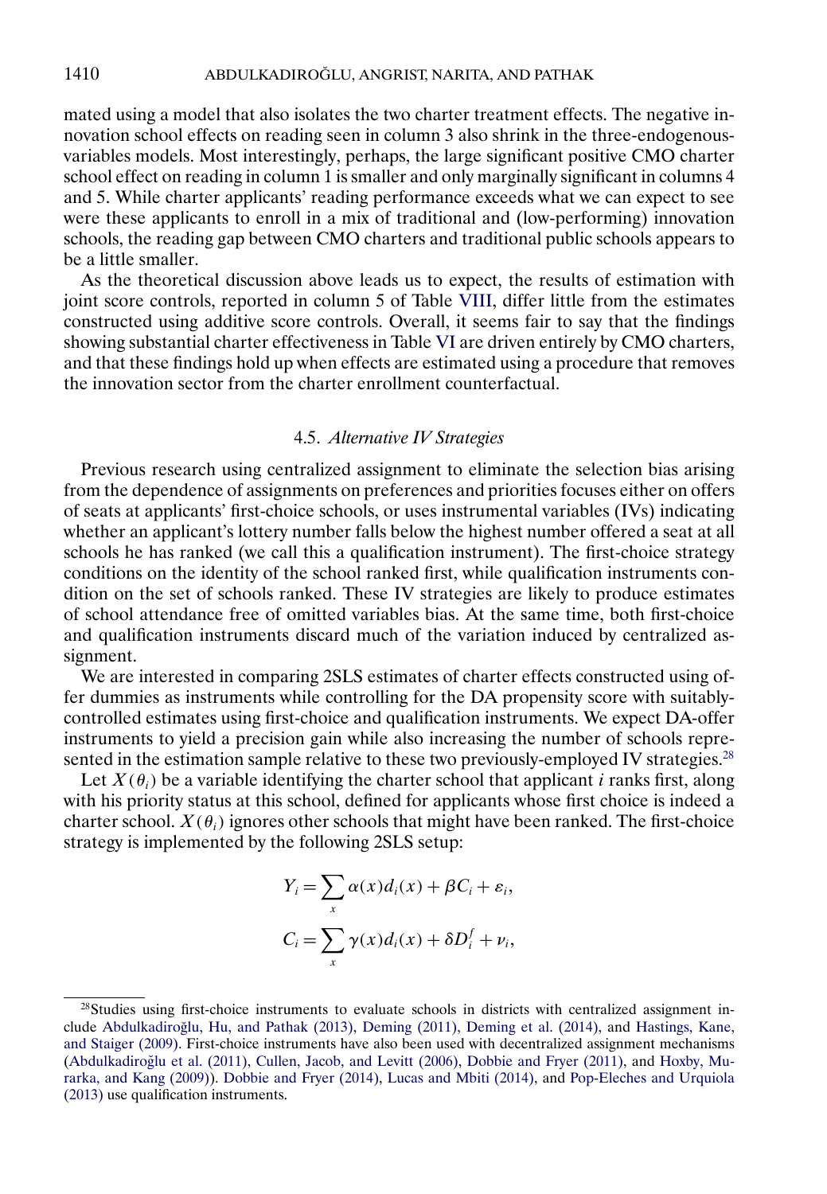mated using a model that also isolates the two charter treatment effects. The negative innovation school effects on reading seen in column 3 also shrink in the three-endogenous-variables models. Most interestingly, perhaps, the large significant positive CMO charter school effect on reading in column 1 is smaller and only marginally significant in columns 4 and 5. While charter applicants' reading performance exceeds what we can expect to see were these applicants to enroll in a mix of traditional and (low-performing) innovation schools, the reading gap between CMO charters and traditional public schools appears to be a little smaller.

As the theoretical discussion above leads us to expect, the results of estimation with joint score controls, reported in column 5 of Table VIII, differ little from the estimates constructed using additive score controls. Overall, it seems fair to say that the findings showing substantial charter effectiveness in Table VI are driven entirely by CMO charters, and that these findings hold up when effects are estimated using a procedure that removes the innovation sector from the charter enrollment counterfactual.

### 4.5. *Alternative IV Strategies*

Previous research using centralized assignment to eliminate the selection bias arising from the dependence of assignments on preferences and priorities focuses either on offers of seats at applicants' first-choice schools, or uses instrumental variables (IVs) indicating whether an applicant's lottery number falls below the highest number offered a seat at all schools he has ranked (we call this a qualification instrument). The first-choice strategy conditions on the identity of the school ranked first, while qualification instruments condition on the set of schools ranked. These IV strategies are likely to produce estimates of school attendance free of omitted variables bias. At the same time, both first-choice and qualification instruments discard much of the variation induced by centralized assignment.

We are interested in comparing 2SLS estimates of charter effects constructed using offer dummies as instruments while controlling for the DA propensity score with suitably-controlled estimates using first-choice and qualification instruments. We expect DA-offer instruments to yield a precision gain while also increasing the number of schools represented in the estimation sample relative to these two previously-employed IV strategies.[28]

Let $X(\theta_i)$ be a variable identifying the charter school that applicant $i$ ranks first, along with his priority status at this school, defined for applicants whose first choice is indeed a charter school. $X(\theta_i)$ ignores other schools that might have been ranked. The first-choice strategy is implemented by the following 2SLS setup:

$$
Y_i = \sum_x \alpha(x) d_i(x) + \beta C_i + \varepsilon_i,
$$

$$
C_i = \sum_x \gamma(x) d_i(x) + \delta D_i^f + \nu_i,
$$

[28]Studies using first-choice instruments to evaluate schools in districts with centralized assignment include Abdulkadiroğlu, Hu, and Pathak (2013), Deming (2011), Deming et al. (2014), and Hastings, Kane, and Staiger (2009). First-choice instruments have also been used with decentralized assignment mechanisms (Abdulkadiroğlu et al. (2011), Cullen, Jacob, and Levitt (2006), Dobbie and Fryer (2011), and Hoxby, Murarka, and Kang (2009)). Dobbie and Fryer (2014), Lucas and Mbiti (2014), and Pop-Eleches and Urquiola (2013) use qualification instruments.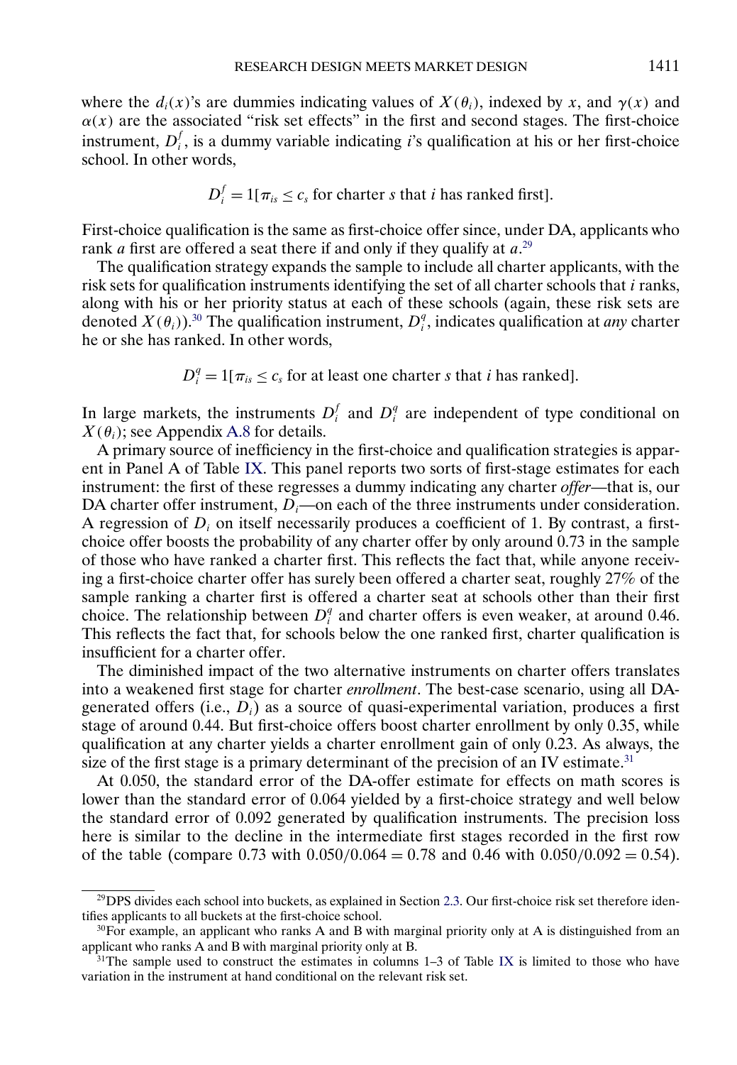where the $d_i(x)$'s are dummies indicating values of $X(\theta_i)$, indexed by $x$, and $\gamma(x)$ and $\alpha(x)$ are the associated "risk set effects" in the first and second stages. The first-choice instrument, $D_i^f$, is a dummy variable indicating $i$'s qualification at his or her first-choice school. In other words,

$$D_i^f = 1[\pi_{is} \leq c_s \text{ for charter } s \text{ that } i \text{ has ranked first}].$$

First-choice qualification is the same as first-choice offer since, under DA, applicants who rank $a$ first are offered a seat there if and only if they qualify at $a$.[29]

The qualification strategy expands the sample to include all charter applicants, with the risk sets for qualification instruments identifying the set of all charter schools that $i$ ranks, along with his or her priority status at each of these schools (again, these risk sets are denoted $X(\theta_i)$).[30] The qualification instrument, $D_i^q$, indicates qualification at *any* charter he or she has ranked. In other words,

$$D_i^q = 1[\pi_{is} \leq c_s \text{ for at least one charter } s \text{ that } i \text{ has ranked}].$$

In large markets, the instruments $D_i^f$ and $D_i^q$ are independent of type conditional on $X(\theta_i)$; see Appendix A.8 for details.

A primary source of inefficiency in the first-choice and qualification strategies is apparent in Panel A of Table IX. This panel reports two sorts of first-stage estimates for each instrument: the first of these regresses a dummy indicating any charter *offer*—that is, our DA charter offer instrument, $D_i$—on each of the three instruments under consideration. A regression of $D_i$ on itself necessarily produces a coefficient of 1. By contrast, a first-choice offer boosts the probability of any charter offer by only around 0.73 in the sample of those who have ranked a charter first. This reflects the fact that, while anyone receiving a first-choice charter offer has surely been offered a charter seat, roughly 27% of the sample ranking a charter first is offered a charter seat at schools other than their first choice. The relationship between $D_i^q$ and charter offers is even weaker, at around 0.46. This reflects the fact that, for schools below the one ranked first, charter qualification is insufficient for a charter offer.

The diminished impact of the two alternative instruments on charter offers translates into a weakened first stage for charter *enrollment*. The best-case scenario, using all DA-generated offers (i.e., $D_i$) as a source of quasi-experimental variation, produces a first stage of around 0.44. But first-choice offers boost charter enrollment by only 0.35, while qualification at any charter yields a charter enrollment gain of only 0.23. As always, the size of the first stage is a primary determinant of the precision of an IV estimate.[31]

At 0.050, the standard error of the DA-offer estimate for effects on math scores is lower than the standard error of 0.064 yielded by a first-choice strategy and well below the standard error of 0.092 generated by qualification instruments. The precision loss here is similar to the decline in the intermediate first stages recorded in the first row of the table (compare 0.73 with $0.050/0.064 = 0.78$ and 0.46 with $0.050/0.092 = 0.54$).

---

[29] DPS divides each school into buckets, as explained in Section 2.3. Our first-choice risk set therefore identifies applicants to all buckets at the first-choice school.

[30] For example, an applicant who ranks A and B with marginal priority only at A is distinguished from an applicant who ranks A and B with marginal priority only at B.

[31] The sample used to construct the estimates in columns 1–3 of Table IX is limited to those who have variation in the instrument at hand conditional on the relevant risk set.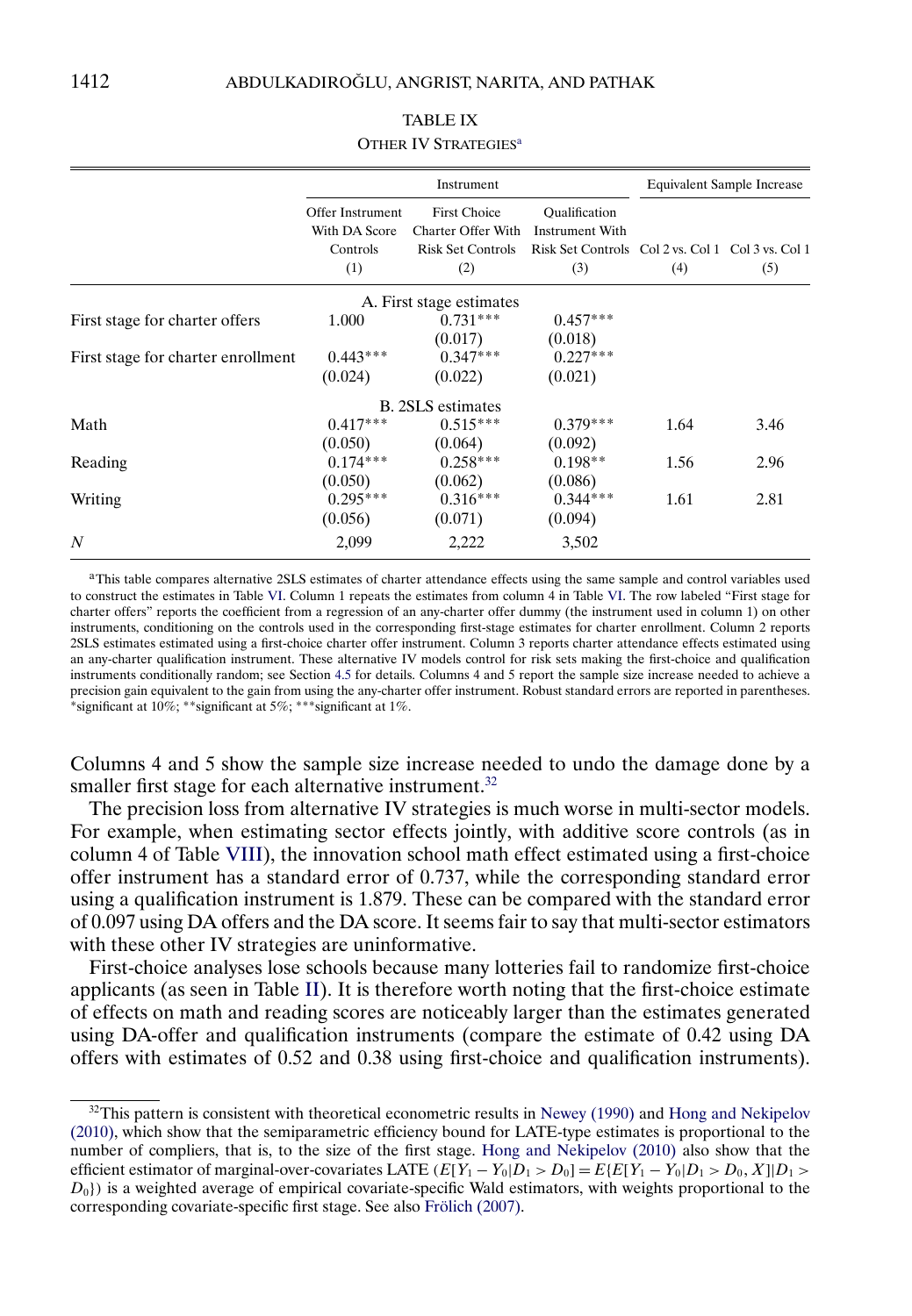TABLE IX

OTHER IV STRATEGIES[a]

| | Instrument | | | Equivalent Sample Increase | |
|---|---|---|---|---|---|
| | Offer Instrument With DA Score Controls (1) | First Choice Charter Offer With Risk Set Controls (2) | Qualification Instrument With Risk Set Controls (3) | Col 2 vs. Col 1 (4) | Col 3 vs. Col 1 (5) |
| | **A. First stage estimates** | | | | |
| First stage for charter offers | 1.000 | 0.731*** | 0.457*** | | |
| | | (0.017) | (0.018) | | |
| First stage for charter enrollment | 0.443*** | 0.347*** | 0.227*** | | |
| | (0.024) | (0.022) | (0.021) | | |
| | **B. 2SLS estimates** | | | | |
| Math | 0.417*** | 0.515*** | 0.379*** | 1.64 | 3.46 |
| | (0.050) | (0.064) | (0.092) | | |
| Reading | 0.174*** | 0.258*** | 0.198** | 1.56 | 2.96 |
| | (0.050) | (0.062) | (0.086) | | |
| Writing | 0.295*** | 0.316*** | 0.344*** | 1.61 | 2.81 |
| | (0.056) | (0.071) | (0.094) | | |
| $N$ | 2,099 | 2,222 | 3,502 | | |

[a]This table compares alternative 2SLS estimates of charter attendance effects using the same sample and control variables used to construct the estimates in Table VI. Column 1 repeats the estimates from column 4 in Table VI. The row labeled "First stage for charter offers" reports the coefficient from a regression of an any-charter offer dummy (the instrument used in column 1) on other instruments, conditioning on the controls used in the corresponding first-stage estimates for charter enrollment. Column 2 reports 2SLS estimates estimated using a first-choice charter offer instrument. Column 3 reports charter attendance effects estimated using an any-charter qualification instrument. These alternative IV models control for risk sets making the first-choice and qualification instruments conditionally random; see Section 4.5 for details. Columns 4 and 5 report the sample size increase needed to achieve a precision gain equivalent to the gain from using the any-charter offer instrument. Robust standard errors are reported in parentheses. *significant at 10%; **significant at 5%; ***significant at 1%.

Columns 4 and 5 show the sample size increase needed to undo the damage done by a smaller first stage for each alternative instrument.[32]

The precision loss from alternative IV strategies is much worse in multi-sector models. For example, when estimating sector effects jointly, with additive score controls (as in column 4 of Table VIII), the innovation school math effect estimated using a first-choice offer instrument has a standard error of 0.737, while the corresponding standard error using a qualification instrument is 1.879. These can be compared with the standard error of 0.097 using DA offers and the DA score. It seems fair to say that multi-sector estimators with these other IV strategies are uninformative.

First-choice analyses lose schools because many lotteries fail to randomize first-choice applicants (as seen in Table II). It is therefore worth noting that the first-choice estimate of effects on math and reading scores are noticeably larger than the estimates generated using DA-offer and qualification instruments (compare the estimate of 0.42 using DA offers with estimates of 0.52 and 0.38 using first-choice and qualification instruments).

[32]This pattern is consistent with theoretical econometric results in Newey (1990) and Hong and Nekipelov (2010), which show that the semiparametric efficiency bound for LATE-type estimates is proportional to the number of compliers, that is, to the size of the first stage. Hong and Nekipelov (2010) also show that the efficient estimator of marginal-over-covariates LATE ($E[Y_1 - Y_0|D_1 > D_0] = E\{E[Y_1 - Y_0|D_1 > D_0, X]|D_1 > D_0\}$) is a weighted average of empirical covariate-specific Wald estimators, with weights proportional to the corresponding covariate-specific first stage. See also Frölich (2007).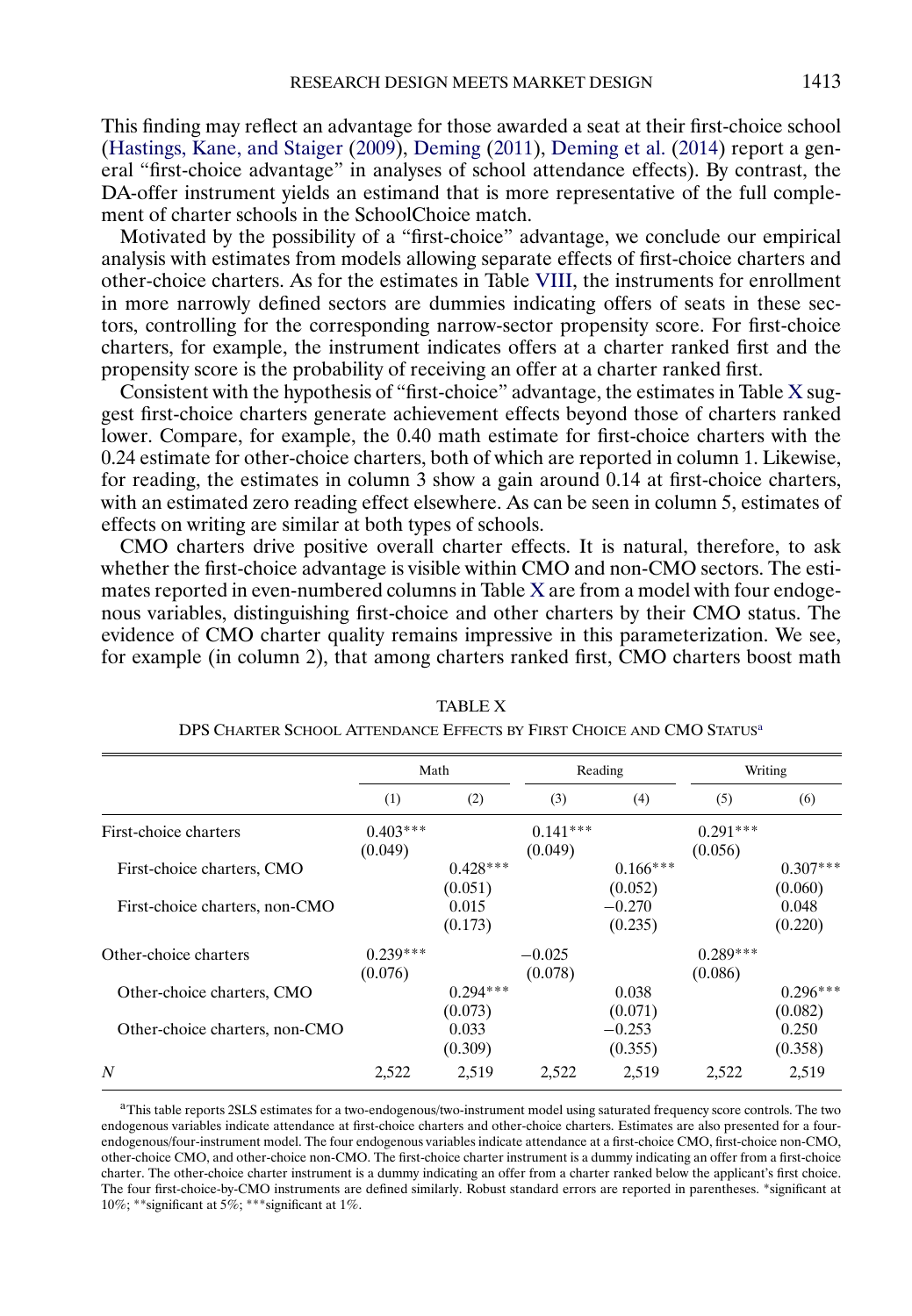This finding may reflect an advantage for those awarded a seat at their first-choice school (Hastings, Kane, and Staiger (2009), Deming (2011), Deming et al. (2014) report a general "first-choice advantage" in analyses of school attendance effects). By contrast, the DA-offer instrument yields an estimand that is more representative of the full complement of charter schools in the SchoolChoice match.

Motivated by the possibility of a "first-choice" advantage, we conclude our empirical analysis with estimates from models allowing separate effects of first-choice charters and other-choice charters. As for the estimates in Table VIII, the instruments for enrollment in more narrowly defined sectors are dummies indicating offers of seats in these sectors, controlling for the corresponding narrow-sector propensity score. For first-choice charters, for example, the instrument indicates offers at a charter ranked first and the propensity score is the probability of receiving an offer at a charter ranked first.

Consistent with the hypothesis of "first-choice" advantage, the estimates in Table X suggest first-choice charters generate achievement effects beyond those of charters ranked lower. Compare, for example, the 0.40 math estimate for first-choice charters with the 0.24 estimate for other-choice charters, both of which are reported in column 1. Likewise, for reading, the estimates in column 3 show a gain around 0.14 at first-choice charters, with an estimated zero reading effect elsewhere. As can be seen in column 5, estimates of effects on writing are similar at both types of schools.

CMO charters drive positive overall charter effects. It is natural, therefore, to ask whether the first-choice advantage is visible within CMO and non-CMO sectors. The estimates reported in even-numbered columns in Table X are from a model with four endogenous variables, distinguishing first-choice and other charters by their CMO status. The evidence of CMO charter quality remains impressive in this parameterization. We see, for example (in column 2), that among charters ranked first, CMO charters boost math

TABLE X

DPS CHARTER SCHOOL ATTENDANCE EFFECTS BY FIRST CHOICE AND CMO STATUS[a]

| | Math | | Reading | | Writing | |
|---|---|---|---|---|---|---|
| | (1) | (2) | (3) | (4) | (5) | (6) |
| First-choice charters | 0.403*** | | 0.141*** | | 0.291*** | |
| | (0.049) | | (0.049) | | (0.056) | |
| First-choice charters, CMO | | 0.428*** | | 0.166*** | | 0.307*** |
| | | (0.051) | | (0.052) | | (0.060) |
| First-choice charters, non-CMO | | 0.015 | | −0.270 | | 0.048 |
| | | (0.173) | | (0.235) | | (0.220) |
| Other-choice charters | 0.239*** | | −0.025 | | 0.289*** | |
| | (0.076) | | (0.078) | | (0.086) | |
| Other-choice charters, CMO | | 0.294*** | | 0.038 | | 0.296*** |
| | | (0.073) | | (0.071) | | (0.082) |
| Other-choice charters, non-CMO | | 0.033 | | −0.253 | | 0.250 |
| | | (0.309) | | (0.355) | | (0.358) |
| *N* | 2,522 | 2,519 | 2,522 | 2,519 | 2,522 | 2,519 |

[a]This table reports 2SLS estimates for a two-endogenous/two-instrument model using saturated frequency score controls. The two endogenous variables indicate attendance at first-choice charters and other-choice charters. Estimates are also presented for a four-endogenous/four-instrument model. The four endogenous variables indicate attendance at a first-choice CMO, first-choice non-CMO, other-choice CMO, and other-choice non-CMO. The first-choice charter instrument is a dummy indicating an offer from a first-choice charter. The other-choice charter instrument is a dummy indicating an offer from a charter ranked below the applicant's first choice. The four first-choice-by-CMO instruments are defined similarly. Robust standard errors are reported in parentheses. *significant at 10%; **significant at 5%; ***significant at 1%.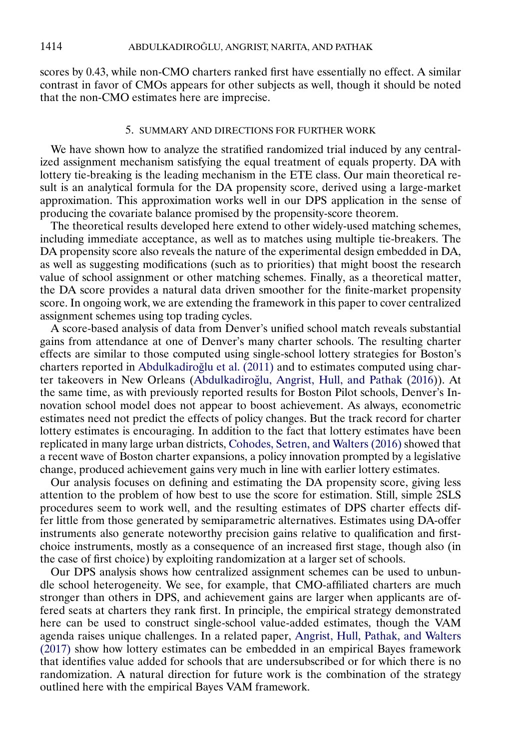scores by 0.43, while non-CMO charters ranked first have essentially no effect. A similar contrast in favor of CMOs appears for other subjects as well, though it should be noted that the non-CMO estimates here are imprecise.

## 5. SUMMARY AND DIRECTIONS FOR FURTHER WORK

We have shown how to analyze the stratified randomized trial induced by any centralized assignment mechanism satisfying the equal treatment of equals property. DA with lottery tie-breaking is the leading mechanism in the ETE class. Our main theoretical result is an analytical formula for the DA propensity score, derived using a large-market approximation. This approximation works well in our DPS application in the sense of producing the covariate balance promised by the propensity-score theorem.

The theoretical results developed here extend to other widely-used matching schemes, including immediate acceptance, as well as to matches using multiple tie-breakers. The DA propensity score also reveals the nature of the experimental design embedded in DA, as well as suggesting modifications (such as to priorities) that might boost the research value of school assignment or other matching schemes. Finally, as a theoretical matter, the DA score provides a natural data driven smoother for the finite-market propensity score. In ongoing work, we are extending the framework in this paper to cover centralized assignment schemes using top trading cycles.

A score-based analysis of data from Denver's unified school match reveals substantial gains from attendance at one of Denver's many charter schools. The resulting charter effects are similar to those computed using single-school lottery strategies for Boston's charters reported in Abdulkadiroğlu et al. (2011) and to estimates computed using charter takeovers in New Orleans (Abdulkadiroğlu, Angrist, Hull, and Pathak (2016)). At the same time, as with previously reported results for Boston Pilot schools, Denver's Innovation school model does not appear to boost achievement. As always, econometric estimates need not predict the effects of policy changes. But the track record for charter lottery estimates is encouraging. In addition to the fact that lottery estimates have been replicated in many large urban districts, Cohodes, Setren, and Walters (2016) showed that a recent wave of Boston charter expansions, a policy innovation prompted by a legislative change, produced achievement gains very much in line with earlier lottery estimates.

Our analysis focuses on defining and estimating the DA propensity score, giving less attention to the problem of how best to use the score for estimation. Still, simple 2SLS procedures seem to work well, and the resulting estimates of DPS charter effects differ little from those generated by semiparametric alternatives. Estimates using DA-offer instruments also generate noteworthy precision gains relative to qualification and first-choice instruments, mostly as a consequence of an increased first stage, though also (in the case of first choice) by exploiting randomization at a larger set of schools.

Our DPS analysis shows how centralized assignment schemes can be used to unbundle school heterogeneity. We see, for example, that CMO-affiliated charters are much stronger than others in DPS, and achievement gains are larger when applicants are offered seats at charters they rank first. In principle, the empirical strategy demonstrated here can be used to construct single-school value-added estimates, though the VAM agenda raises unique challenges. In a related paper, Angrist, Hull, Pathak, and Walters (2017) show how lottery estimates can be embedded in an empirical Bayes framework that identifies value added for schools that are undersubscribed or for which there is no randomization. A natural direction for future work is the combination of the strategy outlined here with the empirical Bayes VAM framework.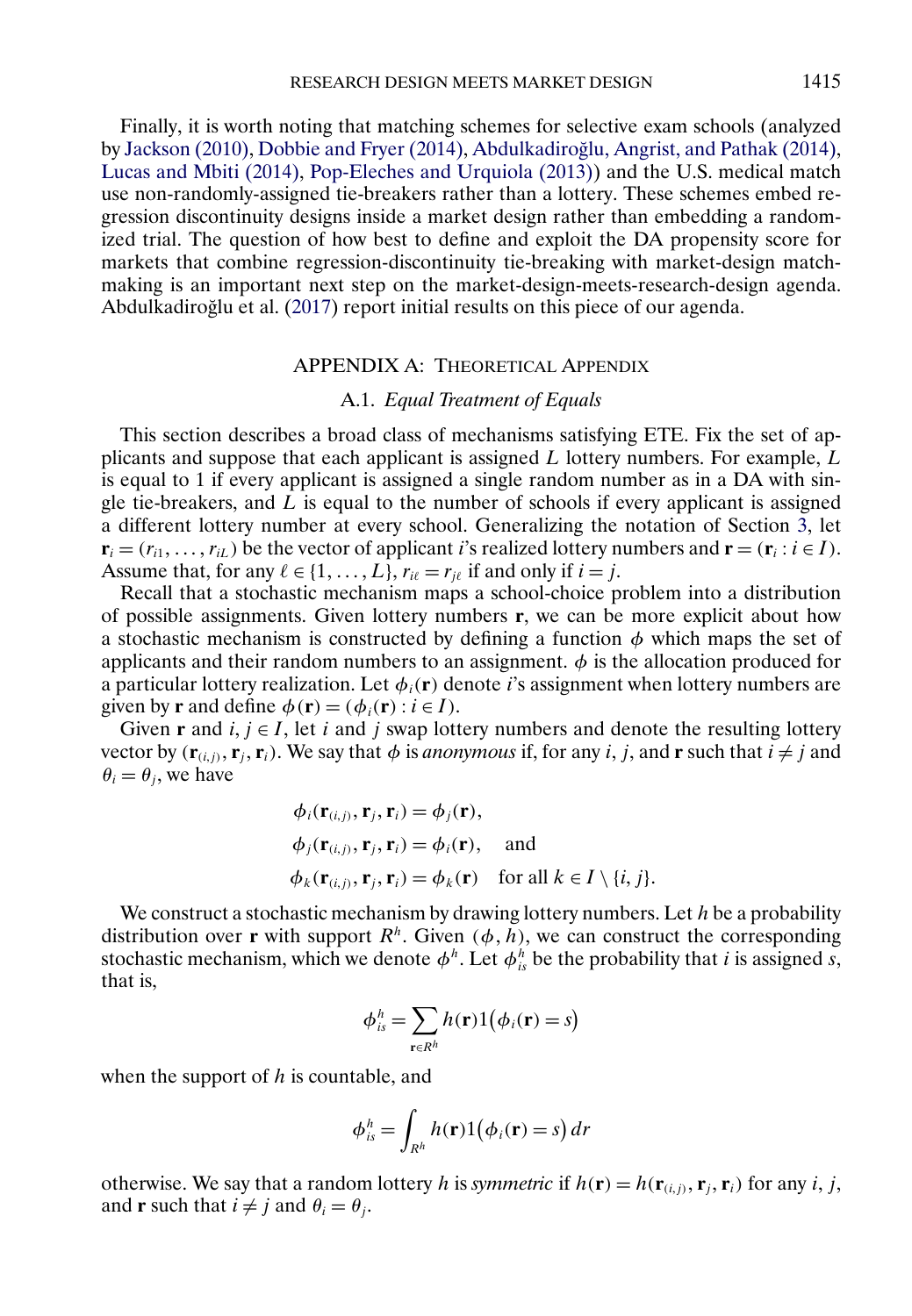Finally, it is worth noting that matching schemes for selective exam schools (analyzed by Jackson (2010), Dobbie and Fryer (2014), Abdulkadiroğlu, Angrist, and Pathak (2014), Lucas and Mbiti (2014), Pop-Eleches and Urquiola (2013)) and the U.S. medical match use non-randomly-assigned tie-breakers rather than a lottery. These schemes embed regression discontinuity designs inside a market design rather than embedding a randomized trial. The question of how best to define and exploit the DA propensity score for markets that combine regression-discontinuity tie-breaking with market-design matchmaking is an important next step on the market-design-meets-research-design agenda. Abdulkadiroğlu et al. (2017) report initial results on this piece of our agenda.

## APPENDIX A: THEORETICAL APPENDIX

### A.1. *Equal Treatment of Equals*

This section describes a broad class of mechanisms satisfying ETE. Fix the set of applicants and suppose that each applicant is assigned $L$ lottery numbers. For example, $L$ is equal to 1 if every applicant is assigned a single random number as in a DA with single tie-breakers, and $L$ is equal to the number of schools if every applicant is assigned a different lottery number at every school. Generalizing the notation of Section 3, let $\mathbf{r}_i = (r_{i1}, \dots, r_{iL})$ be the vector of applicant $i$'s realized lottery numbers and $\mathbf{r} = (\mathbf{r}_i : i \in I)$. Assume that, for any $\ell \in \{1, \dots, L\}$, $r_{i\ell} = r_{j\ell}$ if and only if $i = j$.

Recall that a stochastic mechanism maps a school-choice problem into a distribution of possible assignments. Given lottery numbers $\mathbf{r}$, we can be more explicit about how a stochastic mechanism is constructed by defining a function $\phi$ which maps the set of applicants and their random numbers to an assignment. $\phi$ is the allocation produced for a particular lottery realization. Let $\phi_i(\mathbf{r})$ denote $i$'s assignment when lottery numbers are given by $\mathbf{r}$ and define $\phi(\mathbf{r}) = (\phi_i(\mathbf{r}) : i \in I)$.

Given $\mathbf{r}$ and $i, j \in I$, let $i$ and $j$ swap lottery numbers and denote the resulting lottery vector by $(\mathbf{r}_{(i,j)}, \mathbf{r}_j, \mathbf{r}_i)$. We say that $\phi$ is *anonymous* if, for any $i$, $j$, and $\mathbf{r}$ such that $i \neq j$ and $\theta_i = \theta_j$, we have

$$
\begin{aligned}
&\phi_i(\mathbf{r}_{(i,j)}, \mathbf{r}_j, \mathbf{r}_i) = \phi_j(\mathbf{r}), \\
&\phi_j(\mathbf{r}_{(i,j)}, \mathbf{r}_j, \mathbf{r}_i) = \phi_i(\mathbf{r}), \quad \text{and} \\
&\phi_k(\mathbf{r}_{(i,j)}, \mathbf{r}_j, \mathbf{r}_i) = \phi_k(\mathbf{r}) \quad \text{for all } k \in I \setminus \{i, j\}.
\end{aligned}
$$

We construct a stochastic mechanism by drawing lottery numbers. Let $h$ be a probability distribution over $\mathbf{r}$ with support $R^h$. Given $(\phi, h)$, we can construct the corresponding stochastic mechanism, which we denote $\phi^h$. Let $\phi^h_{is}$ be the probability that $i$ is assigned $s$, that is,

$$
\phi^h_{is} = \sum_{\mathbf{r} \in R^h} h(\mathbf{r}) 1\big(\phi_i(\mathbf{r}) = s\big)
$$

when the support of $h$ is countable, and

$$
\phi^h_{is} = \int_{R^h} h(\mathbf{r}) 1\big(\phi_i(\mathbf{r}) = s\big)\, dr
$$

otherwise. We say that a random lottery $h$ is *symmetric* if $h(\mathbf{r}) = h(\mathbf{r}_{(i,j)}, \mathbf{r}_j, \mathbf{r}_i)$ for any $i$, $j$, and $\mathbf{r}$ such that $i \neq j$ and $\theta_i = \theta_j$.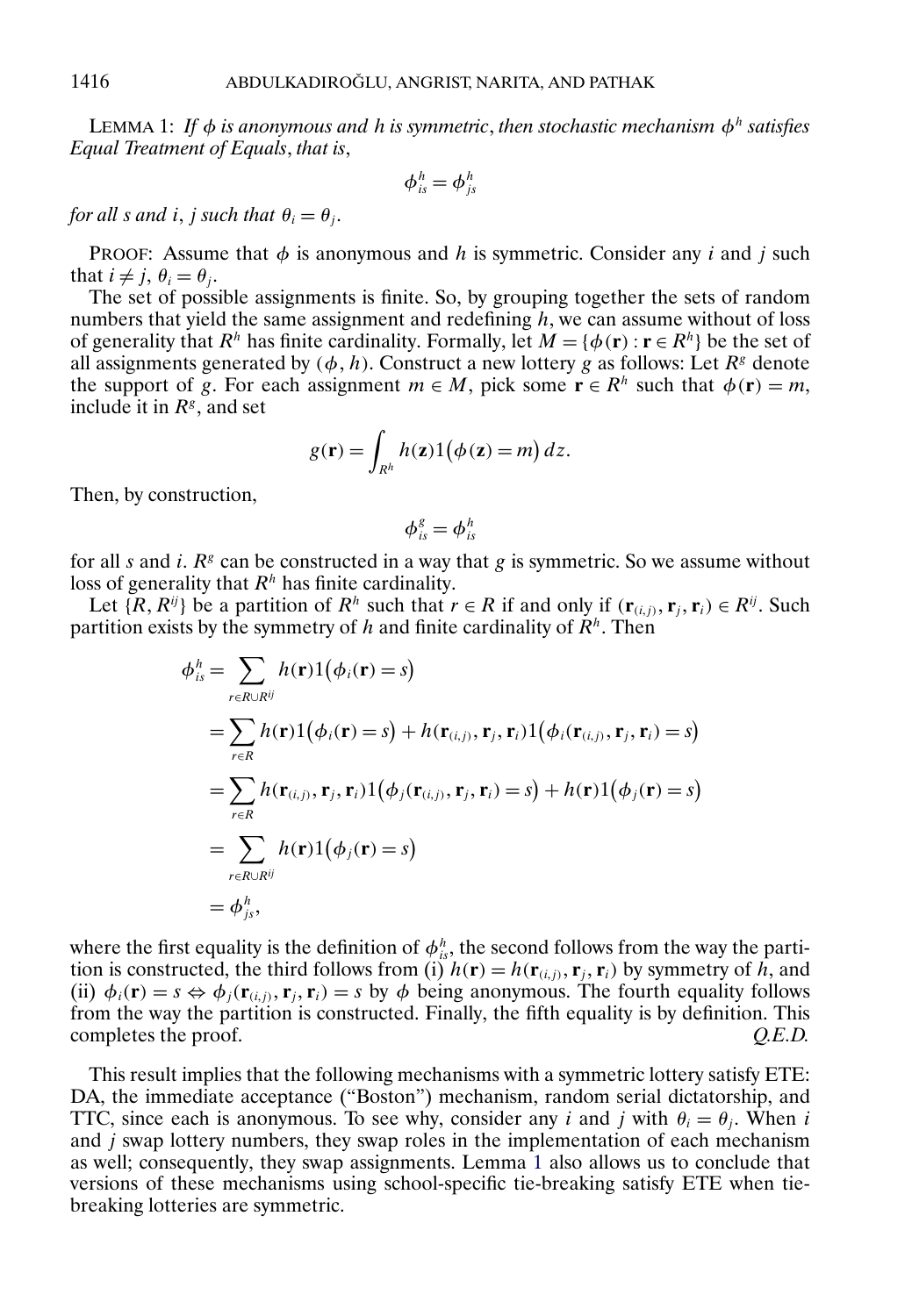LEMMA 1: *If $\phi$ is anonymous and $h$ is symmetric, then stochastic mechanism $\phi^h$ satisfies Equal Treatment of Equals, that is,*

$$\phi^h_{is} = \phi^h_{js}$$

*for all $s$ and $i$, $j$ such that $\theta_i = \theta_j$.*

PROOF: Assume that $\phi$ is anonymous and $h$ is symmetric. Consider any $i$ and $j$ such that $i \neq j$, $\theta_i = \theta_j$.

The set of possible assignments is finite. So, by grouping together the sets of random numbers that yield the same assignment and redefining $h$, we can assume without of loss of generality that $R^h$ has finite cardinality. Formally, let $M = \{\phi(\mathbf{r}) : \mathbf{r} \in R^h\}$ be the set of all assignments generated by $(\phi, h)$. Construct a new lottery $g$ as follows: Let $R^g$ denote the support of $g$. For each assignment $m \in M$, pick some $\mathbf{r} \in R^h$ such that $\phi(\mathbf{r}) = m$, include it in $R^g$, and set

$$g(\mathbf{r}) = \int_{R^h} h(\mathbf{z}) 1\big(\phi(\mathbf{z}) = m\big)\, dz.$$

Then, by construction,

$$\phi^g_{is} = \phi^h_{is}$$

for all $s$ and $i$. $R^g$ can be constructed in a way that $g$ is symmetric. So we assume without loss of generality that $R^h$ has finite cardinality.

Let $\{R, R^{ij}\}$ be a partition of $R^h$ such that $r \in R$ if and only if $(\mathbf{r}_{(i,j)}, \mathbf{r}_j, \mathbf{r}_i) \in R^{ij}$. Such partition exists by the symmetry of $h$ and finite cardinality of $R^h$. Then

$$\begin{aligned}
\phi^h_{is} &= \sum_{r \in R \cup R^{ij}} h(\mathbf{r}) 1\big(\phi_i(\mathbf{r}) = s\big) \\
&= \sum_{r \in R} h(\mathbf{r}) 1\big(\phi_i(\mathbf{r}) = s\big) + h(\mathbf{r}_{(i,j)}, \mathbf{r}_j, \mathbf{r}_i) 1\big(\phi_i(\mathbf{r}_{(i,j)}, \mathbf{r}_j, \mathbf{r}_i) = s\big) \\
&= \sum_{r \in R} h(\mathbf{r}_{(i,j)}, \mathbf{r}_j, \mathbf{r}_i) 1\big(\phi_j(\mathbf{r}_{(i,j)}, \mathbf{r}_j, \mathbf{r}_i) = s\big) + h(\mathbf{r}) 1\big(\phi_j(\mathbf{r}) = s\big) \\
&= \sum_{r \in R \cup R^{ij}} h(\mathbf{r}) 1\big(\phi_j(\mathbf{r}) = s\big) \\
&= \phi^h_{js},
\end{aligned}$$

where the first equality is the definition of $\phi^h_{is}$, the second follows from the way the partition is constructed, the third follows from (i) $h(\mathbf{r}) = h(\mathbf{r}_{(i,j)}, \mathbf{r}_j, \mathbf{r}_i)$ by symmetry of $h$, and (ii) $\phi_i(\mathbf{r}) = s \Leftrightarrow \phi_j(\mathbf{r}_{(i,j)}, \mathbf{r}_j, \mathbf{r}_i) = s$ by $\phi$ being anonymous. The fourth equality follows from the way the partition is constructed. Finally, the fifth equality is by definition. This completes the proof. *Q.E.D.*

This result implies that the following mechanisms with a symmetric lottery satisfy ETE: DA, the immediate acceptance ("Boston") mechanism, random serial dictatorship, and TTC, since each is anonymous. To see why, consider any $i$ and $j$ with $\theta_i = \theta_j$. When $i$ and $j$ swap lottery numbers, they swap roles in the implementation of each mechanism as well; consequently, they swap assignments. Lemma 1 also allows us to conclude that versions of these mechanisms using school-specific tie-breaking satisfy ETE when tie-breaking lotteries are symmetric.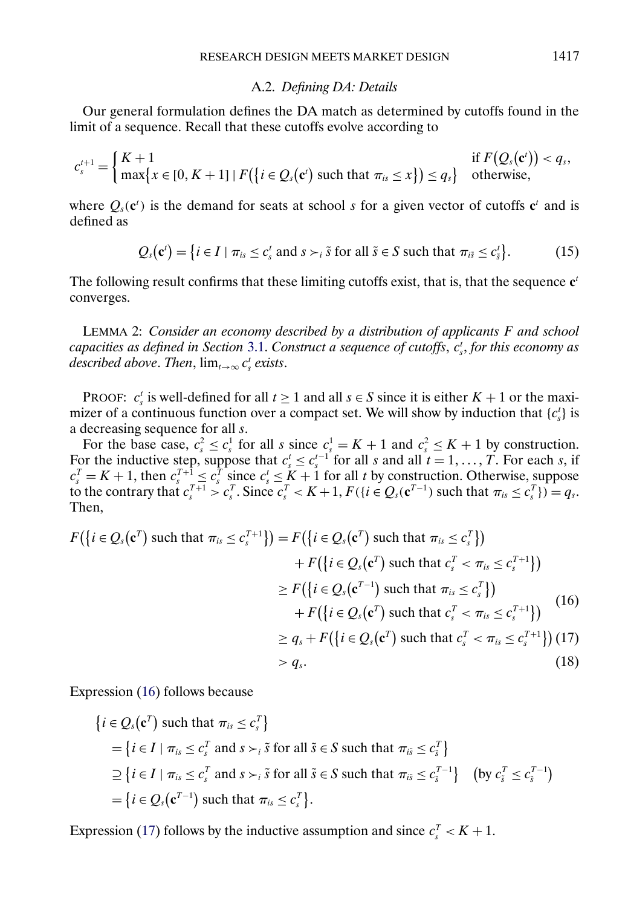### A.2. *Defining DA: Details*

Our general formulation defines the DA match as determined by cutoffs found in the limit of a sequence. Recall that these cutoffs evolve according to

$$c_s^{t+1} = \begin{cases} K+1 & \text{if } F\big(Q_s(\mathbf{c}^t)\big) < q_s, \\ \max\{x \in [0, K+1] \mid F\big(\{i \in Q_s(\mathbf{c}^t) \text{ such that } \pi_{is} \leq x\}\big) \leq q_s\} & \text{otherwise,} \end{cases}$$

where $Q_s(\mathbf{c}^t)$ is the demand for seats at school $s$ for a given vector of cutoffs $\mathbf{c}^t$ and is defined as

$$Q_s(\mathbf{c}^t) = \{i \in I \mid \pi_{is} \leq c_s^t \text{ and } s \succ_i \tilde{s} \text{ for all } \tilde{s} \in S \text{ such that } \pi_{i\tilde{s}} \leq c_{\tilde{s}}^t\}. \tag{15}$$

The following result confirms that these limiting cutoffs exist, that is, that the sequence $\mathbf{c}^t$ converges.

LEMMA 2: *Consider an economy described by a distribution of applicants $F$ and school capacities as defined in Section 3.1. Construct a sequence of cutoffs, $c_s^t$, for this economy as described above. Then, $\lim_{t\to\infty} c_s^t$ exists.*

PROOF: $c_s^t$ is well-defined for all $t \geq 1$ and all $s \in S$ since it is either $K+1$ or the maximizer of a continuous function over a compact set. We will show by induction that $\{c_s^t\}$ is a decreasing sequence for all $s$.

For the base case, $c_s^2 \leq c_s^1$ for all $s$ since $c_s^1 = K+1$ and $c_s^2 \leq K+1$ by construction. For the inductive step, suppose that $c_s^t \leq c_s^{t-1}$ for all $s$ and all $t = 1, \ldots, T$. For each $s$, if $c_s^T = K+1$, then $c_s^{T+1} \leq c_s^T$ since $c_s^t \leq K+1$ for all $t$ by construction. Otherwise, suppose to the contrary that $c_s^{T+1} > c_s^T$. Since $c_s^T < K+1$, $F(\{i \in Q_s(\mathbf{c}^{T-1}) \text{ such that } \pi_{is} \leq c_s^T\}) = q_s$. Then,

$$\begin{aligned} F\big(\{i \in Q_s(\mathbf{c}^T) \text{ such that } \pi_{is} \leq c_s^{T+1}\}\big) &= F\big(\{i \in Q_s(\mathbf{c}^T) \text{ such that } \pi_{is} \leq c_s^T\}\big) \\ &\quad + F\big(\{i \in Q_s(\mathbf{c}^T) \text{ such that } c_s^T < \pi_{is} \leq c_s^{T+1}\}\big) \\ &\geq F\big(\{i \in Q_s(\mathbf{c}^{T-1}) \text{ such that } \pi_{is} \leq c_s^T\}\big) \\ &\quad + F\big(\{i \in Q_s(\mathbf{c}^T) \text{ such that } c_s^T < \pi_{is} \leq c_s^{T+1}\}\big) \qquad (16) \\ &\geq q_s + F\big(\{i \in Q_s(\mathbf{c}^T) \text{ such that } c_s^T < \pi_{is} \leq c_s^{T+1}\}\big) \qquad (17) \\ &> q_s. \qquad (18) \end{aligned}$$

Expression (16) follows because

$$\begin{aligned} &\{i \in Q_s(\mathbf{c}^T) \text{ such that } \pi_{is} \leq c_s^T\} \\ &= \{i \in I \mid \pi_{is} \leq c_s^T \text{ and } s \succ_i \tilde{s} \text{ for all } \tilde{s} \in S \text{ such that } \pi_{i\tilde{s}} \leq c_{\tilde{s}}^T\} \\ &\supseteq \{i \in I \mid \pi_{is} \leq c_s^T \text{ and } s \succ_i \tilde{s} \text{ for all } \tilde{s} \in S \text{ such that } \pi_{i\tilde{s}} \leq c_{\tilde{s}}^{T-1}\} \quad \big(\text{by } c_{\tilde{s}}^T \leq c_{\tilde{s}}^{T-1}\big) \\ &= \{i \in Q_s(\mathbf{c}^{T-1}) \text{ such that } \pi_{is} \leq c_s^T\}. \end{aligned}$$

Expression (17) follows by the inductive assumption and since $c_s^T < K+1$.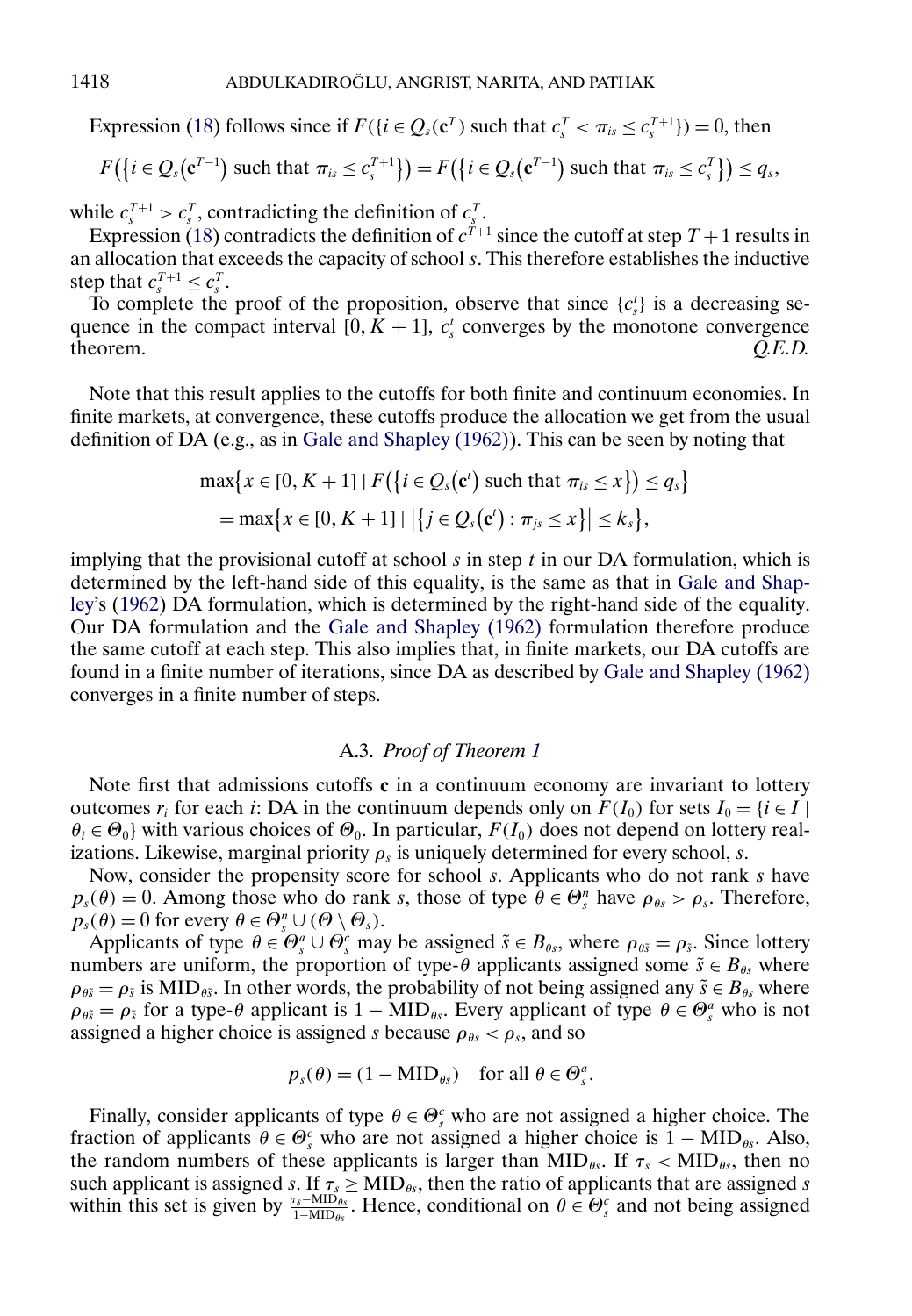Expression (18) follows since if $F(\{i \in Q_s(\mathbf{c}^T) \text{ such that } c_s^T < \pi_{is} \leq c_s^{T+1}\}) = 0$, then

$$F\big(\{i \in Q_s(\mathbf{c}^{T-1}) \text{ such that } \pi_{is} \leq c_s^{T+1}\}\big) = F\big(\{i \in Q_s(\mathbf{c}^{T-1}) \text{ such that } \pi_{is} \leq c_s^{T}\}\big) \leq q_s,$$

while $c_s^{T+1} > c_s^T$, contradicting the definition of $c_s^T$.

Expression (18) contradicts the definition of $c^{T+1}$ since the cutoff at step $T+1$ results in an allocation that exceeds the capacity of school $s$. This therefore establishes the inductive step that $c_s^{T+1} \leq c_s^T$.

To complete the proof of the proposition, observe that since $\{c_s^t\}$ is a decreasing sequence in the compact interval $[0, K+1]$, $c_s^t$ converges by the monotone convergence theorem. *Q.E.D.*

Note that this result applies to the cutoffs for both finite and continuum economies. In finite markets, at convergence, these cutoffs produce the allocation we get from the usual definition of DA (e.g., as in Gale and Shapley (1962)). This can be seen by noting that

$$\begin{aligned}
&\max\{x \in [0, K+1] \mid F\big(\{i \in Q_s(\mathbf{c}^t) \text{ such that } \pi_{is} \leq x\}\big) \leq q_s\} \\
&\quad = \max\{x \in [0, K+1] \mid \big|\{j \in Q_s(\mathbf{c}^t) : \pi_{js} \leq x\}\big| \leq k_s\},
\end{aligned}$$

implying that the provisional cutoff at school $s$ in step $t$ in our DA formulation, which is determined by the left-hand side of this equality, is the same as that in Gale and Shapley's (1962) DA formulation, which is determined by the right-hand side of the equality. Our DA formulation and the Gale and Shapley (1962) formulation therefore produce the same cutoff at each step. This also implies that, in finite markets, our DA cutoffs are found in a finite number of iterations, since DA as described by Gale and Shapley (1962) converges in a finite number of steps.

### A.3. *Proof of Theorem 1*

Note first that admissions cutoffs $\mathbf{c}$ in a continuum economy are invariant to lottery outcomes $r_i$ for each $i$: DA in the continuum depends only on $F(I_0)$ for sets $I_0 = \{i \in I \mid \theta_i \in \Theta_0\}$ with various choices of $\Theta_0$. In particular, $F(I_0)$ does not depend on lottery realizations. Likewise, marginal priority $\rho_s$ is uniquely determined for every school, $s$.

Now, consider the propensity score for school $s$. Applicants who do not rank $s$ have $p_s(\theta) = 0$. Among those who do rank $s$, those of type $\theta \in \Theta_s^n$ have $\rho_{\theta s} > \rho_s$. Therefore, $p_s(\theta) = 0$ for every $\theta \in \Theta_s^n \cup (\Theta \setminus \Theta_s)$.

Applicants of type $\theta \in \Theta_s^a \cup \Theta_s^c$ may be assigned $\tilde{s} \in B_{\theta s}$, where $\rho_{\theta \tilde{s}} = \rho_{\tilde{s}}$. Since lottery numbers are uniform, the proportion of type-$\theta$ applicants assigned some $\tilde{s} \in B_{\theta s}$ where $\rho_{\theta \tilde{s}} = \rho_{\tilde{s}}$ is $\text{MID}_{\theta \tilde{s}}$. In other words, the probability of not being assigned any $\tilde{s} \in B_{\theta s}$ where $\rho_{\theta \tilde{s}} = \rho_{\tilde{s}}$ for a type-$\theta$ applicant is $1 - \text{MID}_{\theta s}$. Every applicant of type $\theta \in \Theta_s^a$ who is not assigned a higher choice is assigned $s$ because $\rho_{\theta s} < \rho_s$, and so

$$p_s(\theta) = (1 - \text{MID}_{\theta s}) \quad \text{for all } \theta \in \Theta_s^a.$$

Finally, consider applicants of type $\theta \in \Theta_s^c$ who are not assigned a higher choice. The fraction of applicants $\theta \in \Theta_s^c$ who are not assigned a higher choice is $1 - \text{MID}_{\theta s}$. Also, the random numbers of these applicants is larger than $\text{MID}_{\theta s}$. If $\tau_s < \text{MID}_{\theta s}$, then no such applicant is assigned $s$. If $\tau_s \geq \text{MID}_{\theta s}$, then the ratio of applicants that are assigned $s$ within this set is given by $\frac{\tau_s - \text{MID}_{\theta s}}{1 - \text{MID}_{\theta s}}$. Hence, conditional on $\theta \in \Theta_s^c$ and not being assigned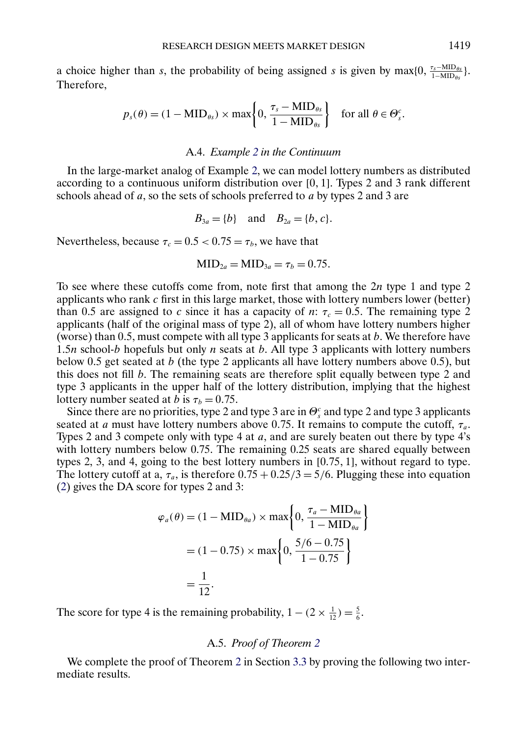a choice higher than $s$, the probability of being assigned $s$ is given by $\max\{0, \frac{\tau_s - \text{MID}_{\theta s}}{1-\text{MID}_{\theta s}}\}$. Therefore,

$$p_s(\theta) = (1 - \text{MID}_{\theta s}) \times \max\left\{0, \frac{\tau_s - \text{MID}_{\theta s}}{1 - \text{MID}_{\theta s}}\right\} \quad \text{for all } \theta \in \Theta_s^c.$$

### A.4. *Example 2 in the Continuum*

In the large-market analog of Example 2, we can model lottery numbers as distributed according to a continuous uniform distribution over [0, 1]. Types 2 and 3 rank different schools ahead of $a$, so the sets of schools preferred to $a$ by types 2 and 3 are

$$B_{3a} = \{b\} \quad \text{and} \quad B_{2a} = \{b, c\}.$$

Nevertheless, because $\tau_c = 0.5 < 0.75 = \tau_b$, we have that

$$\text{MID}_{2a} = \text{MID}_{3a} = \tau_b = 0.75.$$

To see where these cutoffs come from, note first that among the $2n$ type 1 and type 2 applicants who rank $c$ first in this large market, those with lottery numbers lower (better) than 0.5 are assigned to $c$ since it has a capacity of $n$: $\tau_c = 0.5$. The remaining type 2 applicants (half of the original mass of type 2), all of whom have lottery numbers higher (worse) than 0.5, must compete with all type 3 applicants for seats at $b$. We therefore have $1.5n$ school-$b$ hopefuls but only $n$ seats at $b$. All type 3 applicants with lottery numbers below 0.5 get seated at $b$ (the type 2 applicants all have lottery numbers above 0.5), but this does not fill $b$. The remaining seats are therefore split equally between type 2 and type 3 applicants in the upper half of the lottery distribution, implying that the highest lottery number seated at $b$ is $\tau_b = 0.75$.

Since there are no priorities, type 2 and type 3 are in $\Theta_s^c$ and type 2 and type 3 applicants seated at $a$ must have lottery numbers above 0.75. It remains to compute the cutoff, $\tau_a$. Types 2 and 3 compete only with type 4 at $a$, and are surely beaten out there by type 4's with lottery numbers below 0.75. The remaining 0.25 seats are shared equally between types 2, 3, and 4, going to the best lottery numbers in [0.75, 1], without regard to type. The lottery cutoff at a, $\tau_a$, is therefore $0.75 + 0.25/3 = 5/6$. Plugging these into equation (2) gives the DA score for types 2 and 3:

$$\begin{aligned}
\varphi_a(\theta) &= (1 - \text{MID}_{\theta a}) \times \max\left\{0, \frac{\tau_a - \text{MID}_{\theta a}}{1 - \text{MID}_{\theta a}}\right\} \\
&= (1 - 0.75) \times \max\left\{0, \frac{5/6 - 0.75}{1 - 0.75}\right\} \\
&= \frac{1}{12}.
\end{aligned}$$

The score for type 4 is the remaining probability, $1 - (2 \times \frac{1}{12}) = \frac{5}{6}$.

### A.5. *Proof of Theorem 2*

We complete the proof of Theorem 2 in Section 3.3 by proving the following two intermediate results.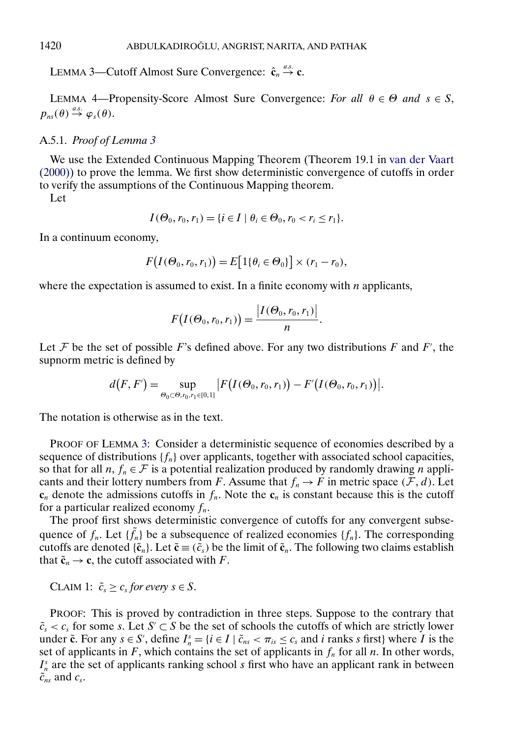LEMMA 3—Cutoff Almost Sure Convergence: $\hat{\mathbf{c}}_n \xrightarrow{a.s.} \mathbf{c}$.

LEMMA 4—Propensity-Score Almost Sure Convergence: *For all* $\theta \in \Theta$ *and* $s \in S$, $p_{ns}(\theta) \xrightarrow{a.s.} \varphi_s(\theta)$.

### A.5.1. *Proof of Lemma 3*

We use the Extended Continuous Mapping Theorem (Theorem 19.1 in van der Vaart (2000)) to prove the lemma. We first show deterministic convergence of cutoffs in order to verify the assumptions of the Continuous Mapping theorem.

Let

$$I(\Theta_0, r_0, r_1) = \{i \in I \mid \theta_i \in \Theta_0, r_0 < r_i \leq r_1\}.$$

In a continuum economy,

$$F\big(I(\Theta_0, r_0, r_1)\big) = E\big[1\{\theta_i \in \Theta_0\}\big] \times (r_1 - r_0),$$

where the expectation is assumed to exist. In a finite economy with $n$ applicants,

$$F\big(I(\Theta_0, r_0, r_1)\big) = \frac{|I(\Theta_0, r_0, r_1)|}{n}.$$

Let $\mathcal{F}$ be the set of possible $F$'s defined above. For any two distributions $F$ and $F'$, the supnorm metric is defined by

$$d(F, F') = \sup_{\Theta_0 \subset \Theta, r_0, r_1 \in [0,1]} \big|F\big(I(\Theta_0, r_0, r_1)\big) - F'\big(I(\Theta_0, r_0, r_1)\big)\big|.$$

The notation is otherwise as in the text.

PROOF OF LEMMA 3: Consider a deterministic sequence of economies described by a sequence of distributions $\{f_n\}$ over applicants, together with associated school capacities, so that for all $n$, $f_n \in \mathcal{F}$ is a potential realization produced by randomly drawing $n$ applicants and their lottery numbers from $F$. Assume that $f_n \to F$ in metric space $(\mathcal{F}, d)$. Let $\mathbf{c}_n$ denote the admissions cutoffs in $f_n$. Note the $\mathbf{c}_n$ is constant because this is the cutoff for a particular realized economy $f_n$.

The proof first shows deterministic convergence of cutoffs for any convergent subsequence of $f_n$. Let $\{\tilde{f}_n\}$ be a subsequence of realized economies $\{f_n\}$. The corresponding cutoffs are denoted $\{\tilde{\mathbf{c}}_n\}$. Let $\tilde{\mathbf{c}} \equiv (\tilde{c}_s)$ be the limit of $\tilde{\mathbf{c}}_n$. The following two claims establish that $\tilde{\mathbf{c}}_n \to \mathbf{c}$, the cutoff associated with $F$.

CLAIM 1: $\tilde{c}_s \geq c_s$ *for every* $s \in S$.

PROOF: This is proved by contradiction in three steps. Suppose to the contrary that $\tilde{c}_s < c_s$ for some $s$. Let $S' \subset S$ be the set of schools the cutoffs of which are strictly lower under $\tilde{\mathbf{c}}$. For any $s \in S'$, define $I_n^s = \{i \in I \mid \tilde{c}_{ns} < \pi_{is} \leq c_s$ and $i$ ranks $s$ first$\}$ where $I$ is the set of applicants in $F$, which contains the set of applicants in $f_n$ for all $n$. In other words, $I_n^s$ are the set of applicants ranking school $s$ first who have an applicant rank in between $\tilde{c}_{ns}$ and $c_s$.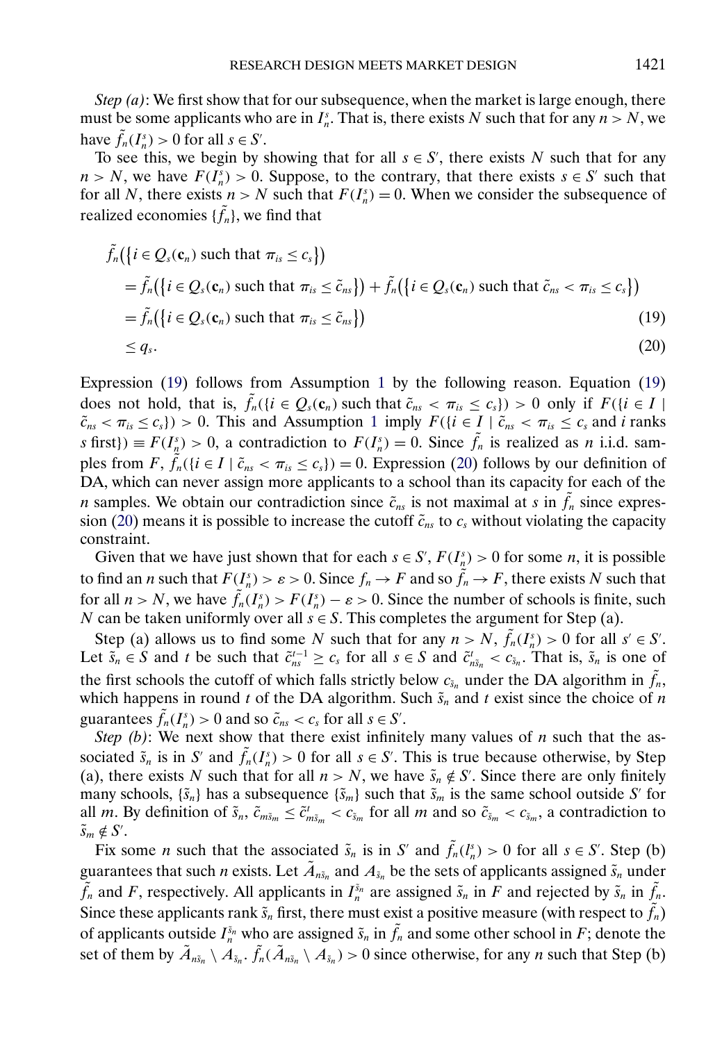*Step (a)*: We first show that for our subsequence, when the market is large enough, there must be some applicants who are in $I_n^s$. That is, there exists $N$ such that for any $n > N$, we have $\tilde{f}_n(I_n^s) > 0$ for all $s \in S'$.

To see this, we begin by showing that for all $s \in S'$, there exists $N$ such that for any $n > N$, we have $F(I_n^s) > 0$. Suppose, to the contrary, that there exists $s \in S'$ such that for all $N$, there exists $n > N$ such that $F(I_n^s) = 0$. When we consider the subsequence of realized economies $\{\tilde{f}_n\}$, we find that

$$
\begin{aligned}
&\tilde{f}_n\big(\{i \in Q_s(\mathbf{c}_n) \text{ such that } \pi_{is} \le c_s\}\big) \\
&= \tilde{f}_n\big(\{i \in Q_s(\mathbf{c}_n) \text{ such that } \pi_{is} \le \tilde{c}_{ns}\}\big) + \tilde{f}_n\big(\{i \in Q_s(\mathbf{c}_n) \text{ such that } \tilde{c}_{ns} < \pi_{is} \le c_s\}\big) \\
&= \tilde{f}_n\big(\{i \in Q_s(\mathbf{c}_n) \text{ such that } \pi_{is} \le \tilde{c}_{ns}\}\big) \qquad (19) \\
&\le q_s. \qquad (20)
\end{aligned}
$$

Expression (19) follows from Assumption 1 by the following reason. Equation (19) does not hold, that is, $\tilde{f}_n(\{i \in Q_s(\mathbf{c}_n) \text{ such that } \tilde{c}_{ns} < \pi_{is} \le c_s\}) > 0$ only if $F(\{i \in I \mid \tilde{c}_{ns} < \pi_{is} \le c_s\}) > 0$. This and Assumption 1 imply $F(\{i \in I \mid \tilde{c}_{ns} < \pi_{is} \le c_s \text{ and } i \text{ ranks } s \text{ first}\}) \equiv F(I_n^s) > 0$, a contradiction to $F(I_n^s) = 0$. Since $\tilde{f}_n$ is realized as $n$ i.i.d. samples from $F$, $\tilde{f}_n(\{i \in I \mid \tilde{c}_{ns} < \pi_{is} \le c_s\}) = 0$. Expression (20) follows by our definition of DA, which can never assign more applicants to a school than its capacity for each of the $n$ samples. We obtain our contradiction since $\tilde{c}_{ns}$ is not maximal at $s$ in $\tilde{f}_n$ since expression (20) means it is possible to increase the cutoff $\tilde{c}_{ns}$ to $c_s$ without violating the capacity constraint.

Given that we have just shown that for each $s \in S'$, $F(I_n^s) > 0$ for some $n$, it is possible to find an $n$ such that $F(I_n^s) > \varepsilon > 0$. Since $f_n \to F$ and so $\tilde{f}_n \to F$, there exists $N$ such that for all $n > N$, we have $\tilde{f}_n(I_n^s) > F(I_n^s) - \varepsilon > 0$. Since the number of schools is finite, such $N$ can be taken uniformly over all $s \in S$. This completes the argument for Step (a).

Step (a) allows us to find some $N$ such that for any $n > N$, $\tilde{f}_n(I_n^s) > 0$ for all $s' \in S'$. Let $\tilde{s}_n \in S$ and $t$ be such that $\tilde{c}_{ns}^{t-1} \ge c_s$ for all $s \in S$ and $\tilde{c}_{n\tilde{s}_n}^{t} < c_{\tilde{s}_n}$. That is, $\tilde{s}_n$ is one of the first schools the cutoff of which falls strictly below $c_{\tilde{s}_n}$ under the DA algorithm in $\tilde{f}_n$, which happens in round $t$ of the DA algorithm. Such $\tilde{s}_n$ and $t$ exist since the choice of $n$ guarantees $\tilde{f}_n(I_n^s) > 0$ and so $\tilde{c}_{ns} < c_s$ for all $s \in S'$.

*Step (b)*: We next show that there exist infinitely many values of $n$ such that the associated $\tilde{s}_n$ is in $S'$ and $\tilde{f}_n(I_n^s) > 0$ for all $s \in S'$. This is true because otherwise, by Step (a), there exists $N$ such that for all $n > N$, we have $\tilde{s}_n \notin S'$. Since there are only finitely many schools, $\{\tilde{s}_n\}$ has a subsequence $\{\tilde{s}_m\}$ such that $\tilde{s}_m$ is the same school outside $S'$ for all $m$. By definition of $\tilde{s}_n$, $\tilde{c}_{m\tilde{s}_m} \le \tilde{c}_{m\tilde{s}_m}^t < c_{\tilde{s}_m}$ for all $m$ and so $\tilde{c}_{\tilde{s}_m} < c_{\tilde{s}_m}$, a contradiction to $\tilde{s}_m \notin S'$.

Fix some $n$ such that the associated $\tilde{s}_n$ is in $S'$ and $\tilde{f}_n(I_n^s) > 0$ for all $s \in S'$. Step (b) guarantees that such $n$ exists. Let $\tilde{A}_{n\tilde{s}_n}$ and $A_{\tilde{s}_n}$ be the sets of applicants assigned $\tilde{s}_n$ under $\tilde{f}_n$ and $F$, respectively. All applicants in $I_n^{\tilde{s}_n}$ are assigned $\tilde{s}_n$ in $F$ and rejected by $\tilde{s}_n$ in $\tilde{f}_n$. Since these applicants rank $\tilde{s}_n$ first, there must exist a positive measure (with respect to $\tilde{f}_n$) of applicants outside $I_n^{\tilde{s}_n}$ who are assigned $\tilde{s}_n$ in $\tilde{f}_n$ and some other school in $F$; denote the set of them by $\tilde{A}_{n\tilde{s}_n} \setminus A_{\tilde{s}_n}$. $\tilde{f}_n(\tilde{A}_{n\tilde{s}_n} \setminus A_{\tilde{s}_n}) > 0$ since otherwise, for any $n$ such that Step (b)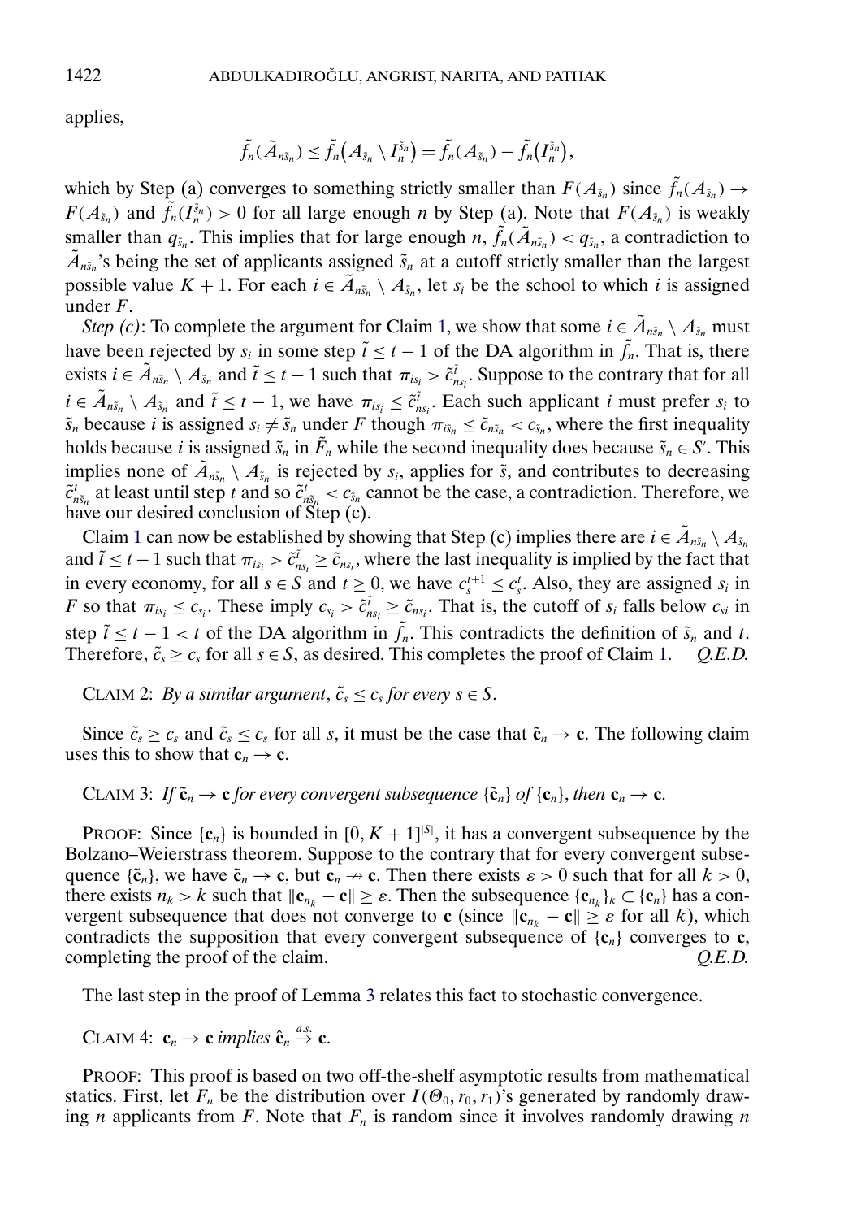applies,

$$\tilde{f}_n(\tilde{A}_{n\tilde{s}_n}) \leq \tilde{f}_n(A_{\tilde{s}_n} \setminus I_n^{\tilde{s}_n}) = \tilde{f}_n(A_{\tilde{s}_n}) - \tilde{f}_n(I_n^{\tilde{s}_n}),$$

which by Step (a) converges to something strictly smaller than $F(A_{\tilde{s}_n})$ since $\tilde{f}_n(A_{\tilde{s}_n}) \to F(A_{\tilde{s}_n})$ and $\tilde{f}_n(I_n^{\tilde{s}_n}) > 0$ for all large enough $n$ by Step (a). Note that $F(A_{\tilde{s}_n})$ is weakly smaller than $q_{\tilde{s}_n}$. This implies that for large enough $n$, $\tilde{f}_n(\tilde{A}_{n\tilde{s}_n}) < q_{\tilde{s}_n}$, a contradiction to $\tilde{A}_{n\tilde{s}_n}$'s being the set of applicants assigned $\tilde{s}_n$ at a cutoff strictly smaller than the largest possible value $K+1$. For each $i \in \tilde{A}_{n\tilde{s}_n} \setminus A_{\tilde{s}_n}$, let $s_i$ be the school to which $i$ is assigned under $F$.

*Step (c)*: To complete the argument for Claim 1, we show that some $i \in \tilde{A}_{n\tilde{s}_n} \setminus A_{\tilde{s}_n}$ must have been rejected by $s_i$ in some step $\tilde{t} \leq t-1$ of the DA algorithm in $\tilde{f}_n$. That is, there exists $i \in \tilde{A}_{n\tilde{s}_n} \setminus A_{\tilde{s}_n}$ and $\tilde{t} \leq t-1$ such that $\pi_{is_i} > \tilde{c}_{ns_i}^{\tilde{t}}$. Suppose to the contrary that for all $i \in \tilde{A}_{n\tilde{s}_n} \setminus A_{\tilde{s}_n}$ and $\tilde{t} \leq t-1$, we have $\pi_{is_i} \leq \tilde{c}_{ns_i}^{\tilde{t}}$. Each such applicant $i$ must prefer $s_i$ to $\tilde{s}_n$ because $i$ is assigned $s_i \neq \tilde{s}_n$ under $F$ though $\pi_{i\tilde{s}_n} \leq \tilde{c}_{n\tilde{s}_n} < c_{\tilde{s}_n}$, where the first inequality holds because $i$ is assigned $\tilde{s}_n$ in $\tilde{F}_n$ while the second inequality does because $\tilde{s}_n \in S'$. This implies none of $\tilde{A}_{n\tilde{s}_n} \setminus A_{\tilde{s}_n}$ is rejected by $s_i$, applies for $\tilde{s}$, and contributes to decreasing $\tilde{c}_{n\tilde{s}_n}^t$ at least until step $t$ and so $\tilde{c}_{n\tilde{s}_n}^t < c_{\tilde{s}_n}$ cannot be the case, a contradiction. Therefore, we have our desired conclusion of Step (c).

Claim 1 can now be established by showing that Step (c) implies there are $i \in \tilde{A}_{n\tilde{s}_n} \setminus A_{\tilde{s}_n}$ and $\tilde{t} \leq t-1$ such that $\pi_{is_i} > \tilde{c}_{ns_i}^{\tilde{t}} \geq \tilde{c}_{ns_i}$, where the last inequality is implied by the fact that in every economy, for all $s \in S$ and $t \geq 0$, we have $c_s^{t+1} \leq c_s^t$. Also, they are assigned $s_i$ in $F$ so that $\pi_{is_i} \leq c_{s_i}$. These imply $c_{s_i} > \tilde{c}_{ns_i}^{\tilde{t}} \geq \tilde{c}_{ns_i}$. That is, the cutoff of $s_i$ falls below $c_{si}$ in step $\tilde{t} \leq t-1 < t$ of the DA algorithm in $\tilde{f}_n$. This contradicts the definition of $\tilde{s}_n$ and $t$. Therefore, $\tilde{c}_s \geq c_s$ for all $s \in S$, as desired. This completes the proof of Claim 1. *Q.E.D.*

CLAIM 2: *By a similar argument*, $\tilde{c}_s \leq c_s$ *for every* $s \in S$.

Since $\tilde{c}_s \geq c_s$ and $\tilde{c}_s \leq c_s$ for all $s$, it must be the case that $\tilde{\mathbf{c}}_n \to \mathbf{c}$. The following claim uses this to show that $\mathbf{c}_n \to \mathbf{c}$.

CLAIM 3: *If* $\tilde{\mathbf{c}}_n \to \mathbf{c}$ *for every convergent subsequence* $\{\tilde{\mathbf{c}}_n\}$ *of* $\{\mathbf{c}_n\}$, *then* $\mathbf{c}_n \to \mathbf{c}$.

PROOF: Since $\{\mathbf{c}_n\}$ is bounded in $[0, K+1]^{|S|}$, it has a convergent subsequence by the Bolzano–Weierstrass theorem. Suppose to the contrary that for every convergent subsequence $\{\tilde{\mathbf{c}}_n\}$, we have $\tilde{\mathbf{c}}_n \to \mathbf{c}$, but $\mathbf{c}_n \nrightarrow \mathbf{c}$. Then there exists $\varepsilon > 0$ such that for all $k > 0$, there exists $n_k > k$ such that $\|\mathbf{c}_{n_k} - \mathbf{c}\| \geq \varepsilon$. Then the subsequence $\{\mathbf{c}_{n_k}\}_k \subset \{\mathbf{c}_n\}$ has a convergent subsequence that does not converge to $\mathbf{c}$ (since $\|\mathbf{c}_{n_k} - \mathbf{c}\| \geq \varepsilon$ for all $k$), which contradicts the supposition that every convergent subsequence of $\{\mathbf{c}_n\}$ converges to $\mathbf{c}$, completing the proof of the claim. *Q.E.D.*

The last step in the proof of Lemma 3 relates this fact to stochastic convergence.

CLAIM 4: $\mathbf{c}_n \to \mathbf{c}$ *implies* $\hat{\mathbf{c}}_n \overset{a.s.}{\to} \mathbf{c}$.

PROOF: This proof is based on two off-the-shelf asymptotic results from mathematical statics. First, let $F_n$ be the distribution over $I(\Theta_0, r_0, r_1)$'s generated by randomly drawing $n$ applicants from $F$. Note that $F_n$ is random since it involves randomly drawing $n$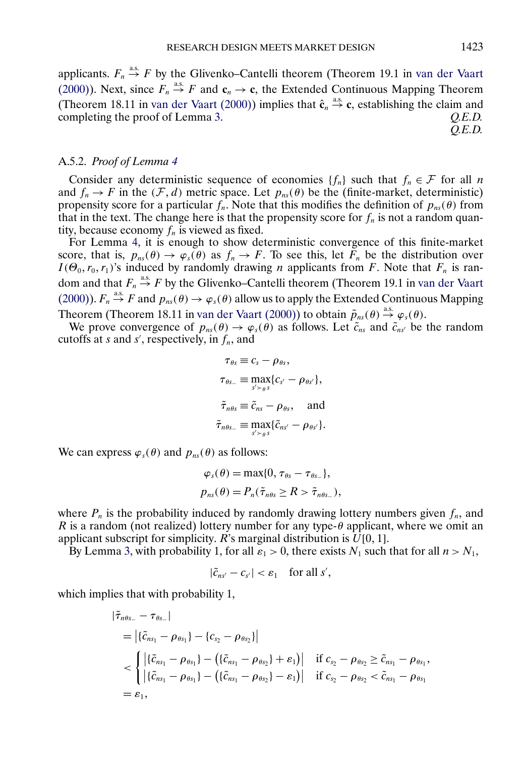applicants. $F_n \stackrel{\text{a.s.}}{\to} F$ by the Glivenko–Cantelli theorem (Theorem 19.1 in van der Vaart (2000)). Next, since $F_n \stackrel{\text{a.s.}}{\to} F$ and $\mathbf{c}_n \to \mathbf{c}$, the Extended Continuous Mapping Theorem (Theorem 18.11 in van der Vaart (2000)) implies that $\hat{\mathbf{c}}_n \stackrel{\text{a.s.}}{\to} \mathbf{c}$, establishing the claim and completing the proof of Lemma 3. *Q.E.D.*

*Q.E.D.*

### A.5.2. *Proof of Lemma 4*

Consider any deterministic sequence of economies $\{f_n\}$ such that $f_n \in \mathcal{F}$ for all $n$ and $f_n \to F$ in the $(\mathcal{F}, d)$ metric space. Let $p_{ns}(\theta)$ be the (finite-market, deterministic) propensity score for a particular $f_n$. Note that this modifies the definition of $p_{ns}(\theta)$ from that in the text. The change here is that the propensity score for $f_n$ is not a random quantity, because economy $f_n$ is viewed as fixed.

For Lemma 4, it is enough to show deterministic convergence of this finite-market score, that is, $p_{ns}(\theta) \to \varphi_s(\theta)$ as $f_n \to F$. To see this, let $F_n$ be the distribution over $I(\Theta_0, r_0, r_1)$'s induced by randomly drawing $n$ applicants from $F$. Note that $F_n$ is random and that $F_n \stackrel{\text{a.s.}}{\to} F$ by the Glivenko–Cantelli theorem (Theorem 19.1 in van der Vaart (2000)). $F_n \stackrel{\text{a.s.}}{\to} F$ and $p_{ns}(\theta) \to \varphi_s(\theta)$ allow us to apply the Extended Continuous Mapping Theorem (Theorem 18.11 in van der Vaart (2000)) to obtain $\tilde{p}_{ns}(\theta) \stackrel{\text{a.s.}}{\to} \varphi_s(\theta)$.

We prove convergence of $p_{ns}(\theta) \to \varphi_s(\theta)$ as follows. Let $\tilde{c}_{ns}$ and $\tilde{c}_{ns'}$ be the random cutoffs at $s$ and $s'$, respectively, in $f_n$, and

$$
\begin{aligned}
\tau_{\theta s} &\equiv c_s - \rho_{\theta s}, \\
\tau_{\theta s_-} &\equiv \max_{s' \succ_\theta s}\{c_{s'} - \rho_{\theta s'}\}, \\
\tilde{\tau}_{n\theta s} &\equiv \tilde{c}_{ns} - \rho_{\theta s}, \quad \text{and} \\
\tilde{\tau}_{n\theta s_-} &\equiv \max_{s' \succ_\theta s}\{\tilde{c}_{ns'} - \rho_{\theta s'}\}.
\end{aligned}
$$

We can express $\varphi_s(\theta)$ and $p_{ns}(\theta)$ as follows:

$$
\begin{aligned}
\varphi_s(\theta) &= \max\{0, \tau_{\theta s} - \tau_{\theta s_-}\}, \\
p_{ns}(\theta) &= P_n(\tilde{\tau}_{n\theta s} \geq R > \tilde{\tau}_{n\theta s_-}),
\end{aligned}
$$

where $P_n$ is the probability induced by randomly drawing lottery numbers given $f_n$, and $R$ is a random (not realized) lottery number for any type-$\theta$ applicant, where we omit an applicant subscript for simplicity. $R$'s marginal distribution is $U[0, 1]$.

By Lemma 3, with probability 1, for all $\varepsilon_1 > 0$, there exists $N_1$ such that for all $n > N_1$,

$$
|\tilde{c}_{ns'} - c_{s'}| < \varepsilon_1 \quad \text{for all } s',
$$

which implies that with probability 1,

$$
\begin{aligned}
&|\tilde{\tau}_{n\theta s_-} - \tau_{\theta s_-}| \\
&= \left|\{\tilde{c}_{ns_1} - \rho_{\theta s_1}\} - \{c_{s_2} - \rho_{\theta s_2}\}\right| \\
&< \begin{cases}
\left|\{\tilde{c}_{ns_1} - \rho_{\theta s_1}\} - \left(\{\tilde{c}_{ns_1} - \rho_{\theta s_2}\} + \varepsilon_1\right)\right| & \text{if } c_{s_2} - \rho_{\theta s_2} \geq \tilde{c}_{ns_1} - \rho_{\theta s_1}, \\
\left|\{\tilde{c}_{ns_1} - \rho_{\theta s_1}\} - \left(\{\tilde{c}_{ns_1} - \rho_{\theta s_2}\} - \varepsilon_1\right)\right| & \text{if } c_{s_2} - \rho_{\theta s_2} < \tilde{c}_{ns_1} - \rho_{\theta s_1}
\end{cases} \\
&= \varepsilon_1,
\end{aligned}
$$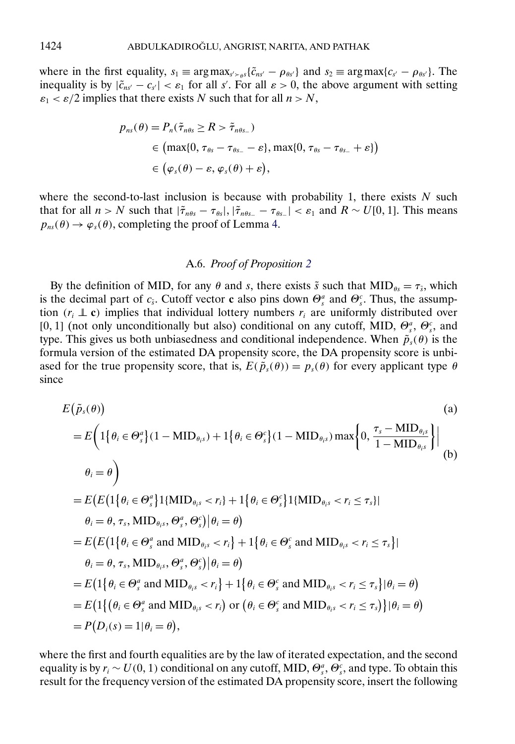where in the first equality, $s_1 \equiv \arg\max_{s' \succ_\theta s}\{\tilde{c}_{ns'} - \rho_{\theta s'}\}$ and $s_2 \equiv \arg\max\{c_{s'} - \rho_{\theta s'}\}$. The inequality is by $|\tilde{c}_{ns'} - c_{s'}| < \varepsilon_1$ for all $s'$. For all $\varepsilon > 0$, the above argument with setting $\varepsilon_1 < \varepsilon/2$ implies that there exists $N$ such that for all $n > N$,

$$
\begin{aligned}
p_{ns}(\theta) &= P_n(\tilde{\tau}_{n\theta s} \geq R > \tilde{\tau}_{n\theta s_-}) \\
&\in \big(\max\{0, \tau_{\theta s} - \tau_{\theta s_-} - \varepsilon\}, \max\{0, \tau_{\theta s} - \tau_{\theta s_-} + \varepsilon\}\big) \\
&\in \big(\varphi_s(\theta) - \varepsilon, \varphi_s(\theta) + \varepsilon\big),
\end{aligned}
$$

where the second-to-last inclusion is because with probability 1, there exists $N$ such that for all $n > N$ such that $|\tilde{\tau}_{n\theta s} - \tau_{\theta s}|, |\tilde{\tau}_{n\theta s_-} - \tau_{\theta s_-}| < \varepsilon_1$ and $R \sim U[0, 1]$. This means $p_{ns}(\theta) \to \varphi_s(\theta)$, completing the proof of Lemma 4.

### A.6. *Proof of Proposition 2*

By the definition of MID, for any $\theta$ and $s$, there exists $\tilde{s}$ such that $\text{MID}_{\theta s} = \tau_{\tilde{s}}$, which is the decimal part of $c_{\tilde{s}}$. Cutoff vector $\mathbf{c}$ also pins down $\Theta_s^a$ and $\Theta_s^c$. Thus, the assumption ($r_i \perp\!\!\!\perp \mathbf{c}$) implies that individual lottery numbers $r_i$ are uniformly distributed over $[0, 1]$ (not only unconditionally but also) conditional on any cutoff, MID, $\Theta_s^a$, $\Theta_s^c$, and type. This gives us both unbiasedness and conditional independence. When $\tilde{p}_s(\theta)$ is the formula version of the estimated DA propensity score, the DA propensity score is unbiased for the true propensity score, that is, $E(\tilde{p}_s(\theta)) = p_s(\theta)$ for every applicant type $\theta$ since

$$
\begin{aligned}
& E\big(\tilde{p}_s(\theta)\big) && \text{(a)} \\
&= E\bigg(1\big\{\theta_i \in \Theta_s^a\big\}(1 - \text{MID}_{\theta_i s}) + 1\big\{\theta_i \in \Theta_s^c\big\}(1 - \text{MID}_{\theta_i s}) \max\bigg\{0, \frac{\tau_s - \text{MID}_{\theta_i s}}{1 - \text{MID}_{\theta_i s}}\bigg\}\bigg| && \text{(b)} \\
&\qquad \theta_i = \theta\bigg) \\
&= E\big(E\big(1\big\{\theta_i \in \Theta_s^a\big\}1\{\text{MID}_{\theta_i s} < r_i\} + 1\big\{\theta_i \in \Theta_s^c\big\}1\{\text{MID}_{\theta_i s} < r_i \leq \tau_s\}| \\
&\qquad \theta_i = \theta, \tau_s, \text{MID}_{\theta_i s}, \Theta_s^a, \Theta_s^c\big)\big|\theta_i = \theta\big) \\
&= E\big(E\big(1\big\{\theta_i \in \Theta_s^a \text{ and } \text{MID}_{\theta_i s} < r_i\big\} + 1\big\{\theta_i \in \Theta_s^c \text{ and } \text{MID}_{\theta_i s} < r_i \leq \tau_s\big\}| \\
&\qquad \theta_i = \theta, \tau_s, \text{MID}_{\theta_i s}, \Theta_s^a, \Theta_s^c\big)\big|\theta_i = \theta\big) \\
&= E\big(1\big\{\theta_i \in \Theta_s^a \text{ and } \text{MID}_{\theta_i s} < r_i\big\} + 1\big\{\theta_i \in \Theta_s^c \text{ and } \text{MID}_{\theta_i s} < r_i \leq \tau_s\big\}|\theta_i = \theta\big) \\
&= E\big(1\big\{\big(\theta_i \in \Theta_s^a \text{ and } \text{MID}_{\theta_i s} < r_i\big) \text{ or } \big(\theta_i \in \Theta_s^c \text{ and } \text{MID}_{\theta_i s} < r_i \leq \tau_s\big)\big\}|\theta_i = \theta\big) \\
&= P\big(D_i(s) = 1|\theta_i = \theta\big),
\end{aligned}
$$

where the first and fourth equalities are by the law of iterated expectation, and the second equality is by $r_i \sim U(0, 1)$ conditional on any cutoff, MID, $\Theta_s^a$, $\Theta_s^c$, and type. To obtain this result for the frequency version of the estimated DA propensity score, insert the following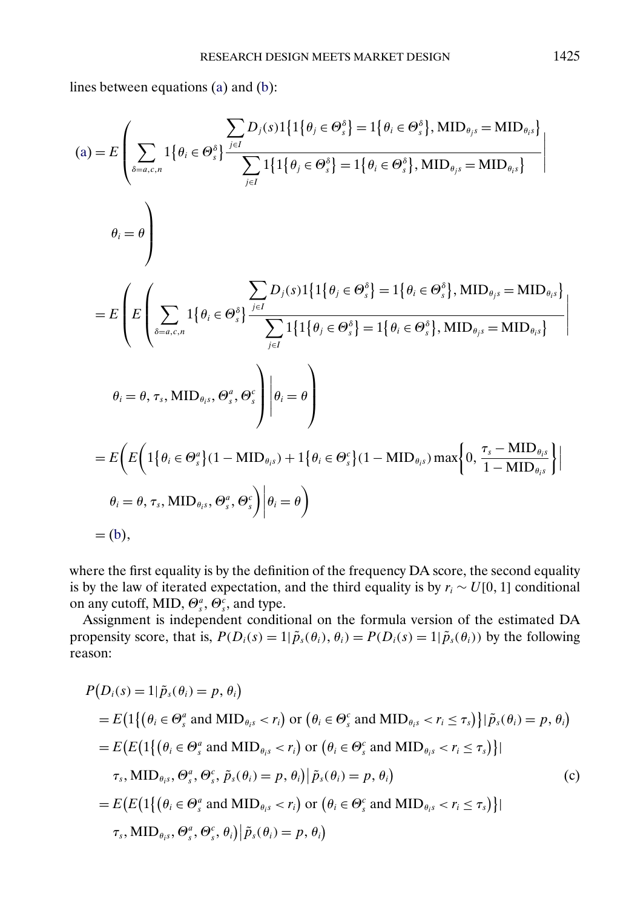lines between equations (a) and (b):

$$
\begin{aligned}
(a) &= E\left(\sum_{\delta=a,c,n} 1\{\theta_i \in \Theta_s^\delta\} \frac{\sum_{j\in I} D_j(s) 1\{1\{\theta_j \in \Theta_s^\delta\} = 1\{\theta_i \in \Theta_s^\delta\}, \text{MID}_{\theta_j s} = \text{MID}_{\theta_i s}\}}{\sum_{j\in I} 1\{1\{\theta_j \in \Theta_s^\delta\} = 1\{\theta_i \in \Theta_s^\delta\}, \text{MID}_{\theta_j s} = \text{MID}_{\theta_i s}\}} \right| \\
&\qquad \left. \theta_i = \theta \vphantom{\sum_{\delta}} \right) \\
&= E\left( E\left(\sum_{\delta=a,c,n} 1\{\theta_i \in \Theta_s^\delta\} \frac{\sum_{j\in I} D_j(s) 1\{1\{\theta_j \in \Theta_s^\delta\} = 1\{\theta_i \in \Theta_s^\delta\}, \text{MID}_{\theta_j s} = \text{MID}_{\theta_i s}\}}{\sum_{j\in I} 1\{1\{\theta_j \in \Theta_s^\delta\} = 1\{\theta_i \in \Theta_s^\delta\}, \text{MID}_{\theta_j s} = \text{MID}_{\theta_i s}\}} \right| \right. \\
&\qquad \left. \left. \theta_i = \theta, \tau_s, \text{MID}_{\theta_i s}, \Theta_s^a, \Theta_s^c \vphantom{\sum_{\delta}} \right) \right| \theta_i = \theta \right) \\
&= E\left( E\left( 1\{\theta_i \in \Theta_s^a\}(1 - \text{MID}_{\theta_i s}) + 1\{\theta_i \in \Theta_s^c\}(1 - \text{MID}_{\theta_i s}) \max\left\{0, \frac{\tau_s - \text{MID}_{\theta_i s}}{1 - \text{MID}_{\theta_i s}}\right\} \right| \right. \\
&\qquad \left. \left. \theta_i = \theta, \tau_s, \text{MID}_{\theta_i s}, \Theta_s^a, \Theta_s^c \right) \right| \theta_i = \theta \right) \\
&= (b),
\end{aligned}
$$

where the first equality is by the definition of the frequency DA score, the second equality is by the law of iterated expectation, and the third equality is by $r_i \sim U[0, 1]$ conditional on any cutoff, MID, $\Theta_s^a$, $\Theta_s^c$, and type.

Assignment is independent conditional on the formula version of the estimated DA propensity score, that is, $P(D_i(s) = 1 | \tilde{p}_s(\theta_i), \theta_i) = P(D_i(s) = 1 | \tilde{p}_s(\theta_i))$ by the following reason:

$$
\begin{aligned}
&P\big(D_i(s) = 1 | \tilde{p}_s(\theta_i) = p, \theta_i\big) \\
&= E\big(1\{(\theta_i \in \Theta_s^a \text{ and } \text{MID}_{\theta_i s} < r_i) \text{ or } (\theta_i \in \Theta_s^c \text{ and } \text{MID}_{\theta_i s} < r_i \le \tau_s)\} | \tilde{p}_s(\theta_i) = p, \theta_i\big) \\
&= E\big(E\big(1\{(\theta_i \in \Theta_s^a \text{ and } \text{MID}_{\theta_i s} < r_i) \text{ or } (\theta_i \in \Theta_s^c \text{ and } \text{MID}_{\theta_i s} < r_i \le \tau_s)\} | \\
&\qquad \tau_s, \text{MID}_{\theta_i s}, \Theta_s^a, \Theta_s^c, \tilde{p}_s(\theta_i) = p, \theta_i\big) \big| \tilde{p}_s(\theta_i) = p, \theta_i\big) \qquad \text{(c)} \\
&= E\big(E\big(1\{(\theta_i \in \Theta_s^a \text{ and } \text{MID}_{\theta_i s} < r_i) \text{ or } (\theta_i \in \Theta_s^c \text{ and } \text{MID}_{\theta_i s} < r_i \le \tau_s)\} | \\
&\qquad \tau_s, \text{MID}_{\theta_i s}, \Theta_s^a, \Theta_s^c, \theta_i\big) \big| \tilde{p}_s(\theta_i) = p, \theta_i\big)
\end{aligned}
$$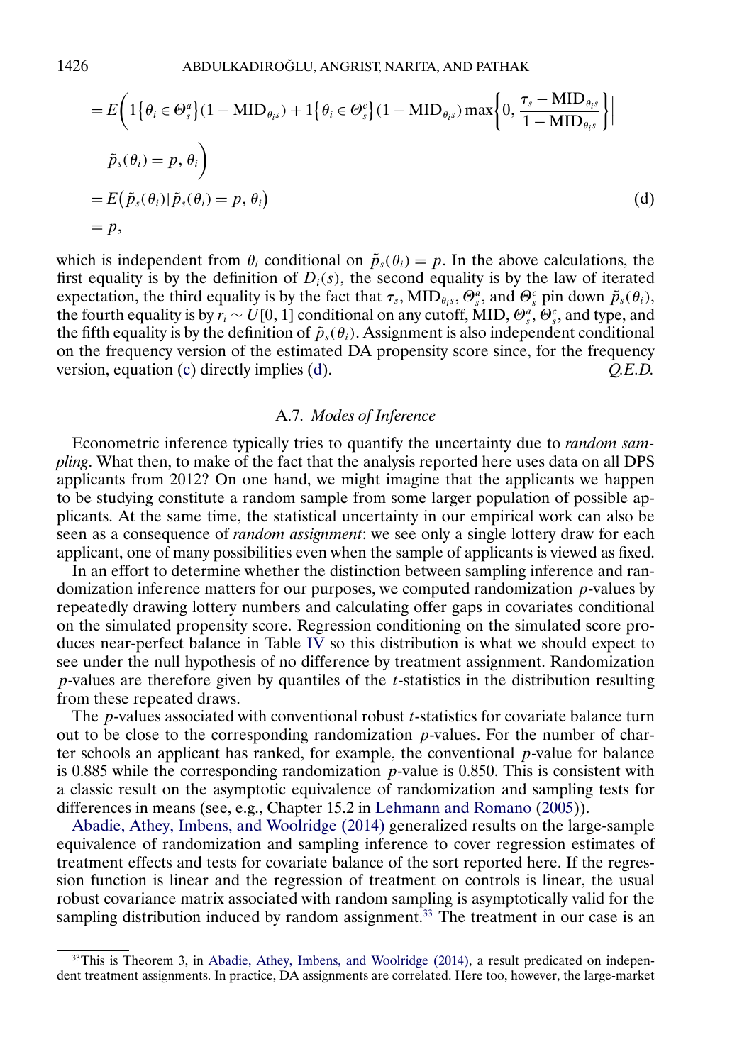$$
\begin{aligned}
&= E\bigg(1\{\theta_i \in \Theta_s^a\}(1 - \text{MID}_{\theta_i s}) + 1\{\theta_i \in \Theta_s^c\}(1 - \text{MID}_{\theta_i s}) \max\bigg\{0, \frac{\tau_s - \text{MID}_{\theta_i s}}{1 - \text{MID}_{\theta_i s}}\bigg\}\bigg| \\
&\qquad \tilde{p}_s(\theta_i) = p, \theta_i\bigg) \\
&= E\big(\tilde{p}_s(\theta_i) | \tilde{p}_s(\theta_i) = p, \theta_i\big) \qquad \text{(d)} \\
&= p,
\end{aligned}
$$

which is independent from $\theta_i$ conditional on $\tilde{p}_s(\theta_i) = p$. In the above calculations, the first equality is by the definition of $D_i(s)$, the second equality is by the law of iterated expectation, the third equality is by the fact that $\tau_s$, $\text{MID}_{\theta_i s}$, $\Theta_s^a$, and $\Theta_s^c$ pin down $\tilde{p}_s(\theta_i)$, the fourth equality is by $r_i \sim U[0, 1]$ conditional on any cutoff, MID, $\Theta_s^a$, $\Theta_s^c$, and type, and the fifth equality is by the definition of $\tilde{p}_s(\theta_i)$. Assignment is also independent conditional on the frequency version of the estimated DA propensity score since, for the frequency version, equation (c) directly implies (d). *Q.E.D.*

### A.7. *Modes of Inference*

Econometric inference typically tries to quantify the uncertainty due to *random sampling*. What then, to make of the fact that the analysis reported here uses data on all DPS applicants from 2012? On one hand, we might imagine that the applicants we happen to be studying constitute a random sample from some larger population of possible applicants. At the same time, the statistical uncertainty in our empirical work can also be seen as a consequence of *random assignment*: we see only a single lottery draw for each applicant, one of many possibilities even when the sample of applicants is viewed as fixed.

In an effort to determine whether the distinction between sampling inference and randomization inference matters for our purposes, we computed randomization $p$-values by repeatedly drawing lottery numbers and calculating offer gaps in covariates conditional on the simulated propensity score. Regression conditioning on the simulated score produces near-perfect balance in Table IV so this distribution is what we should expect to see under the null hypothesis of no difference by treatment assignment. Randomization $p$-values are therefore given by quantiles of the $t$-statistics in the distribution resulting from these repeated draws.

The $p$-values associated with conventional robust $t$-statistics for covariate balance turn out to be close to the corresponding randomization $p$-values. For the number of charter schools an applicant has ranked, for example, the conventional $p$-value for balance is 0.885 while the corresponding randomization $p$-value is 0.850. This is consistent with a classic result on the asymptotic equivalence of randomization and sampling tests for differences in means (see, e.g., Chapter 15.2 in Lehmann and Romano (2005)).

Abadie, Athey, Imbens, and Woolridge (2014) generalized results on the large-sample equivalence of randomization and sampling inference to cover regression estimates of treatment effects and tests for covariate balance of the sort reported here. If the regression function is linear and the regression of treatment on controls is linear, the usual robust covariance matrix associated with random sampling is asymptotically valid for the sampling distribution induced by random assignment.[33] The treatment in our case is an

[33]This is Theorem 3, in Abadie, Athey, Imbens, and Woolridge (2014), a result predicated on independent treatment assignments. In practice, DA assignments are correlated. Here too, however, the large-market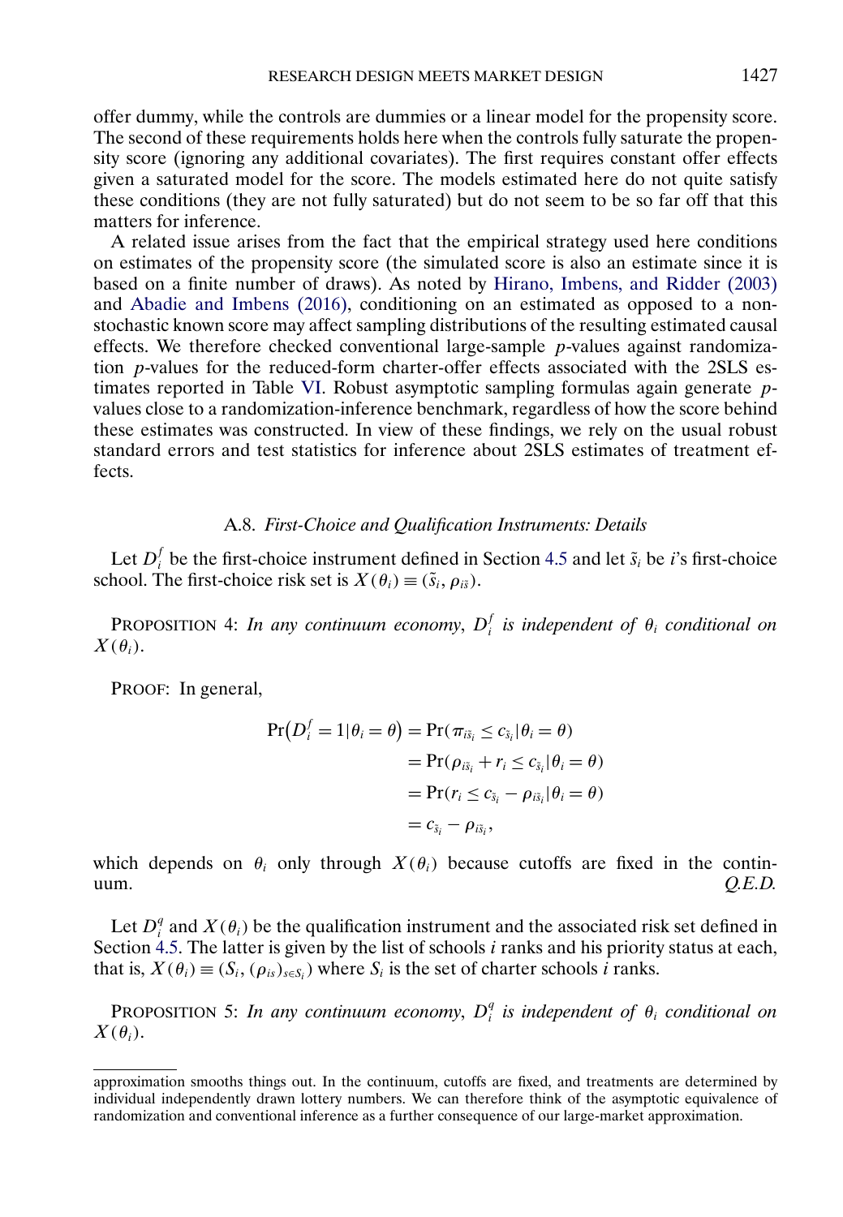offer dummy, while the controls are dummies or a linear model for the propensity score. The second of these requirements holds here when the controls fully saturate the propensity score (ignoring any additional covariates). The first requires constant offer effects given a saturated model for the score. The models estimated here do not quite satisfy these conditions (they are not fully saturated) but do not seem to be so far off that this matters for inference.

A related issue arises from the fact that the empirical strategy used here conditions on estimates of the propensity score (the simulated score is also an estimate since it is based on a finite number of draws). As noted by Hirano, Imbens, and Ridder (2003) and Abadie and Imbens (2016), conditioning on an estimated as opposed to a nonstochastic known score may affect sampling distributions of the resulting estimated causal effects. We therefore checked conventional large-sample $p$-values against randomization $p$-values for the reduced-form charter-offer effects associated with the 2SLS estimates reported in Table VI. Robust asymptotic sampling formulas again generate $p$-values close to a randomization-inference benchmark, regardless of how the score behind these estimates was constructed. In view of these findings, we rely on the usual robust standard errors and test statistics for inference about 2SLS estimates of treatment effects.

### A.8. *First-Choice and Qualification Instruments: Details*

Let $D_i^f$ be the first-choice instrument defined in Section 4.5 and let $\tilde{s}_i$ be $i$'s first-choice school. The first-choice risk set is $X(\theta_i) \equiv (\tilde{s}_i, \rho_{i\tilde{s}})$.

PROPOSITION 4: *In any continuum economy, $D_i^f$ is independent of $\theta_i$ conditional on $X(\theta_i)$.*

PROOF: In general,

$$
\begin{aligned}
\Pr\big(D_i^f = 1 | \theta_i = \theta\big) &= \Pr(\pi_{i\tilde{s}_i} \leq c_{\tilde{s}_i} | \theta_i = \theta) \\
&= \Pr(\rho_{i\tilde{s}_i} + r_i \leq c_{\tilde{s}_i} | \theta_i = \theta) \\
&= \Pr(r_i \leq c_{\tilde{s}_i} - \rho_{i\tilde{s}_i} | \theta_i = \theta) \\
&= c_{\tilde{s}_i} - \rho_{i\tilde{s}_i},
\end{aligned}
$$

which depends on $\theta_i$ only through $X(\theta_i)$ because cutoffs are fixed in the continuum. *Q.E.D.*

Let $D_i^q$ and $X(\theta_i)$ be the qualification instrument and the associated risk set defined in Section 4.5. The latter is given by the list of schools $i$ ranks and his priority status at each, that is, $X(\theta_i) \equiv (S_i, (\rho_{is})_{s \in S_i})$ where $S_i$ is the set of charter schools $i$ ranks.

PROPOSITION 5: *In any continuum economy, $D_i^q$ is independent of $\theta_i$ conditional on $X(\theta_i)$.*

---

approximation smooths things out. In the continuum, cutoffs are fixed, and treatments are determined by individual independently drawn lottery numbers. We can therefore think of the asymptotic equivalence of randomization and conventional inference as a further consequence of our large-market approximation.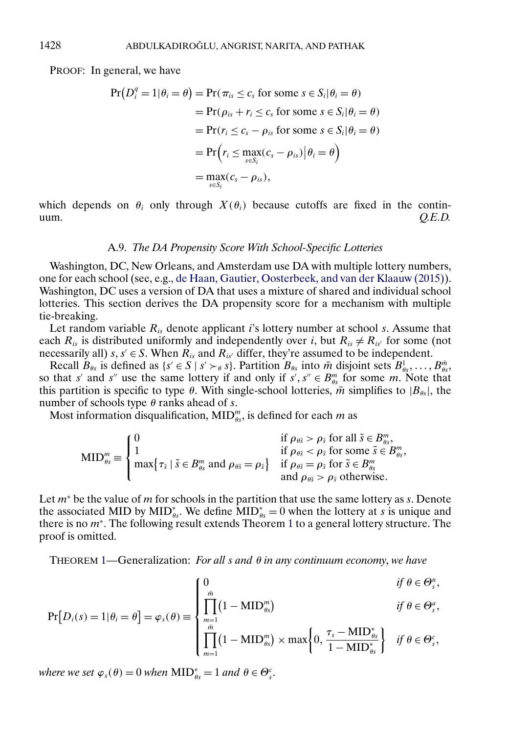PROOF: In general, we have

$$
\begin{aligned}
\Pr\left(D_i^q = 1 | \theta_i = \theta\right) &= \Pr(\pi_{is} \le c_s \text{ for some } s \in S_i | \theta_i = \theta) \\
&= \Pr(\rho_{is} + r_i \le c_s \text{ for some } s \in S_i | \theta_i = \theta) \\
&= \Pr(r_i \le c_s - \rho_{is} \text{ for some } s \in S_i | \theta_i = \theta) \\
&= \Pr\Big(r_i \le \max_{s \in S_i}(c_s - \rho_{is}) \Big| \theta_i = \theta\Big) \\
&= \max_{s \in S_i}(c_s - \rho_{is}),
\end{aligned}
$$

which depends on $\theta_i$ only through $X(\theta_i)$ because cutoffs are fixed in the continuum. *Q.E.D.*

### A.9. *The DA Propensity Score With School-Specific Lotteries*

Washington, DC, New Orleans, and Amsterdam use DA with multiple lottery numbers, one for each school (see, e.g., de Haan, Gautier, Oosterbeek, and van der Klaauw (2015)). Washington, DC uses a version of DA that uses a mixture of shared and individual school lotteries. This section derives the DA propensity score for a mechanism with multiple tie-breaking.

Let random variable $R_{is}$ denote applicant $i$'s lottery number at school $s$. Assume that each $R_{is}$ is distributed uniformly and independently over $i$, but $R_{is} \neq R_{is'}$ for some (not necessarily all) $s, s' \in S$. When $R_{is}$ and $R_{is'}$ differ, they're assumed to be independent.

Recall $B_{\theta s}$ is defined as $\{s' \in S \mid s' \succ_\theta s\}$. Partition $B_{\theta s}$ into $\bar{m}$ disjoint sets $B^1_{\theta s}, \dots, B^{\bar{m}}_{\theta s}$, so that $s'$ and $s''$ use the same lottery if and only if $s', s'' \in B^m_{\theta s}$ for some $m$. Note that this partition is specific to type $\theta$. With single-school lotteries, $\bar{m}$ simplifies to $|B_{\theta s}|$, the number of schools type $\theta$ ranks ahead of $s$.

Most information disqualification, $\text{MID}^m_{\theta s}$, is defined for each $m$ as

$$
\text{MID}^m_{\theta s} \equiv \begin{cases} 0 & \text{if } \rho_{\theta \tilde{s}} > \rho_{\tilde{s}} \text{ for all } \tilde{s} \in B^m_{\theta s}, \\ 1 & \text{if } \rho_{\theta \tilde{s}} < \rho_{\tilde{s}} \text{ for some } \tilde{s} \in B^m_{\theta s}, \\ \max\big\{\tau_{\tilde{s}} \mid \tilde{s} \in B^m_{\theta s} \text{ and } \rho_{\theta \tilde{s}} = \rho_{\tilde{s}}\big\} & \text{if } \rho_{\theta \tilde{s}} = \rho_{\tilde{s}} \text{ for } \tilde{s} \in B^m_{\theta s} \\ & \text{and } \rho_{\theta \tilde{s}} > \rho_{\tilde{s}} \text{ otherwise.} \end{cases}
$$

Let $m^*$ be the value of $m$ for schools in the partition that use the same lottery as $s$. Denote the associated MID by $\text{MID}^*_{\theta s}$. We define $\text{MID}^*_{\theta s} = 0$ when the lottery at $s$ is unique and there is no $m^*$. The following result extends Theorem 1 to a general lottery structure. The proof is omitted.

THEOREM 1—Generalization: *For all $s$ and $\theta$ in any continuum economy, we have*

$$
\Pr\big[D_i(s) = 1 | \theta_i = \theta\big] = \varphi_s(\theta) \equiv \begin{cases} 0 & \text{if } \theta \in \Theta^n_s, \\ \displaystyle\prod_{m=1}^{\bar{m}} \big(1 - \text{MID}^m_{\theta s}\big) & \text{if } \theta \in \Theta^a_s, \\ \displaystyle\prod_{m=1}^{\bar{m}} \big(1 - \text{MID}^m_{\theta s}\big) \times \max\left\{0, \frac{\tau_s - \text{MID}^*_{\theta s}}{1 - \text{MID}^*_{\theta s}}\right\} & \text{if } \theta \in \Theta^c_s, \end{cases}
$$

*where we set $\varphi_s(\theta) = 0$ when $\text{MID}^*_{\theta s} = 1$ and $\theta \in \Theta^c_s$.*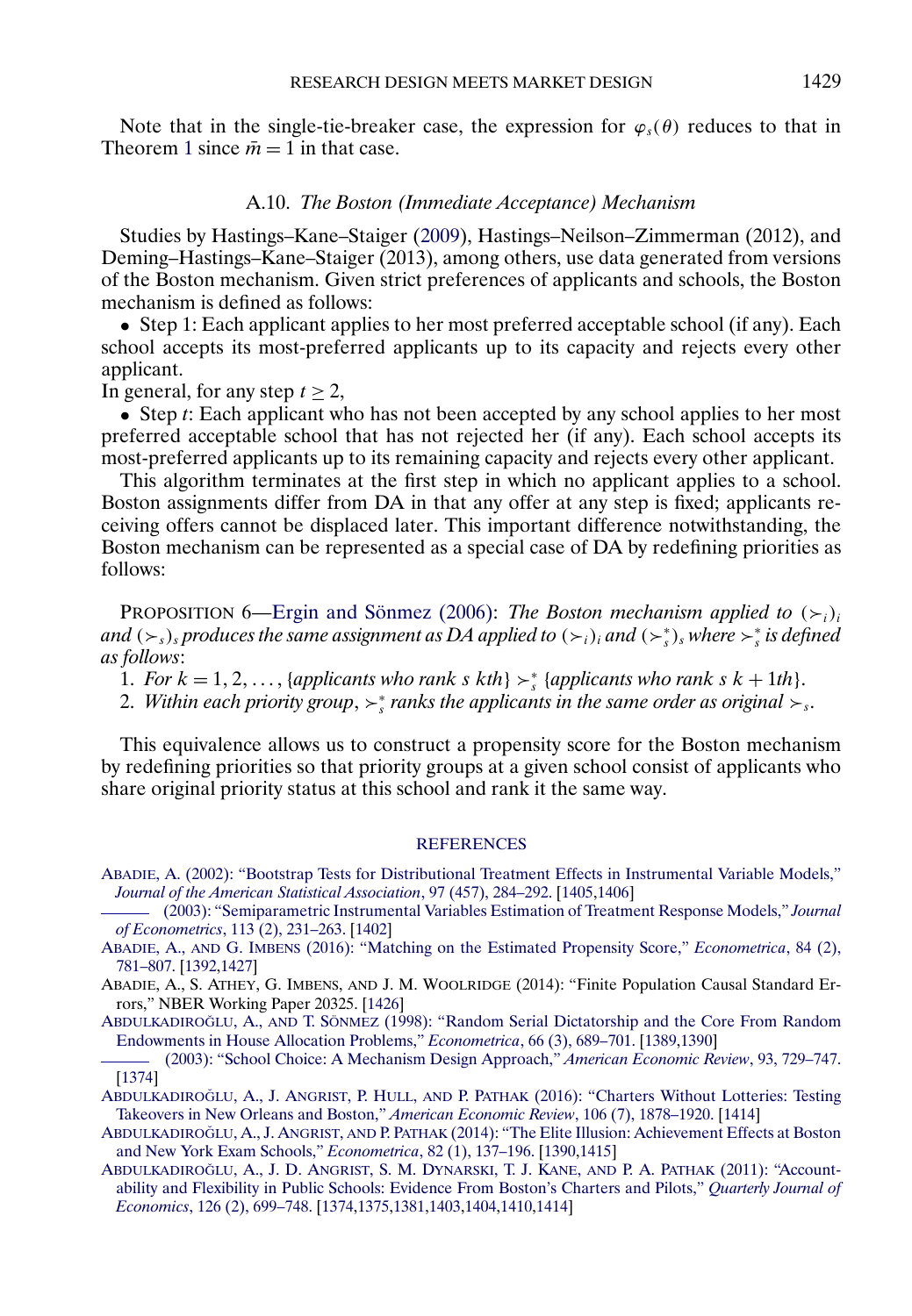Note that in the single-tie-breaker case, the expression for $\varphi_s(\theta)$ reduces to that in Theorem 1 since $\bar{m} = 1$ in that case.

### A.10. *The Boston (Immediate Acceptance) Mechanism*

Studies by Hastings–Kane–Staiger (2009), Hastings–Neilson–Zimmerman (2012), and Deming–Hastings–Kane–Staiger (2013), among others, use data generated from versions of the Boston mechanism. Given strict preferences of applicants and schools, the Boston mechanism is defined as follows:

- Step 1: Each applicant applies to her most preferred acceptable school (if any). Each school accepts its most-preferred applicants up to its capacity and rejects every other applicant.

In general, for any step $t \geq 2$,

- Step $t$: Each applicant who has not been accepted by any school applies to her most preferred acceptable school that has not rejected her (if any). Each school accepts its most-preferred applicants up to its remaining capacity and rejects every other applicant.

This algorithm terminates at the first step in which no applicant applies to a school. Boston assignments differ from DA in that any offer at any step is fixed; applicants receiving offers cannot be displaced later. This important difference notwithstanding, the Boston mechanism can be represented as a special case of DA by redefining priorities as follows:

PROPOSITION 6—Ergin and Sönmez (2006): *The Boston mechanism applied to $(\succ_i)_i$ and $(\succ_s)_s$ produces the same assignment as DA applied to $(\succ_i)_i$ and $(\succ_s^*)_s$ where $\succ_s^*$ is defined as follows*:

1. *For $k = 1, 2, \dots$, {applicants who rank s kth} $\succ_s^*$ {applicants who rank s $k+1$th}.*
2. *Within each priority group, $\succ_s^*$ ranks the applicants in the same order as original $\succ_s$.*

This equivalence allows us to construct a propensity score for the Boston mechanism by redefining priorities so that priority groups at a given school consist of applicants who share original priority status at this school and rank it the same way.

## REFERENCES

ABADIE, A. (2002): "Bootstrap Tests for Distributional Treatment Effects in Instrumental Variable Models," *Journal of the American Statistical Association*, 97 (457), 284–292. [1405,1406]

——— (2003): "Semiparametric Instrumental Variables Estimation of Treatment Response Models," *Journal of Econometrics*, 113 (2), 231–263. [1402]

ABADIE, A., AND G. IMBENS (2016): "Matching on the Estimated Propensity Score," *Econometrica*, 84 (2), 781–807. [1392,1427]

ABADIE, A., S. ATHEY, G. IMBENS, AND J. M. WOOLRIDGE (2014): "Finite Population Causal Standard Errors," NBER Working Paper 20325. [1426]

ABDULKADIROĞLU, A., AND T. SÖNMEZ (1998): "Random Serial Dictatorship and the Core From Random Endowments in House Allocation Problems," *Econometrica*, 66 (3), 689–701. [1389,1390]

——— (2003): "School Choice: A Mechanism Design Approach," *American Economic Review*, 93, 729–747. [1374]

ABDULKADIROĞLU, A., J. ANGRIST, P. HULL, AND P. PATHAK (2016): "Charters Without Lotteries: Testing Takeovers in New Orleans and Boston," *American Economic Review*, 106 (7), 1878–1920. [1414]

ABDULKADIROĞLU, A., J. ANGRIST, AND P. PATHAK (2014): "The Elite Illusion: Achievement Effects at Boston and New York Exam Schools," *Econometrica*, 82 (1), 137–196. [1390,1415]

ABDULKADIROĞLU, A., J. D. ANGRIST, S. M. DYNARSKI, T. J. KANE, AND P. A. PATHAK (2011): "Accountability and Flexibility in Public Schools: Evidence From Boston's Charters and Pilots," *Quarterly Journal of Economics*, 126 (2), 699–748. [1374,1375,1381,1403,1404,1410,1414]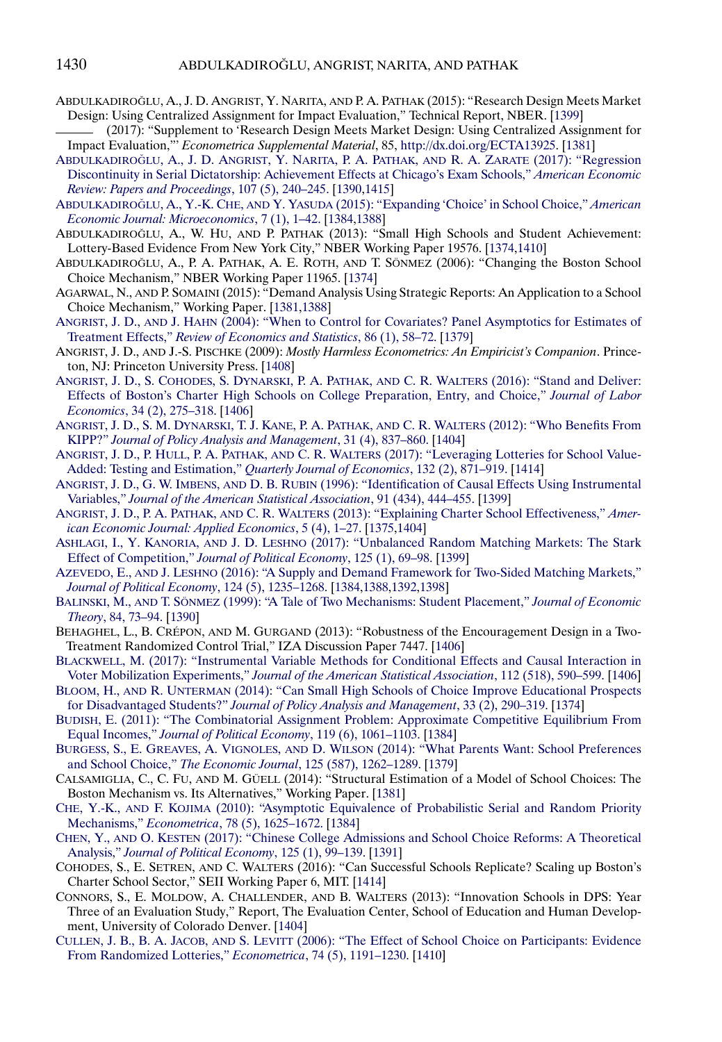ABDULKADIROĞLU, A., J. D. ANGRIST, Y. NARITA, AND P. A. PATHAK (2015): "Research Design Meets Market Design: Using Centralized Assignment for Impact Evaluation," Technical Report, NBER. [1399]

——— (2017): "Supplement to 'Research Design Meets Market Design: Using Centralized Assignment for Impact Evaluation,'" *Econometrica Supplemental Material*, 85, http://dx.doi.org/ECTA13925. [1381]

ABDULKADIROĞLU, A., J. D. ANGRIST, Y. NARITA, P. A. PATHAK, AND R. A. ZARATE (2017): "Regression Discontinuity in Serial Dictatorship: Achievement Effects at Chicago's Exam Schools," *American Economic Review: Papers and Proceedings*, 107 (5), 240–245. [1390,1415]

ABDULKADIROĞLU, A., Y.-K. CHE, AND Y. YASUDA (2015): "Expanding 'Choice' in School Choice," *American Economic Journal: Microeconomics*, 7 (1), 1–42. [1384,1388]

ABDULKADIROĞLU, A., W. HU, AND P. PATHAK (2013): "Small High Schools and Student Achievement: Lottery-Based Evidence From New York City," NBER Working Paper 19576. [1374,1410]

ABDULKADIROĞLU, A., P. A. PATHAK, A. E. ROTH, AND T. SÖNMEZ (2006): "Changing the Boston School Choice Mechanism," NBER Working Paper 11965. [1374]

AGARWAL, N., AND P. SOMAINI (2015): "Demand Analysis Using Strategic Reports: An Application to a School Choice Mechanism," Working Paper. [1381,1388]

ANGRIST, J. D., AND J. HAHN (2004): "When to Control for Covariates? Panel Asymptotics for Estimates of Treatment Effects," *Review of Economics and Statistics*, 86 (1), 58–72. [1379]

ANGRIST, J. D., AND J.-S. PISCHKE (2009): *Mostly Harmless Econometrics: An Empiricist's Companion*. Princeton, NJ: Princeton University Press. [1408]

ANGRIST, J. D., S. COHODES, S. DYNARSKI, P. A. PATHAK, AND C. R. WALTERS (2016): "Stand and Deliver: Effects of Boston's Charter High Schools on College Preparation, Entry, and Choice," *Journal of Labor Economics*, 34 (2), 275–318. [1406]

ANGRIST, J. D., S. M. DYNARSKI, T. J. KANE, P. A. PATHAK, AND C. R. WALTERS (2012): "Who Benefits From KIPP?" *Journal of Policy Analysis and Management*, 31 (4), 837–860. [1404]

ANGRIST, J. D., P. HULL, P. A. PATHAK, AND C. R. WALTERS (2017): "Leveraging Lotteries for School Value-Added: Testing and Estimation," *Quarterly Journal of Economics*, 132 (2), 871–919. [1414]

ANGRIST, J. D., G. W. IMBENS, AND D. B. RUBIN (1996): "Identification of Causal Effects Using Instrumental Variables," *Journal of the American Statistical Association*, 91 (434), 444–455. [1399]

ANGRIST, J. D., P. A. PATHAK, AND C. R. WALTERS (2013): "Explaining Charter School Effectiveness," *American Economic Journal: Applied Economics*, 5 (4), 1–27. [1375,1404]

ASHLAGI, I., Y. KANORIA, AND J. D. LESHNO (2017): "Unbalanced Random Matching Markets: The Stark Effect of Competition," *Journal of Political Economy*, 125 (1), 69–98. [1399]

AZEVEDO, E., AND J. LESHNO (2016): "A Supply and Demand Framework for Two-Sided Matching Markets," *Journal of Political Economy*, 124 (5), 1235–1268. [1384,1388,1392,1398]

BALINSKI, M., AND T. SÖNMEZ (1999): "A Tale of Two Mechanisms: Student Placement," *Journal of Economic Theory*, 84, 73–94. [1390]

BEHAGHEL, L., B. CRÉPON, AND M. GURGAND (2013): "Robustness of the Encouragement Design in a Two-Treatment Randomized Control Trial," IZA Discussion Paper 7447. [1406]

BLACKWELL, M. (2017): "Instrumental Variable Methods for Conditional Effects and Causal Interaction in Voter Mobilization Experiments," *Journal of the American Statistical Association*, 112 (518), 590–599. [1406]

BLOOM, H., AND R. UNTERMAN (2014): "Can Small High Schools of Choice Improve Educational Prospects for Disadvantaged Students?" *Journal of Policy Analysis and Management*, 33 (2), 290–319. [1374]

BUDISH, E. (2011): "The Combinatorial Assignment Problem: Approximate Competitive Equilibrium From Equal Incomes," *Journal of Political Economy*, 119 (6), 1061–1103. [1384]

BURGESS, S., E. GREAVES, A. VIGNOLES, AND D. WILSON (2014): "What Parents Want: School Preferences and School Choice," *The Economic Journal*, 125 (587), 1262–1289. [1379]

CALSAMIGLIA, C., C. FU, AND M. GÜELL (2014): "Structural Estimation of a Model of School Choices: The Boston Mechanism vs. Its Alternatives," Working Paper. [1381]

CHE, Y.-K., AND F. KOJIMA (2010): "Asymptotic Equivalence of Probabilistic Serial and Random Priority Mechanisms," *Econometrica*, 78 (5), 1625–1672. [1384]

CHEN, Y., AND O. KESTEN (2017): "Chinese College Admissions and School Choice Reforms: A Theoretical Analysis," *Journal of Political Economy*, 125 (1), 99–139. [1391]

COHODES, S., E. SETREN, AND C. WALTERS (2016): "Can Successful Schools Replicate? Scaling up Boston's Charter School Sector," SEII Working Paper 6, MIT. [1414]

CONNORS, S., E. MOLDOW, A. CHALLENDER, AND B. WALTERS (2013): "Innovation Schools in DPS: Year Three of an Evaluation Study," Report, The Evaluation Center, School of Education and Human Development, University of Colorado Denver. [1404]

CULLEN, J. B., B. A. JACOB, AND S. LEVITT (2006): "The Effect of School Choice on Participants: Evidence From Randomized Lotteries," *Econometrica*, 74 (5), 1191–1230. [1410]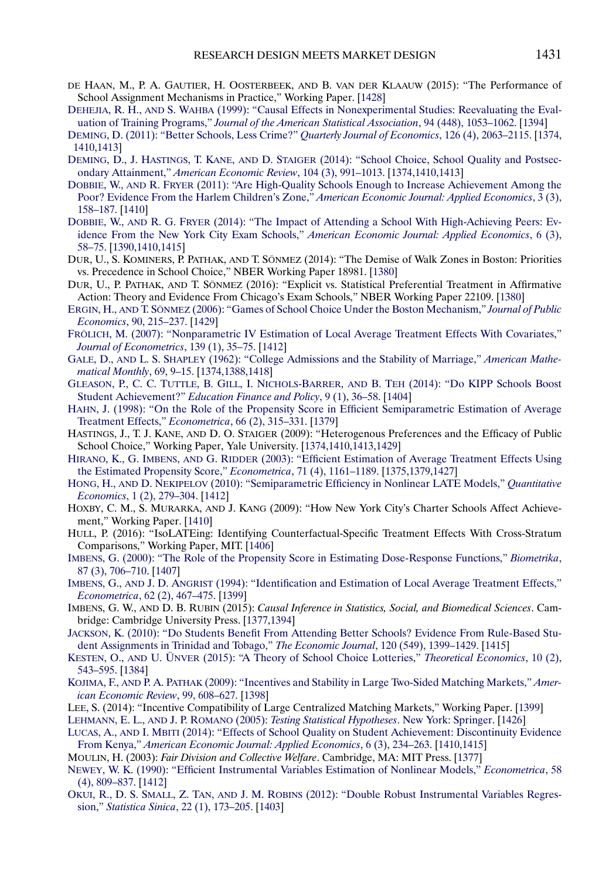DE HAAN, M., P. A. GAUTIER, H. OOSTERBEEK, AND B. VAN DER KLAAUW (2015): "The Performance of School Assignment Mechanisms in Practice," Working Paper. [1428]

DEHEJIA, R. H., AND S. WAHBA (1999): "Causal Effects in Nonexperimental Studies: Reevaluating the Evaluation of Training Programs," *Journal of the American Statistical Association*, 94 (448), 1053–1062. [1394]

DEMING, D. (2011): "Better Schools, Less Crime?" *Quarterly Journal of Economics*, 126 (4), 2063–2115. [1374, 1410,1413]

DEMING, D., J. HASTINGS, T. KANE, AND D. STAIGER (2014): "School Choice, School Quality and Postsecondary Attainment," *American Economic Review*, 104 (3), 991–1013. [1374,1410,1413]

DOBBIE, W., AND R. FRYER (2011): "Are High-Quality Schools Enough to Increase Achievement Among the Poor? Evidence From the Harlem Children's Zone," *American Economic Journal: Applied Economics*, 3 (3), 158–187. [1410]

DOBBIE, W., AND R. G. FRYER (2014): "The Impact of Attending a School With High-Achieving Peers: Evidence From the New York City Exam Schools," *American Economic Journal: Applied Economics*, 6 (3), 58–75. [1390,1410,1415]

DUR, U., S. KOMINERS, P. PATHAK, AND T. SÖNMEZ (2014): "The Demise of Walk Zones in Boston: Priorities vs. Precedence in School Choice," NBER Working Paper 18981. [1380]

DUR, U., P. PATHAK, AND T. SÖNMEZ (2016): "Explicit vs. Statistical Preferential Treatment in Affirmative Action: Theory and Evidence From Chicago's Exam Schools," NBER Working Paper 22109. [1380]

ERGIN, H., AND T. SÖNMEZ (2006): "Games of School Choice Under the Boston Mechanism," *Journal of Public Economics*, 90, 215–237. [1429]

FRÖLICH, M. (2007): "Nonparametric IV Estimation of Local Average Treatment Effects With Covariates," *Journal of Econometrics*, 139 (1), 35–75. [1412]

GALE, D., AND L. S. SHAPLEY (1962): "College Admissions and the Stability of Marriage," *American Mathematical Monthly*, 69, 9–15. [1374,1388,1418]

GLEASON, P., C. C. TUTTLE, B. GILL, I. NICHOLS-BARRER, AND B. TEH (2014): "Do KIPP Schools Boost Student Achievement?" *Education Finance and Policy*, 9 (1), 36–58. [1404]

HAHN, J. (1998): "On the Role of the Propensity Score in Efficient Semiparametric Estimation of Average Treatment Effects," *Econometrica*, 66 (2), 315–331. [1379]

HASTINGS, J., T. J. KANE, AND D. O. STAIGER (2009): "Heterogenous Preferences and the Efficacy of Public School Choice," Working Paper, Yale University. [1374,1410,1413,1429]

HIRANO, K., G. IMBENS, AND G. RIDDER (2003): "Efficient Estimation of Average Treatment Effects Using the Estimated Propensity Score," *Econometrica*, 71 (4), 1161–1189. [1375,1379,1427]

HONG, H., AND D. NEKIPELOV (2010): "Semiparametric Efficiency in Nonlinear LATE Models," *Quantitative Economics*, 1 (2), 279–304. [1412]

HOXBY, C. M., S. MURARKA, AND J. KANG (2009): "How New York City's Charter Schools Affect Achievement," Working Paper. [1410]

HULL, P. (2016): "IsoLATEing: Identifying Counterfactual-Specific Treatment Effects With Cross-Stratum Comparisons," Working Paper, MIT. [1406]

IMBENS, G. (2000): "The Role of the Propensity Score in Estimating Dose-Response Functions," *Biometrika*, 87 (3), 706–710. [1407]

IMBENS, G., AND J. D. ANGRIST (1994): "Identification and Estimation of Local Average Treatment Effects," *Econometrica*, 62 (2), 467–475. [1399]

IMBENS, G. W., AND D. B. RUBIN (2015): *Causal Inference in Statistics, Social, and Biomedical Sciences*. Cambridge: Cambridge University Press. [1377,1394]

JACKSON, K. (2010): "Do Students Benefit From Attending Better Schools? Evidence From Rule-Based Student Assignments in Trinidad and Tobago," *The Economic Journal*, 120 (549), 1399–1429. [1415]

KESTEN, O., AND U. ÜNVER (2015): "A Theory of School Choice Lotteries," *Theoretical Economics*, 10 (2), 543–595. [1384]

KOJIMA, F., AND P. A. PATHAK (2009): "Incentives and Stability in Large Two-Sided Matching Markets," *American Economic Review*, 99, 608–627. [1398]

LEE, S. (2014): "Incentive Compatibility of Large Centralized Matching Markets," Working Paper. [1399]

LEHMANN, E. L., AND J. P. ROMANO (2005): *Testing Statistical Hypotheses*. New York: Springer. [1426]

LUCAS, A., AND I. MBITI (2014): "Effects of School Quality on Student Achievement: Discontinuity Evidence From Kenya," *American Economic Journal: Applied Economics*, 6 (3), 234–263. [1410,1415]

MOULIN, H. (2003): *Fair Division and Collective Welfare*. Cambridge, MA: MIT Press. [1377]

NEWEY, W. K. (1990): "Efficient Instrumental Variables Estimation of Nonlinear Models," *Econometrica*, 58 (4), 809–837. [1412]

OKUI, R., D. S. SMALL, Z. TAN, AND J. M. ROBINS (2012): "Double Robust Instrumental Variables Regression," *Statistica Sinica*, 22 (1), 173–205. [1403]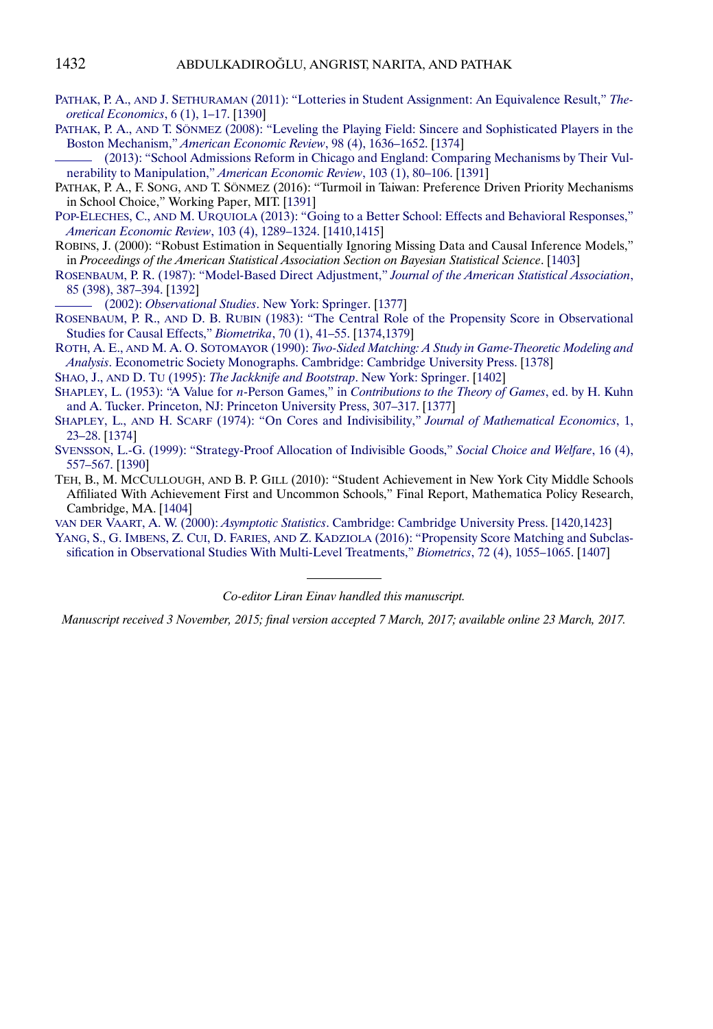PATHAK, P. A., AND J. SETHURAMAN (2011): "Lotteries in Student Assignment: An Equivalence Result," *Theoretical Economics*, 6 (1), 1–17. [1390]

PATHAK, P. A., AND T. SÖNMEZ (2008): "Leveling the Playing Field: Sincere and Sophisticated Players in the Boston Mechanism," *American Economic Review*, 98 (4), 1636–1652. [1374]

——— (2013): "School Admissions Reform in Chicago and England: Comparing Mechanisms by Their Vulnerability to Manipulation," *American Economic Review*, 103 (1), 80–106. [1391]

PATHAK, P. A., F. SONG, AND T. SÖNMEZ (2016): "Turmoil in Taiwan: Preference Driven Priority Mechanisms in School Choice," Working Paper, MIT. [1391]

POP-ELECHES, C., AND M. URQUIOLA (2013): "Going to a Better School: Effects and Behavioral Responses," *American Economic Review*, 103 (4), 1289–1324. [1410,1415]

ROBINS, J. (2000): "Robust Estimation in Sequentially Ignoring Missing Data and Causal Inference Models," in *Proceedings of the American Statistical Association Section on Bayesian Statistical Science*. [1403]

ROSENBAUM, P. R. (1987): "Model-Based Direct Adjustment," *Journal of the American Statistical Association*, 85 (398), 387–394. [1392]

——— (2002): *Observational Studies*. New York: Springer. [1377]

ROSENBAUM, P. R., AND D. B. RUBIN (1983): "The Central Role of the Propensity Score in Observational Studies for Causal Effects," *Biometrika*, 70 (1), 41–55. [1374,1379]

ROTH, A. E., AND M. A. O. SOTOMAYOR (1990): *Two-Sided Matching: A Study in Game-Theoretic Modeling and Analysis*. Econometric Society Monographs. Cambridge: Cambridge University Press. [1378]

SHAO, J., AND D. TU (1995): *The Jackknife and Bootstrap*. New York: Springer. [1402]

SHAPLEY, L. (1953): "A Value for *n*-Person Games," in *Contributions to the Theory of Games*, ed. by H. Kuhn and A. Tucker. Princeton, NJ: Princeton University Press, 307–317. [1377]

SHAPLEY, L., AND H. SCARF (1974): "On Cores and Indivisibility," *Journal of Mathematical Economics*, 1, 23–28. [1374]

SVENSSON, L.-G. (1999): "Strategy-Proof Allocation of Indivisible Goods," *Social Choice and Welfare*, 16 (4), 557–567. [1390]

TEH, B., M. MCCULLOUGH, AND B. P. GILL (2010): "Student Achievement in New York City Middle Schools Affiliated With Achievement First and Uncommon Schools," Final Report, Mathematica Policy Research, Cambridge, MA. [1404]

VAN DER VAART, A. W. (2000): *Asymptotic Statistics*. Cambridge: Cambridge University Press. [1420,1423]

YANG, S., G. IMBENS, Z. CUI, D. FARIES, AND Z. KADZIOLA (2016): "Propensity Score Matching and Subclassification in Observational Studies With Multi-Level Treatments," *Biometrics*, 72 (4), 1055–1065. [1407]

---

*Co-editor Liran Einav handled this manuscript.*

*Manuscript received 3 November, 2015; final version accepted 7 March, 2017; available online 23 March, 2017.*